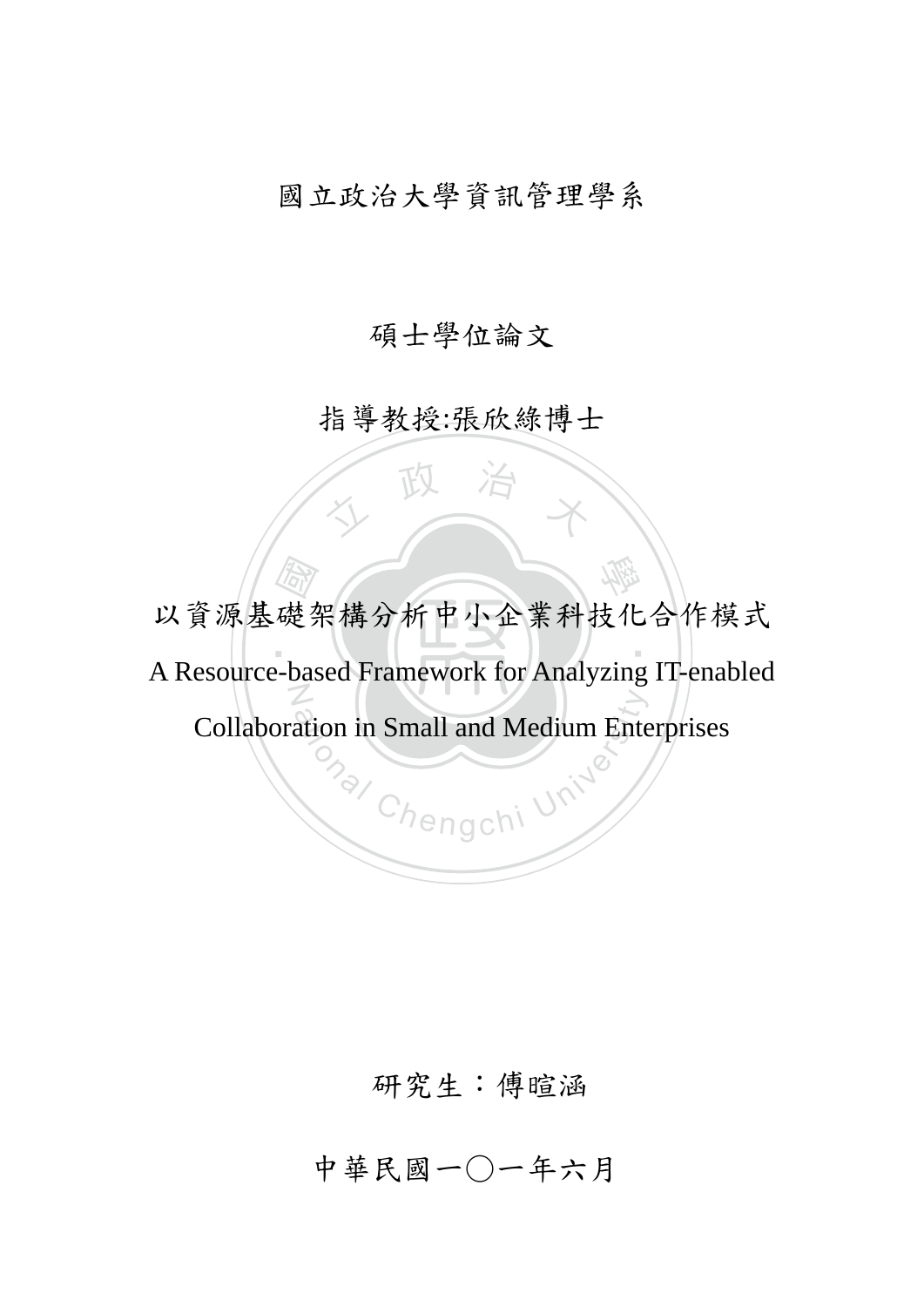國立政治大學資訊管理學系

碩士學位論文

指導教授:張欣綠博士

# 以資源基礎架構分析中小企業科技化合作模式

# A Resource-based Framework for Analyzing IT-enabled Collaboration in Small and Medium Enterprises

研究生：傅暄涵

中華民國一〇一年六月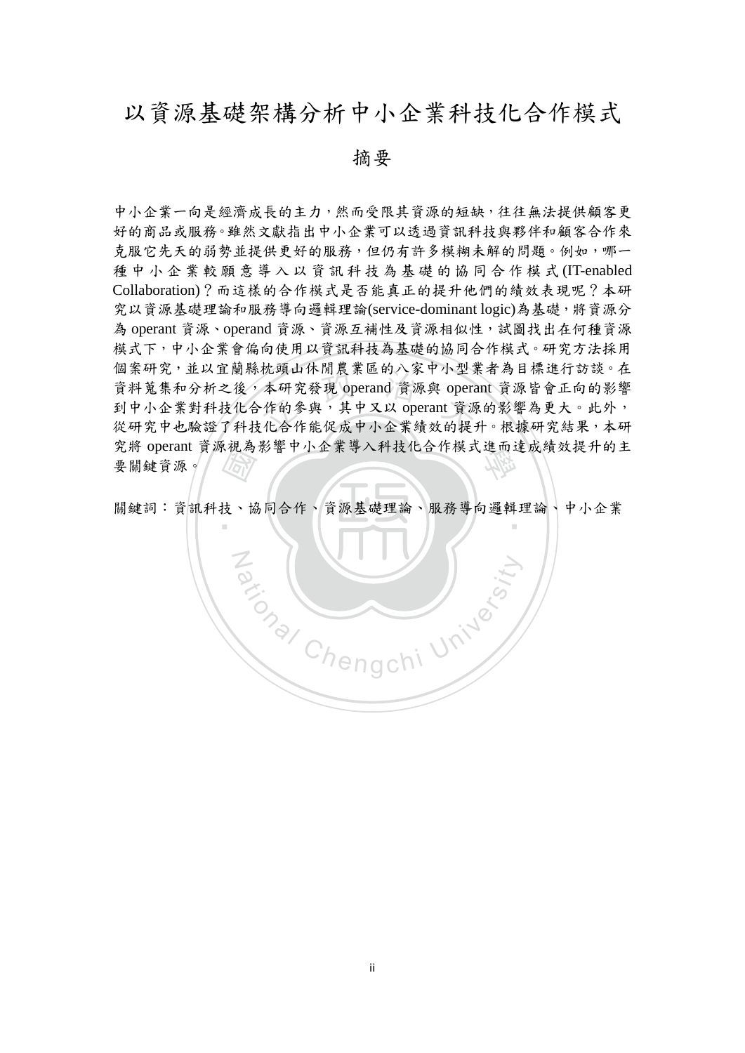# 以資源基礎架構分析中小企業科技化合作模式

## 摘要

中小企業一向是經濟成長的主力，然而受限其資源的短缺，往往無法提供顧客更好的商品或服務。雖然文獻指出中小企業可以透過資訊科技與夥伴和顧客合作來克服它先天的弱勢並提供更好的服務，但仍有許多模糊未解的問題。例如，哪一種中小企業較願意導入以資訊科技為基礎的協同合作模式(IT-enabled Collaboration)？而這樣的合作模式是否能真正的提升他們的績效表現呢？本研究以資源基礎理論和服務導向邏輯理論(service-dominant logic)為基礎，將資源分為 operant 資源、operand 資源、資源互補性及資源相似性，試圖找出在何種資源模式下，中小企業會偏向使用以資訊科技為基礎的協同合作模式。研究方法採用個案研究，並以宜蘭縣枕頭山休閒農業區的八家中小型業者為目標進行訪談。在資料蒐集和分析之後，本研究發現 operand 資源與 operant 資源皆會正向的影響到中小企業對科技化合作的參與，其中又以 operant 資源的影響為更大。此外，從研究中也驗證了科技化合作能促成中小企業績效的提升。根據研究結果，本研究將 operant 資源視為影響中小企業導入科技化合作模式進而達成績效提升的主要關鍵資源。

關鍵詞：資訊科技、協同合作、資源基礎理論、服務導向邏輯理論、中小企業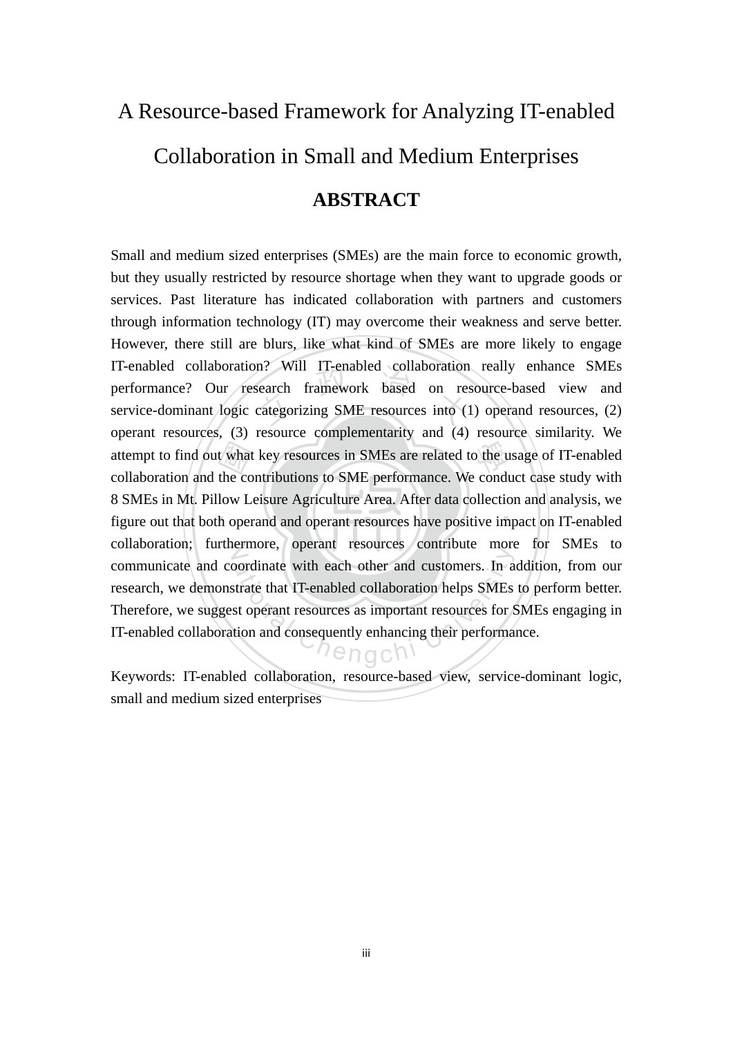# A Resource-based Framework for Analyzing IT-enabled Collaboration in Small and Medium Enterprises

## ABSTRACT

Small and medium sized enterprises (SMEs) are the main force to economic growth, but they usually restricted by resource shortage when they want to upgrade goods or services. Past literature has indicated collaboration with partners and customers through information technology (IT) may overcome their weakness and serve better. However, there still are blurs, like what kind of SMEs are more likely to engage IT-enabled collaboration? Will IT-enabled collaboration really enhance SMEs performance? Our research framework based on resource-based view and service-dominant logic categorizing SME resources into (1) operand resources, (2) operant resources, (3) resource complementarity and (4) resource similarity. We attempt to find out what key resources in SMEs are related to the usage of IT-enabled collaboration and the contributions to SME performance. We conduct case study with 8 SMEs in Mt. Pillow Leisure Agriculture Area. After data collection and analysis, we figure out that both operand and operant resources have positive impact on IT-enabled collaboration; furthermore, operant resources contribute more for SMEs to communicate and coordinate with each other and customers. In addition, from our research, we demonstrate that IT-enabled collaboration helps SMEs to perform better. Therefore, we suggest operant resources as important resources for SMEs engaging in IT-enabled collaboration and consequently enhancing their performance.

Keywords: IT-enabled collaboration, resource-based view, service-dominant logic, small and medium sized enterprises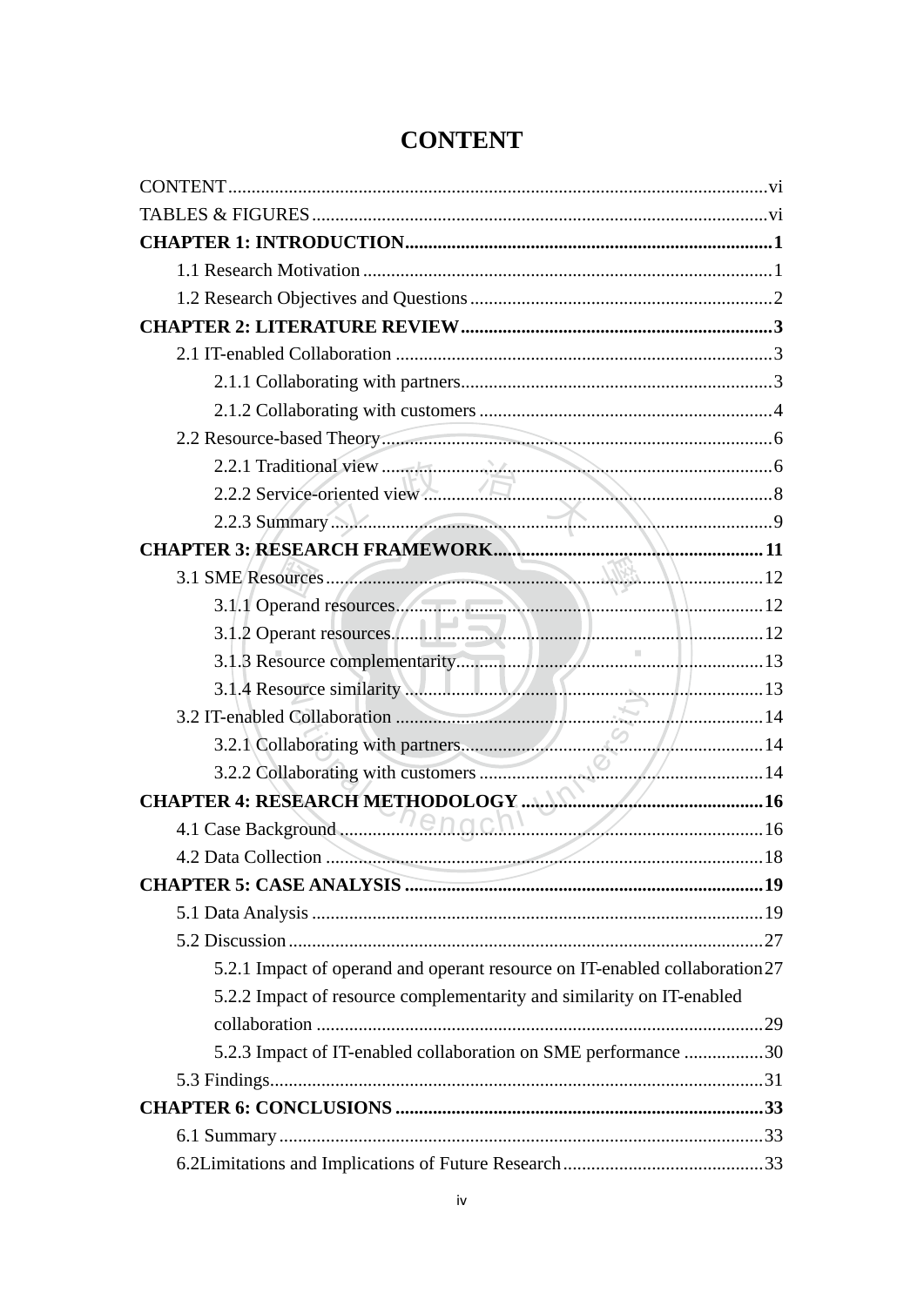# CONTENT

CONTENT .......................................................................................................... vi

TABLES & FIGURES ......................................................................................... vi

**CHAPTER 1: INTRODUCTION ............................................................................ 1**

1.1 Research Motivation ...................................................................................... 1

1.2 Research Objectives and Questions ............................................................... 2

**CHAPTER 2: LITERATURE REVIEW ................................................................. 3**

2.1 IT-enabled Collaboration ............................................................................... 3

2.1.1 Collaborating with partners .................................................................. 3

2.1.2 Collaborating with customers ............................................................... 4

2.2 Resource-based Theory .................................................................................. 6

2.2.1 Traditional view ................................................................................... 6

2.2.2 Service-oriented view ........................................................................... 8

2.2.3 Summary .............................................................................................. 9

**CHAPTER 3: RESEARCH FRAMEWORK ......................................................... 11**

3.1 SME Resources ............................................................................................. 12

3.1.1 Operand resources ............................................................................... 12

3.1.2 Operant resources ................................................................................ 12

3.1.3 Resource complementarity .................................................................. 13

3.1.4 Resource similarity .............................................................................. 13

3.2 IT-enabled Collaboration .............................................................................. 14

3.2.1 Collaborating with partners ................................................................. 14

3.2.2 Collaborating with customers .............................................................. 14

**CHAPTER 4: RESEARCH METHODOLOGY ................................................... 16**

4.1 Case Background .......................................................................................... 16

4.2 Data Collection ............................................................................................. 18

**CHAPTER 5: CASE ANALYSIS ......................................................................... 19**

5.1 Data Analysis ................................................................................................ 19

5.2 Discussion ..................................................................................................... 27

5.2.1 Impact of operand and operant resource on IT-enabled collaboration 27

5.2.2 Impact of resource complementarity and similarity on IT-enabled collaboration ............................................................................................... 29

5.2.3 Impact of IT-enabled collaboration on SME performance ................. 30

5.3 Findings ......................................................................................................... 31

**CHAPTER 6: CONCLUSIONS ............................................................................ 33**

6.1 Summary ....................................................................................................... 33

6.2Limitations and Implications of Future Research ........................................... 33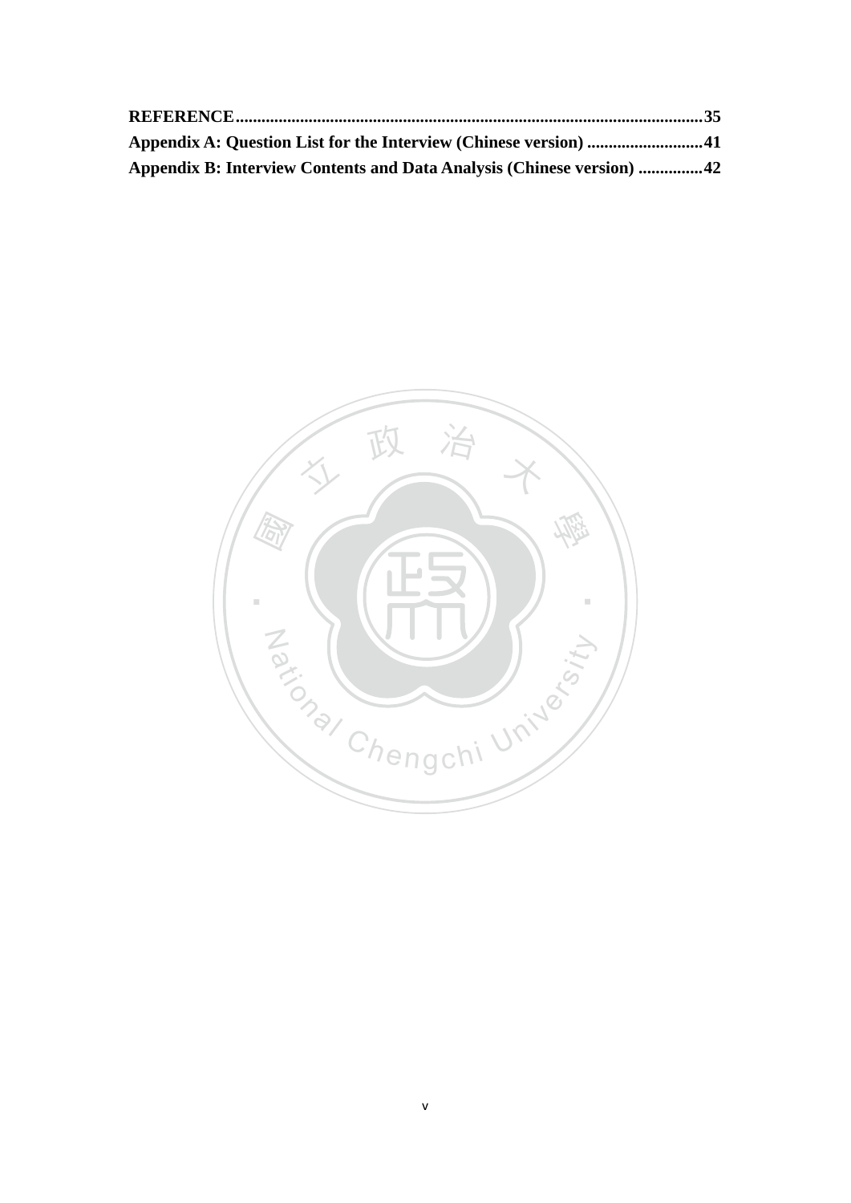**REFERENCE ........................................................................................................... 35**

**Appendix A: Question List for the Interview (Chinese version) ........................... 41**

**Appendix B: Interview Contents and Data Analysis (Chinese version) ............... 42**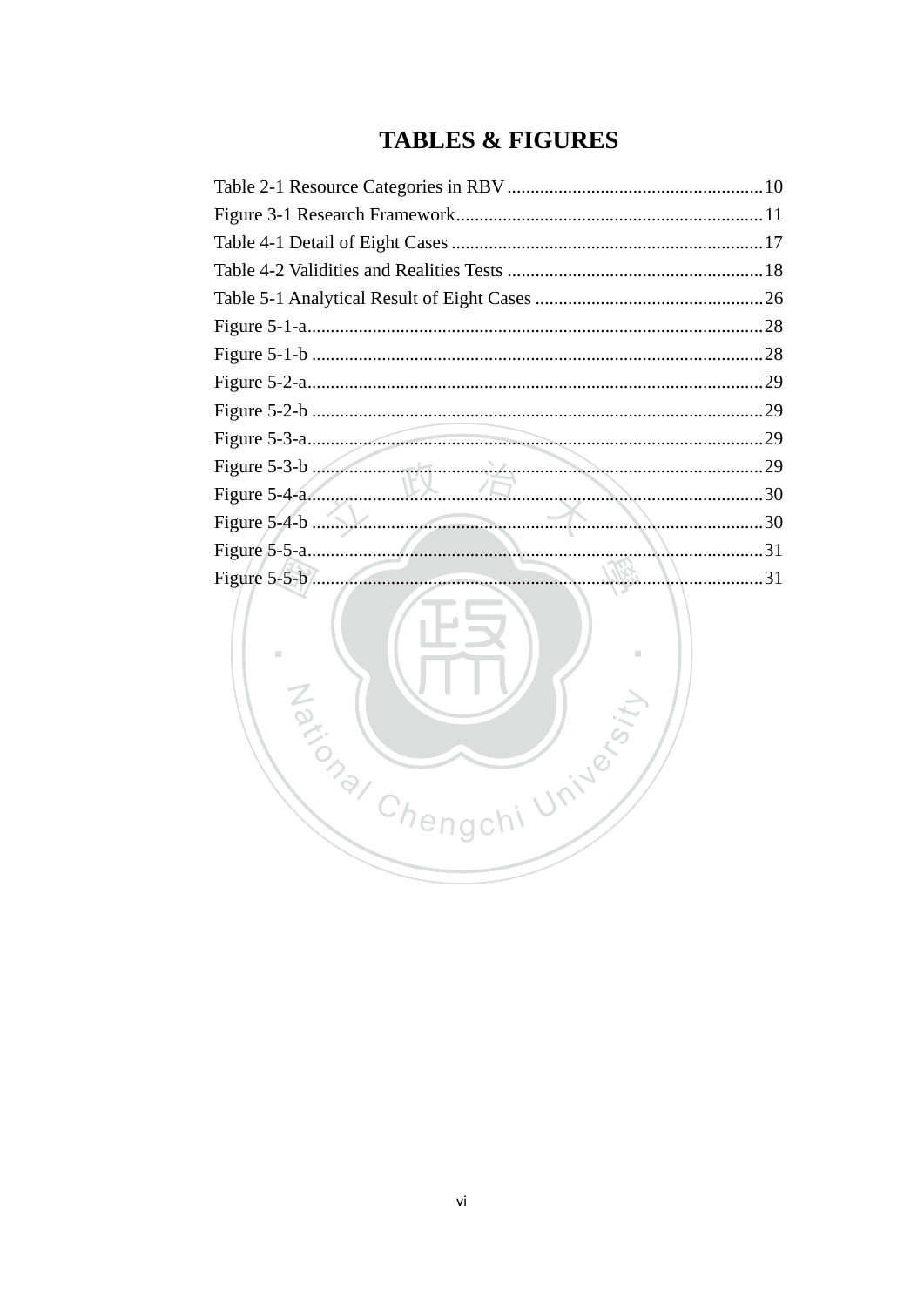# TABLES & FIGURES

Table 2-1 Resource Categories in RBV ....................................................... 10
Figure 3-1 Research Framework .................................................................. 11
Table 4-1 Detail of Eight Cases ................................................................... 17
Table 4-2 Validities and Realities Tests ....................................................... 18
Table 5-1 Analytical Result of Eight Cases ................................................. 26
Figure 5-1-a ................................................................................................. 28
Figure 5-1-b ................................................................................................. 28
Figure 5-2-a ................................................................................................. 29
Figure 5-2-b ................................................................................................. 29
Figure 5-3-a ................................................................................................. 29
Figure 5-3-b ................................................................................................. 29
Figure 5-4-a ................................................................................................. 30
Figure 5-4-b ................................................................................................. 30
Figure 5-5-a ................................................................................................. 31
Figure 5-5-b ................................................................................................. 31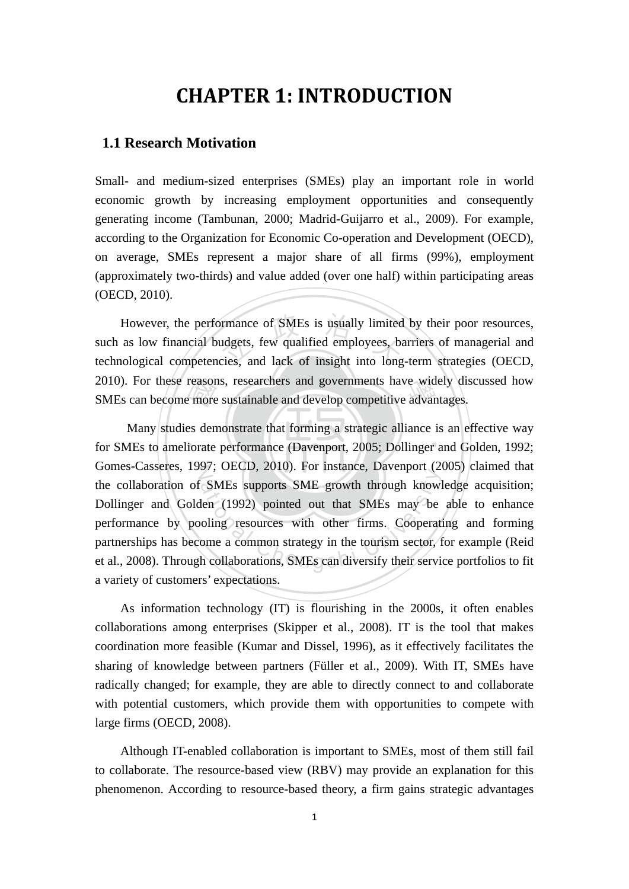# CHAPTER 1: INTRODUCTION

## 1.1 Research Motivation

Small- and medium-sized enterprises (SMEs) play an important role in world economic growth by increasing employment opportunities and consequently generating income (Tambunan, 2000; Madrid-Guijarro et al., 2009). For example, according to the Organization for Economic Co-operation and Development (OECD), on average, SMEs represent a major share of all firms (99%), employment (approximately two-thirds) and value added (over one half) within participating areas (OECD, 2010).

However, the performance of SMEs is usually limited by their poor resources, such as low financial budgets, few qualified employees, barriers of managerial and technological competencies, and lack of insight into long-term strategies (OECD, 2010). For these reasons, researchers and governments have widely discussed how SMEs can become more sustainable and develop competitive advantages.

Many studies demonstrate that forming a strategic alliance is an effective way for SMEs to ameliorate performance (Davenport, 2005; Dollinger and Golden, 1992; Gomes-Casseres, 1997; OECD, 2010). For instance, Davenport (2005) claimed that the collaboration of SMEs supports SME growth through knowledge acquisition; Dollinger and Golden (1992) pointed out that SMEs may be able to enhance performance by pooling resources with other firms. Cooperating and forming partnerships has become a common strategy in the tourism sector, for example (Reid et al., 2008). Through collaborations, SMEs can diversify their service portfolios to fit a variety of customers' expectations.

As information technology (IT) is flourishing in the 2000s, it often enables collaborations among enterprises (Skipper et al., 2008). IT is the tool that makes coordination more feasible (Kumar and Dissel, 1996), as it effectively facilitates the sharing of knowledge between partners (Füller et al., 2009). With IT, SMEs have radically changed; for example, they are able to directly connect to and collaborate with potential customers, which provide them with opportunities to compete with large firms (OECD, 2008).

Although IT-enabled collaboration is important to SMEs, most of them still fail to collaborate. The resource-based view (RBV) may provide an explanation for this phenomenon. According to resource-based theory, a firm gains strategic advantages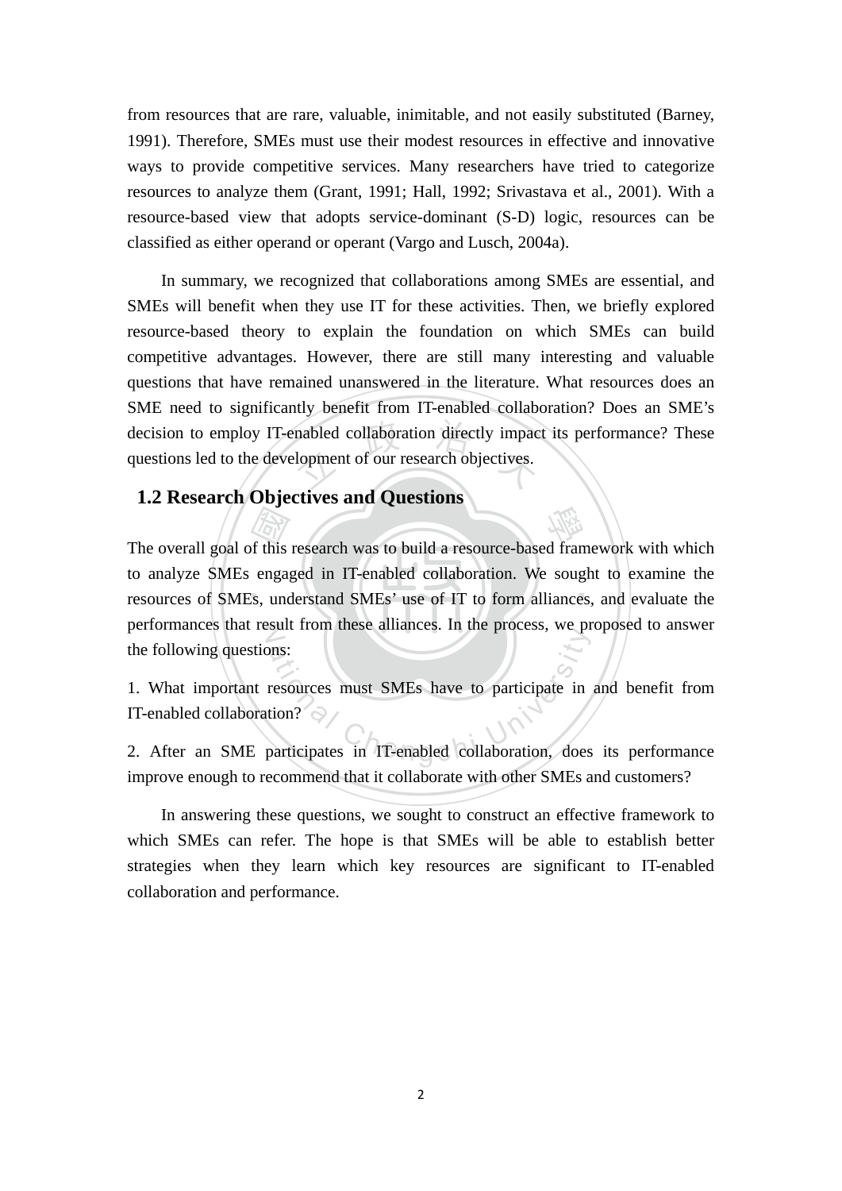from resources that are rare, valuable, inimitable, and not easily substituted (Barney, 1991). Therefore, SMEs must use their modest resources in effective and innovative ways to provide competitive services. Many researchers have tried to categorize resources to analyze them (Grant, 1991; Hall, 1992; Srivastava et al., 2001). With a resource-based view that adopts service-dominant (S-D) logic, resources can be classified as either operand or operant (Vargo and Lusch, 2004a).

In summary, we recognized that collaborations among SMEs are essential, and SMEs will benefit when they use IT for these activities. Then, we briefly explored resource-based theory to explain the foundation on which SMEs can build competitive advantages. However, there are still many interesting and valuable questions that have remained unanswered in the literature. What resources does an SME need to significantly benefit from IT-enabled collaboration? Does an SME's decision to employ IT-enabled collaboration directly impact its performance? These questions led to the development of our research objectives.

## 1.2 Research Objectives and Questions

The overall goal of this research was to build a resource-based framework with which to analyze SMEs engaged in IT-enabled collaboration. We sought to examine the resources of SMEs, understand SMEs' use of IT to form alliances, and evaluate the performances that result from these alliances. In the process, we proposed to answer the following questions:

1. What important resources must SMEs have to participate in and benefit from IT-enabled collaboration?

2. After an SME participates in IT-enabled collaboration, does its performance improve enough to recommend that it collaborate with other SMEs and customers?

In answering these questions, we sought to construct an effective framework to which SMEs can refer. The hope is that SMEs will be able to establish better strategies when they learn which key resources are significant to IT-enabled collaboration and performance.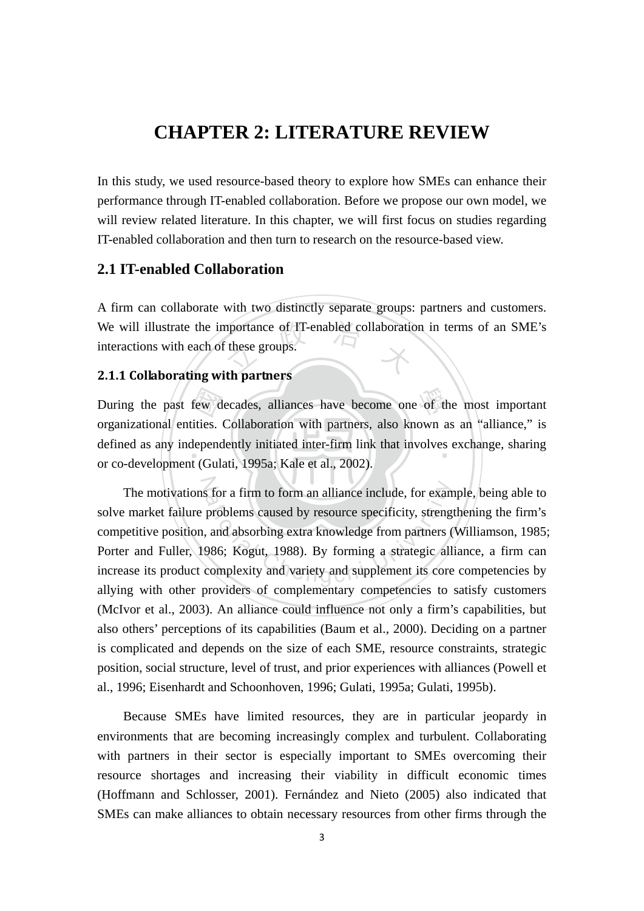# CHAPTER 2: LITERATURE REVIEW

In this study, we used resource-based theory to explore how SMEs can enhance their performance through IT-enabled collaboration. Before we propose our own model, we will review related literature. In this chapter, we will first focus on studies regarding IT-enabled collaboration and then turn to research on the resource-based view.

## 2.1 IT-enabled Collaboration

A firm can collaborate with two distinctly separate groups: partners and customers. We will illustrate the importance of IT-enabled collaboration in terms of an SME's interactions with each of these groups.

### 2.1.1 Collaborating with partners

During the past few decades, alliances have become one of the most important organizational entities. Collaboration with partners, also known as an "alliance," is defined as any independently initiated inter-firm link that involves exchange, sharing or co-development (Gulati, 1995a; Kale et al., 2002).

The motivations for a firm to form an alliance include, for example, being able to solve market failure problems caused by resource specificity, strengthening the firm's competitive position, and absorbing extra knowledge from partners (Williamson, 1985; Porter and Fuller, 1986; Kogut, 1988). By forming a strategic alliance, a firm can increase its product complexity and variety and supplement its core competencies by allying with other providers of complementary competencies to satisfy customers (McIvor et al., 2003). An alliance could influence not only a firm's capabilities, but also others' perceptions of its capabilities (Baum et al., 2000). Deciding on a partner is complicated and depends on the size of each SME, resource constraints, strategic position, social structure, level of trust, and prior experiences with alliances (Powell et al., 1996; Eisenhardt and Schoonhoven, 1996; Gulati, 1995a; Gulati, 1995b).

Because SMEs have limited resources, they are in particular jeopardy in environments that are becoming increasingly complex and turbulent. Collaborating with partners in their sector is especially important to SMEs overcoming their resource shortages and increasing their viability in difficult economic times (Hoffmann and Schlosser, 2001). Fernández and Nieto (2005) also indicated that SMEs can make alliances to obtain necessary resources from other firms through the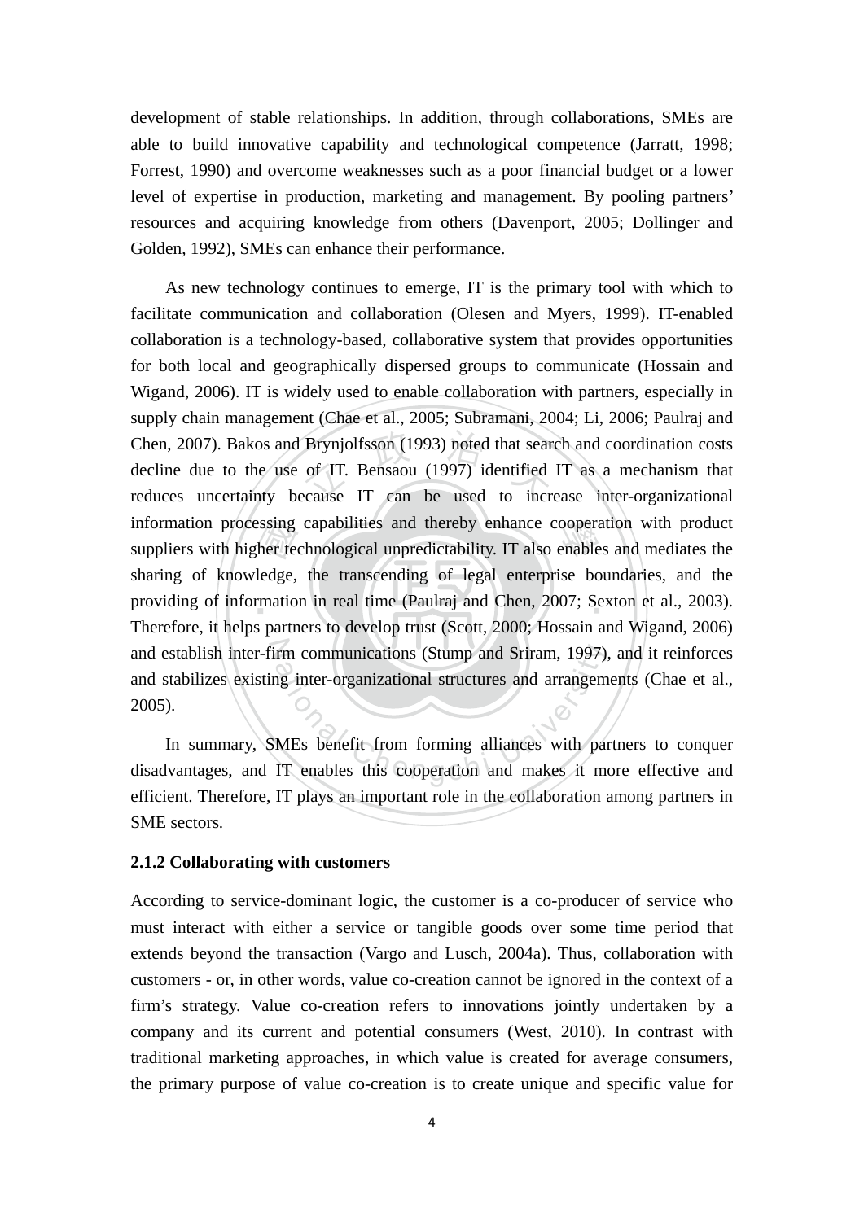development of stable relationships. In addition, through collaborations, SMEs are able to build innovative capability and technological competence (Jarratt, 1998; Forrest, 1990) and overcome weaknesses such as a poor financial budget or a lower level of expertise in production, marketing and management. By pooling partners' resources and acquiring knowledge from others (Davenport, 2005; Dollinger and Golden, 1992), SMEs can enhance their performance.

As new technology continues to emerge, IT is the primary tool with which to facilitate communication and collaboration (Olesen and Myers, 1999). IT-enabled collaboration is a technology-based, collaborative system that provides opportunities for both local and geographically dispersed groups to communicate (Hossain and Wigand, 2006). IT is widely used to enable collaboration with partners, especially in supply chain management (Chae et al., 2005; Subramani, 2004; Li, 2006; Paulraj and Chen, 2007). Bakos and Brynjolfsson (1993) noted that search and coordination costs decline due to the use of IT. Bensaou (1997) identified IT as a mechanism that reduces uncertainty because IT can be used to increase inter-organizational information processing capabilities and thereby enhance cooperation with product suppliers with higher technological unpredictability. IT also enables and mediates the sharing of knowledge, the transcending of legal enterprise boundaries, and the providing of information in real time (Paulraj and Chen, 2007; Sexton et al., 2003). Therefore, it helps partners to develop trust (Scott, 2000; Hossain and Wigand, 2006) and establish inter-firm communications (Stump and Sriram, 1997), and it reinforces and stabilizes existing inter-organizational structures and arrangements (Chae et al., 2005).

In summary, SMEs benefit from forming alliances with partners to conquer disadvantages, and IT enables this cooperation and makes it more effective and efficient. Therefore, IT plays an important role in the collaboration among partners in SME sectors.

### 2.1.2 Collaborating with customers

According to service-dominant logic, the customer is a co-producer of service who must interact with either a service or tangible goods over some time period that extends beyond the transaction (Vargo and Lusch, 2004a). Thus, collaboration with customers - or, in other words, value co-creation cannot be ignored in the context of a firm's strategy. Value co-creation refers to innovations jointly undertaken by a company and its current and potential consumers (West, 2010). In contrast with traditional marketing approaches, in which value is created for average consumers, the primary purpose of value co-creation is to create unique and specific value for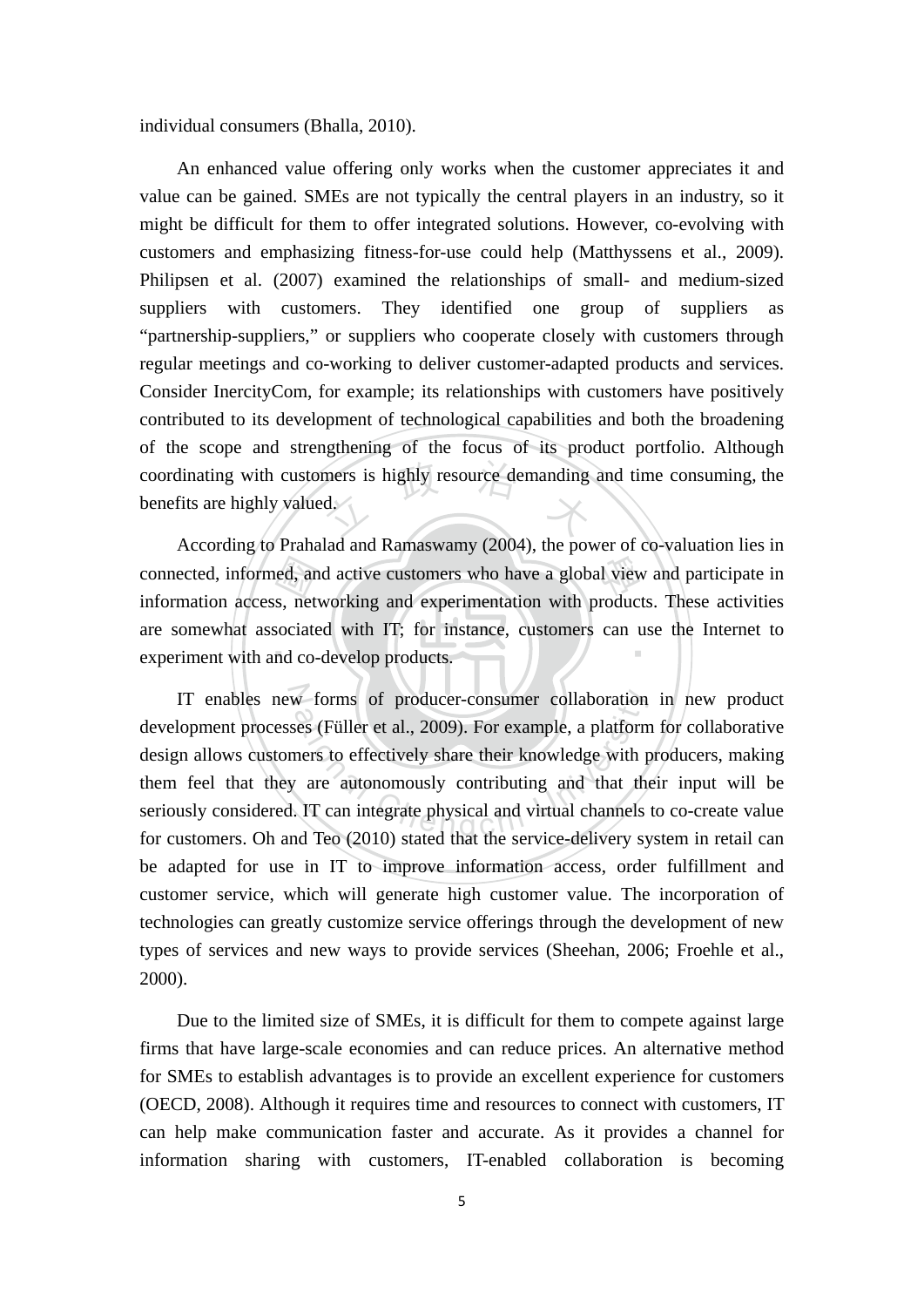individual consumers (Bhalla, 2010).

An enhanced value offering only works when the customer appreciates it and value can be gained. SMEs are not typically the central players in an industry, so it might be difficult for them to offer integrated solutions. However, co-evolving with customers and emphasizing fitness-for-use could help (Matthyssens et al., 2009). Philipsen et al. (2007) examined the relationships of small- and medium-sized suppliers with customers. They identified one group of suppliers as "partnership-suppliers," or suppliers who cooperate closely with customers through regular meetings and co-working to deliver customer-adapted products and services. Consider InercityCom, for example; its relationships with customers have positively contributed to its development of technological capabilities and both the broadening of the scope and strengthening of the focus of its product portfolio. Although coordinating with customers is highly resource demanding and time consuming, the benefits are highly valued.

According to Prahalad and Ramaswamy (2004), the power of co-valuation lies in connected, informed, and active customers who have a global view and participate in information access, networking and experimentation with products. These activities are somewhat associated with IT; for instance, customers can use the Internet to experiment with and co-develop products.

IT enables new forms of producer-consumer collaboration in new product development processes (Füller et al., 2009). For example, a platform for collaborative design allows customers to effectively share their knowledge with producers, making them feel that they are autonomously contributing and that their input will be seriously considered. IT can integrate physical and virtual channels to co-create value for customers. Oh and Teo (2010) stated that the service-delivery system in retail can be adapted for use in IT to improve information access, order fulfillment and customer service, which will generate high customer value. The incorporation of technologies can greatly customize service offerings through the development of new types of services and new ways to provide services (Sheehan, 2006; Froehle et al., 2000).

Due to the limited size of SMEs, it is difficult for them to compete against large firms that have large-scale economies and can reduce prices. An alternative method for SMEs to establish advantages is to provide an excellent experience for customers (OECD, 2008). Although it requires time and resources to connect with customers, IT can help make communication faster and accurate. As it provides a channel for information sharing with customers, IT-enabled collaboration is becoming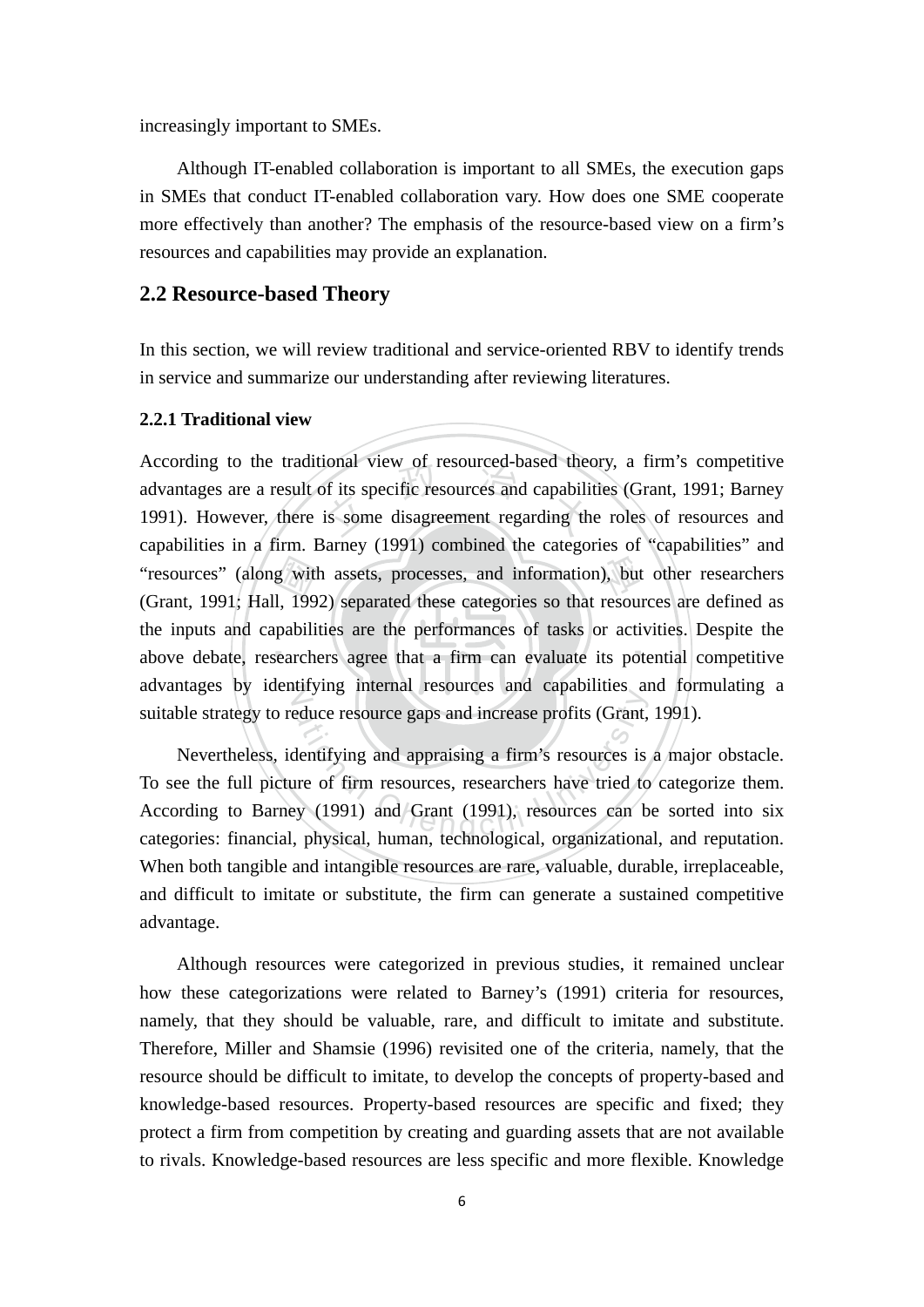increasingly important to SMEs.

Although IT-enabled collaboration is important to all SMEs, the execution gaps in SMEs that conduct IT-enabled collaboration vary. How does one SME cooperate more effectively than another? The emphasis of the resource-based view on a firm's resources and capabilities may provide an explanation.

## 2.2 Resource-based Theory

In this section, we will review traditional and service-oriented RBV to identify trends in service and summarize our understanding after reviewing literatures.

### 2.2.1 Traditional view

According to the traditional view of resourced-based theory, a firm's competitive advantages are a result of its specific resources and capabilities (Grant, 1991; Barney 1991). However, there is some disagreement regarding the roles of resources and capabilities in a firm. Barney (1991) combined the categories of "capabilities" and "resources" (along with assets, processes, and information), but other researchers (Grant, 1991; Hall, 1992) separated these categories so that resources are defined as the inputs and capabilities are the performances of tasks or activities. Despite the above debate, researchers agree that a firm can evaluate its potential competitive advantages by identifying internal resources and capabilities and formulating a suitable strategy to reduce resource gaps and increase profits (Grant, 1991).

Nevertheless, identifying and appraising a firm's resources is a major obstacle. To see the full picture of firm resources, researchers have tried to categorize them. According to Barney (1991) and Grant (1991), resources can be sorted into six categories: financial, physical, human, technological, organizational, and reputation. When both tangible and intangible resources are rare, valuable, durable, irreplaceable, and difficult to imitate or substitute, the firm can generate a sustained competitive advantage.

Although resources were categorized in previous studies, it remained unclear how these categorizations were related to Barney's (1991) criteria for resources, namely, that they should be valuable, rare, and difficult to imitate and substitute. Therefore, Miller and Shamsie (1996) revisited one of the criteria, namely, that the resource should be difficult to imitate, to develop the concepts of property-based and knowledge-based resources. Property-based resources are specific and fixed; they protect a firm from competition by creating and guarding assets that are not available to rivals. Knowledge-based resources are less specific and more flexible. Knowledge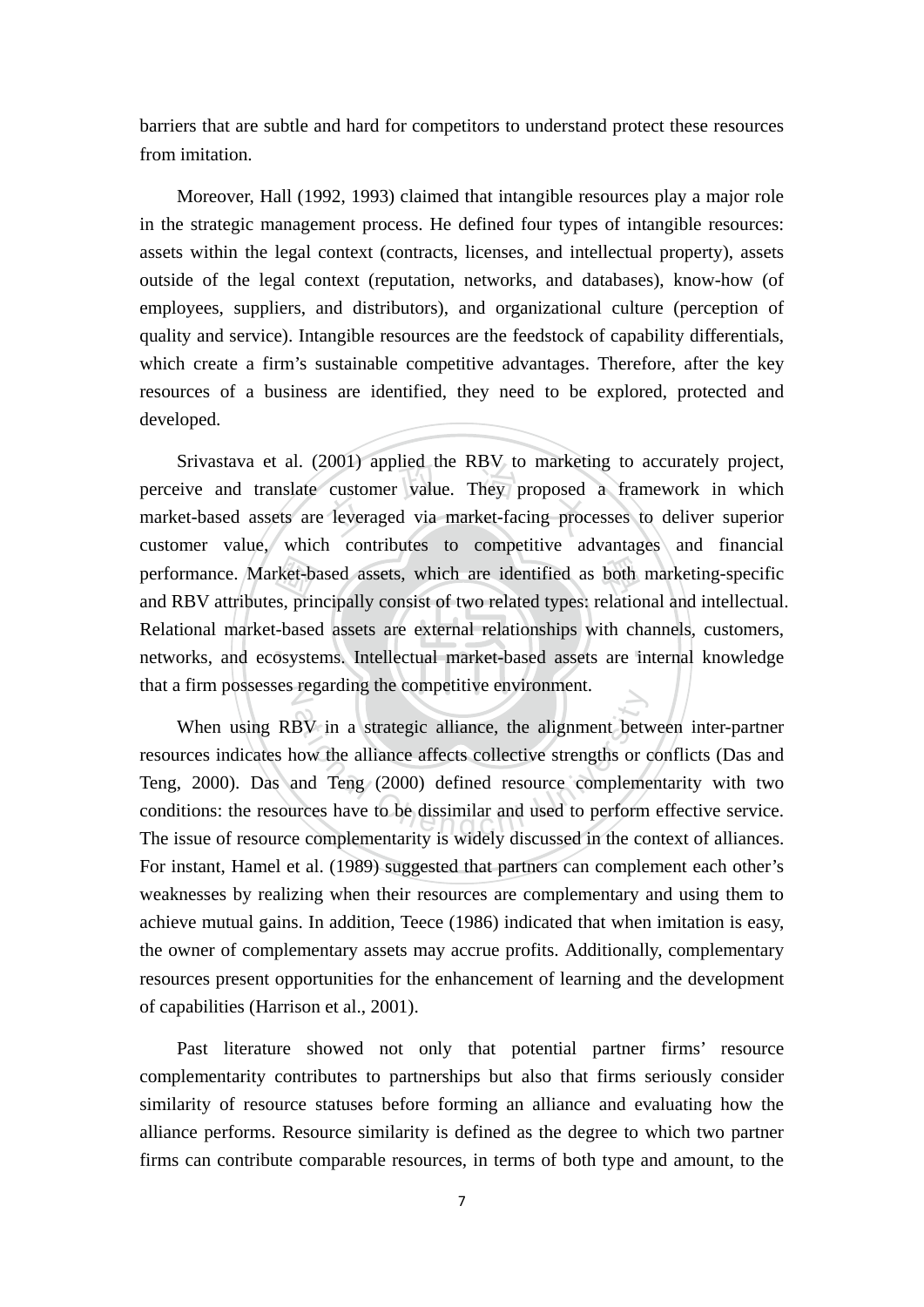barriers that are subtle and hard for competitors to understand protect these resources from imitation.

Moreover, Hall (1992, 1993) claimed that intangible resources play a major role in the strategic management process. He defined four types of intangible resources: assets within the legal context (contracts, licenses, and intellectual property), assets outside of the legal context (reputation, networks, and databases), know-how (of employees, suppliers, and distributors), and organizational culture (perception of quality and service). Intangible resources are the feedstock of capability differentials, which create a firm's sustainable competitive advantages. Therefore, after the key resources of a business are identified, they need to be explored, protected and developed.

Srivastava et al. (2001) applied the RBV to marketing to accurately project, perceive and translate customer value. They proposed a framework in which market-based assets are leveraged via market-facing processes to deliver superior customer value, which contributes to competitive advantages and financial performance. Market-based assets, which are identified as both marketing-specific and RBV attributes, principally consist of two related types: relational and intellectual. Relational market-based assets are external relationships with channels, customers, networks, and ecosystems. Intellectual market-based assets are internal knowledge that a firm possesses regarding the competitive environment.

When using RBV in a strategic alliance, the alignment between inter-partner resources indicates how the alliance affects collective strengths or conflicts (Das and Teng, 2000). Das and Teng (2000) defined resource complementarity with two conditions: the resources have to be dissimilar and used to perform effective service. The issue of resource complementarity is widely discussed in the context of alliances. For instant, Hamel et al. (1989) suggested that partners can complement each other's weaknesses by realizing when their resources are complementary and using them to achieve mutual gains. In addition, Teece (1986) indicated that when imitation is easy, the owner of complementary assets may accrue profits. Additionally, complementary resources present opportunities for the enhancement of learning and the development of capabilities (Harrison et al., 2001).

Past literature showed not only that potential partner firms' resource complementarity contributes to partnerships but also that firms seriously consider similarity of resource statuses before forming an alliance and evaluating how the alliance performs. Resource similarity is defined as the degree to which two partner firms can contribute comparable resources, in terms of both type and amount, to the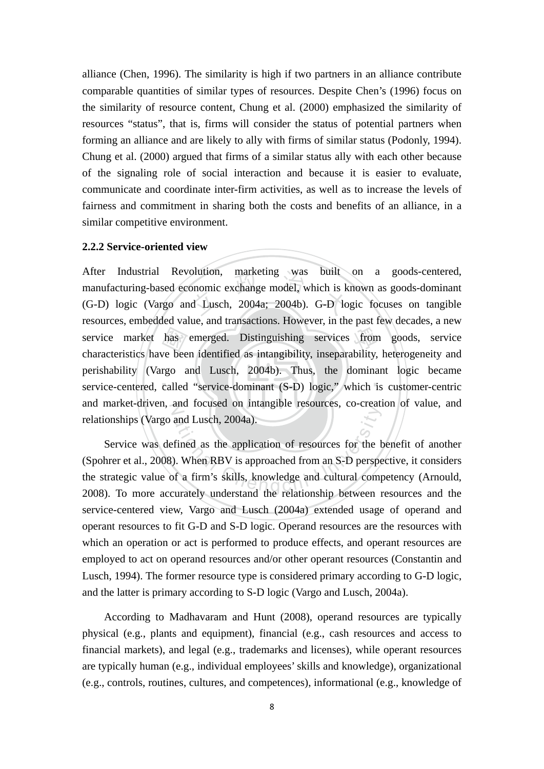alliance (Chen, 1996). The similarity is high if two partners in an alliance contribute comparable quantities of similar types of resources. Despite Chen's (1996) focus on the similarity of resource content, Chung et al. (2000) emphasized the similarity of resources "status", that is, firms will consider the status of potential partners when forming an alliance and are likely to ally with firms of similar status (Podonly, 1994). Chung et al. (2000) argued that firms of a similar status ally with each other because of the signaling role of social interaction and because it is easier to evaluate, communicate and coordinate inter-firm activities, as well as to increase the levels of fairness and commitment in sharing both the costs and benefits of an alliance, in a similar competitive environment.

### 2.2.2 Service-oriented view

After Industrial Revolution, marketing was built on a goods-centered, manufacturing-based economic exchange model, which is known as goods-dominant (G-D) logic (Vargo and Lusch, 2004a; 2004b). G-D logic focuses on tangible resources, embedded value, and transactions. However, in the past few decades, a new service market has emerged. Distinguishing services from goods, service characteristics have been identified as intangibility, inseparability, heterogeneity and perishability (Vargo and Lusch, 2004b). Thus, the dominant logic became service-centered, called "service-dominant (S-D) logic," which is customer-centric and market-driven, and focused on intangible resources, co-creation of value, and relationships (Vargo and Lusch, 2004a).

Service was defined as the application of resources for the benefit of another (Spohrer et al., 2008). When RBV is approached from an S-D perspective, it considers the strategic value of a firm's skills, knowledge and cultural competency (Arnould, 2008). To more accurately understand the relationship between resources and the service-centered view, Vargo and Lusch (2004a) extended usage of operand and operant resources to fit G-D and S-D logic. Operand resources are the resources with which an operation or act is performed to produce effects, and operant resources are employed to act on operand resources and/or other operant resources (Constantin and Lusch, 1994). The former resource type is considered primary according to G-D logic, and the latter is primary according to S-D logic (Vargo and Lusch, 2004a).

According to Madhavaram and Hunt (2008), operand resources are typically physical (e.g., plants and equipment), financial (e.g., cash resources and access to financial markets), and legal (e.g., trademarks and licenses), while operant resources are typically human (e.g., individual employees' skills and knowledge), organizational (e.g., controls, routines, cultures, and competences), informational (e.g., knowledge of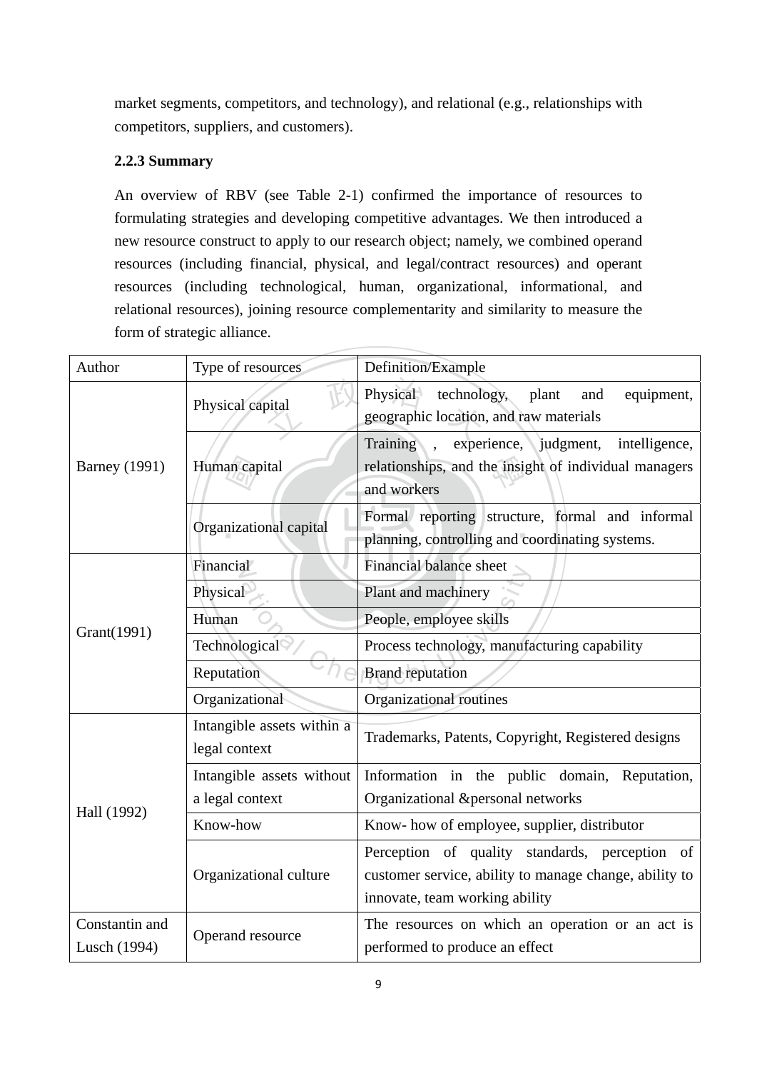market segments, competitors, and technology), and relational (e.g., relationships with competitors, suppliers, and customers).

### 2.2.3 Summary

An overview of RBV (see Table 2-1) confirmed the importance of resources to formulating strategies and developing competitive advantages. We then introduced a new resource construct to apply to our research object; namely, we combined operand resources (including financial, physical, and legal/contract resources) and operant resources (including technological, human, organizational, informational, and relational resources), joining resource complementarity and similarity to measure the form of strategic alliance.

| Author | Type of resources | Definition/Example |
|---|---|---|
| Barney (1991) | Physical capital | Physical technology, plant and equipment, geographic location, and raw materials |
| | Human capital | Training , experience, judgment, intelligence, relationships, and the insight of individual managers and workers |
| | Organizational capital | Formal reporting structure, formal and informal planning, controlling and coordinating systems. |
| Grant(1991) | Financial | Financial balance sheet |
| | Physical | Plant and machinery |
| | Human | People, employee skills |
| | Technological | Process technology, manufacturing capability |
| | Reputation | Brand reputation |
| | Organizational | Organizational routines |
| Hall (1992) | Intangible assets within a legal context | Trademarks, Patents, Copyright, Registered designs |
| | Intangible assets without a legal context | Information in the public domain, Reputation, Organizational &personal networks |
| | Know-how | Know- how of employee, supplier, distributor |
| | Organizational culture | Perception of quality standards, perception of customer service, ability to manage change, ability to innovate, team working ability |
| Constantin and Lusch (1994) | Operand resource | The resources on which an operation or an act is performed to produce an effect |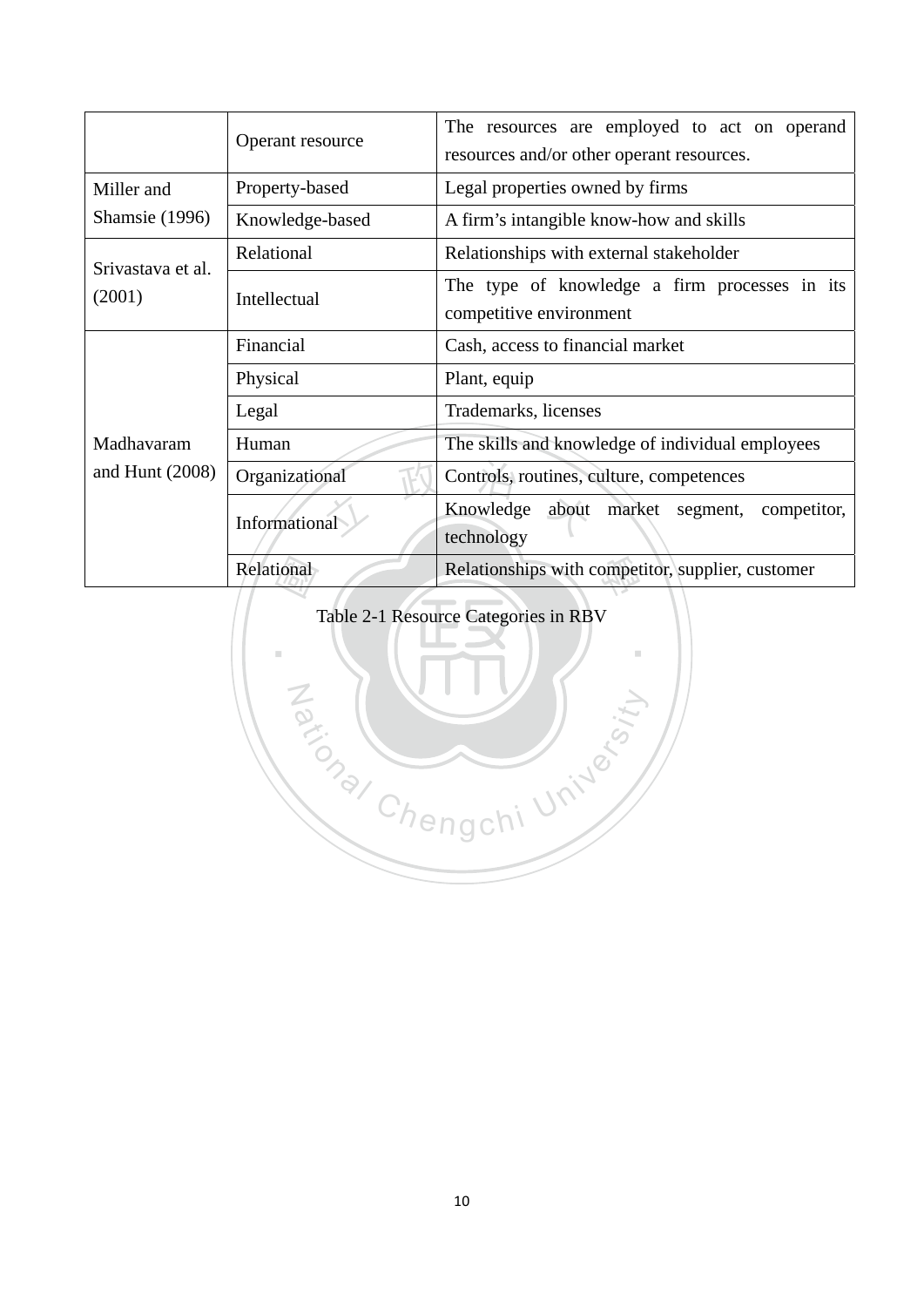|  |  |  |
|---|---|---|
|  | Operant resource | The resources are employed to act on operand resources and/or other operant resources. |
| Miller and Shamsie (1996) | Property-based | Legal properties owned by firms |
|  | Knowledge-based | A firm's intangible know-how and skills |
| Srivastava et al. (2001) | Relational | Relationships with external stakeholder |
|  | Intellectual | The type of knowledge a firm processes in its competitive environment |
| Madhavaram and Hunt (2008) | Financial | Cash, access to financial market |
|  | Physical | Plant, equip |
|  | Legal | Trademarks, licenses |
|  | Human | The skills and knowledge of individual employees |
|  | Organizational | Controls, routines, culture, competences |
|  | Informational | Knowledge about market segment, competitor, technology |
|  | Relational | Relationships with competitor, supplier, customer |

Table 2-1 Resource Categories in RBV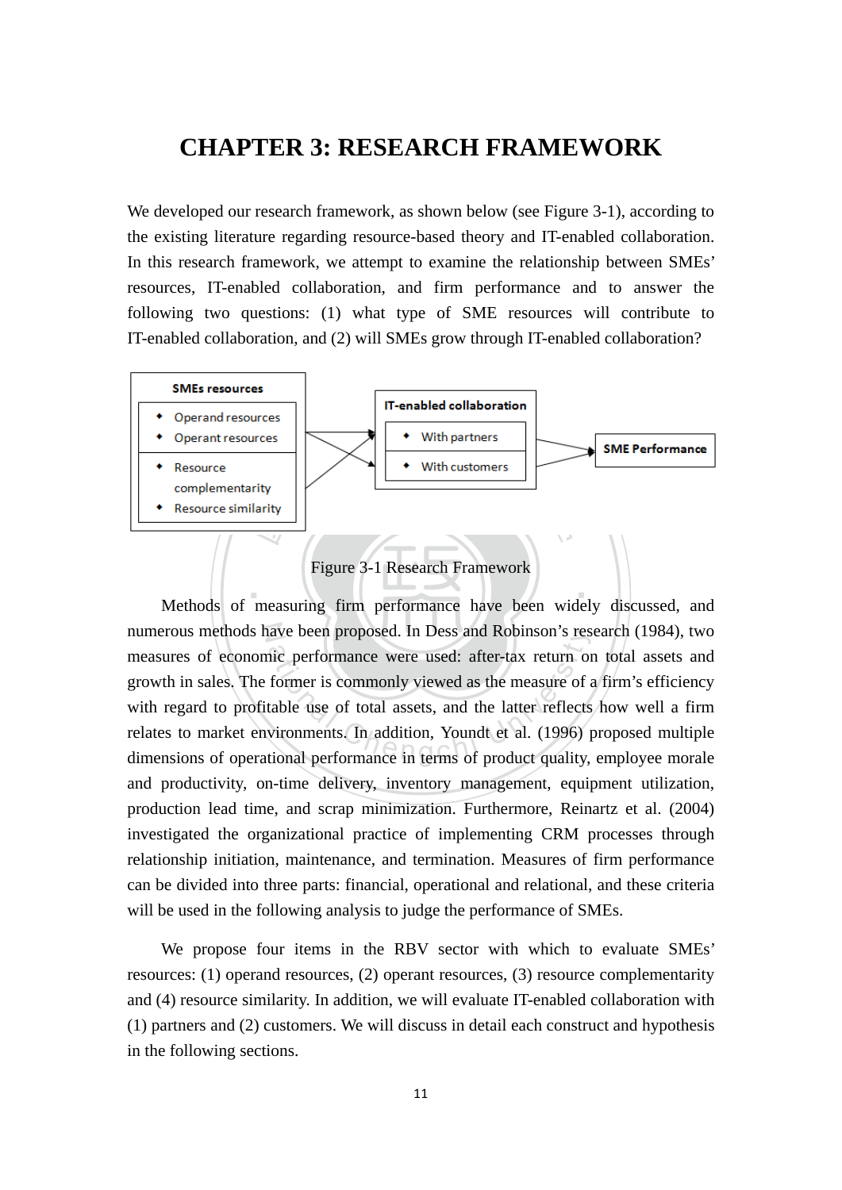# CHAPTER 3: RESEARCH FRAMEWORK

We developed our research framework, as shown below (see Figure 3-1), according to the existing literature regarding resource-based theory and IT-enabled collaboration. In this research framework, we attempt to examine the relationship between SMEs' resources, IT-enabled collaboration, and firm performance and to answer the following two questions: (1) what type of SME resources will contribute to IT-enabled collaboration, and (2) will SMEs grow through IT-enabled collaboration?

Figure 3-1 Research Framework

Methods of measuring firm performance have been widely discussed, and numerous methods have been proposed. In Dess and Robinson's research (1984), two measures of economic performance were used: after-tax return on total assets and growth in sales. The former is commonly viewed as the measure of a firm's efficiency with regard to profitable use of total assets, and the latter reflects how well a firm relates to market environments. In addition, Youndt et al. (1996) proposed multiple dimensions of operational performance in terms of product quality, employee morale and productivity, on-time delivery, inventory management, equipment utilization, production lead time, and scrap minimization. Furthermore, Reinartz et al. (2004) investigated the organizational practice of implementing CRM processes through relationship initiation, maintenance, and termination. Measures of firm performance can be divided into three parts: financial, operational and relational, and these criteria will be used in the following analysis to judge the performance of SMEs.

We propose four items in the RBV sector with which to evaluate SMEs' resources: (1) operand resources, (2) operant resources, (3) resource complementarity and (4) resource similarity. In addition, we will evaluate IT-enabled collaboration with (1) partners and (2) customers. We will discuss in detail each construct and hypothesis in the following sections.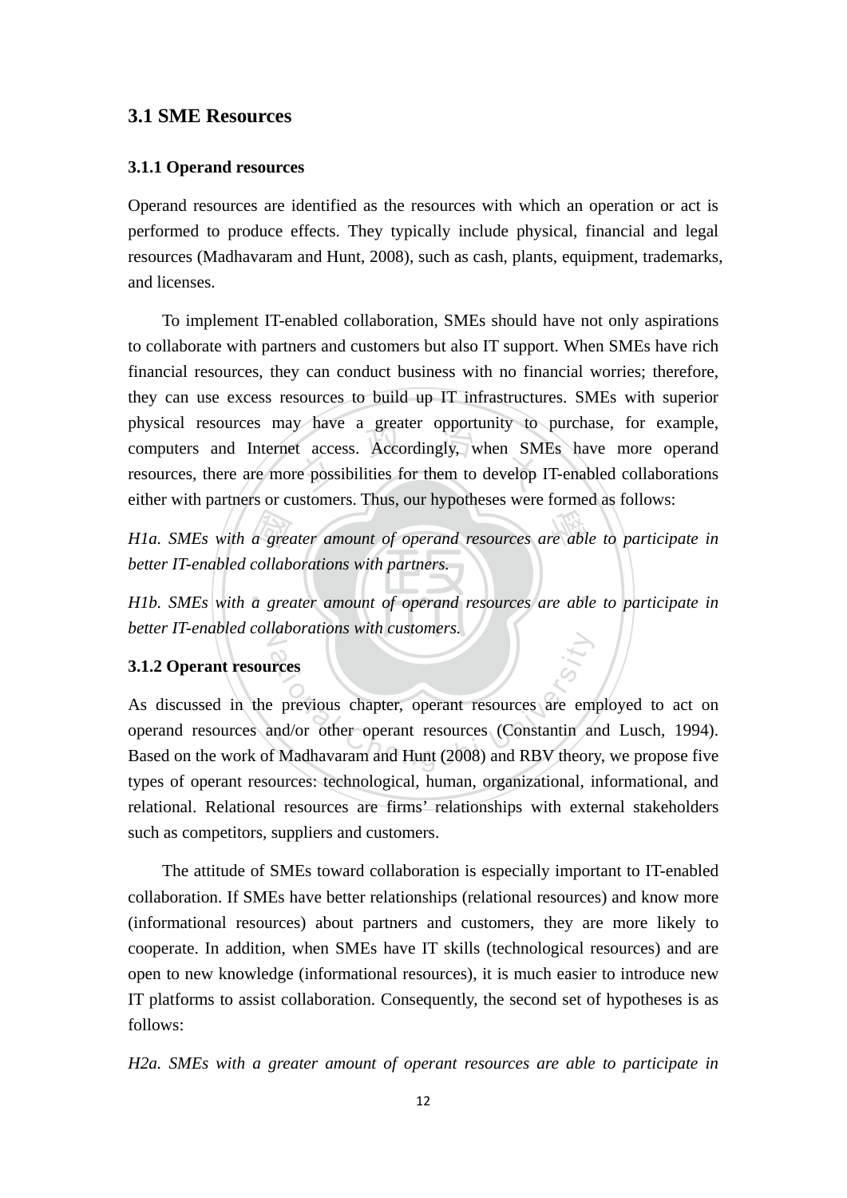## 3.1 SME Resources

### 3.1.1 Operand resources

Operand resources are identified as the resources with which an operation or act is performed to produce effects. They typically include physical, financial and legal resources (Madhavaram and Hunt, 2008), such as cash, plants, equipment, trademarks, and licenses.

To implement IT-enabled collaboration, SMEs should have not only aspirations to collaborate with partners and customers but also IT support. When SMEs have rich financial resources, they can conduct business with no financial worries; therefore, they can use excess resources to build up IT infrastructures. SMEs with superior physical resources may have a greater opportunity to purchase, for example, computers and Internet access. Accordingly, when SMEs have more operand resources, there are more possibilities for them to develop IT-enabled collaborations either with partners or customers. Thus, our hypotheses were formed as follows:

*H1a. SMEs with a greater amount of operand resources are able to participate in better IT-enabled collaborations with partners.*

*H1b. SMEs with a greater amount of operand resources are able to participate in better IT-enabled collaborations with customers.*

### 3.1.2 Operant resources

As discussed in the previous chapter, operant resources are employed to act on operand resources and/or other operant resources (Constantin and Lusch, 1994). Based on the work of Madhavaram and Hunt (2008) and RBV theory, we propose five types of operant resources: technological, human, organizational, informational, and relational. Relational resources are firms' relationships with external stakeholders such as competitors, suppliers and customers.

The attitude of SMEs toward collaboration is especially important to IT-enabled collaboration. If SMEs have better relationships (relational resources) and know more (informational resources) about partners and customers, they are more likely to cooperate. In addition, when SMEs have IT skills (technological resources) and are open to new knowledge (informational resources), it is much easier to introduce new IT platforms to assist collaboration. Consequently, the second set of hypotheses is as follows:

*H2a. SMEs with a greater amount of operant resources are able to participate in*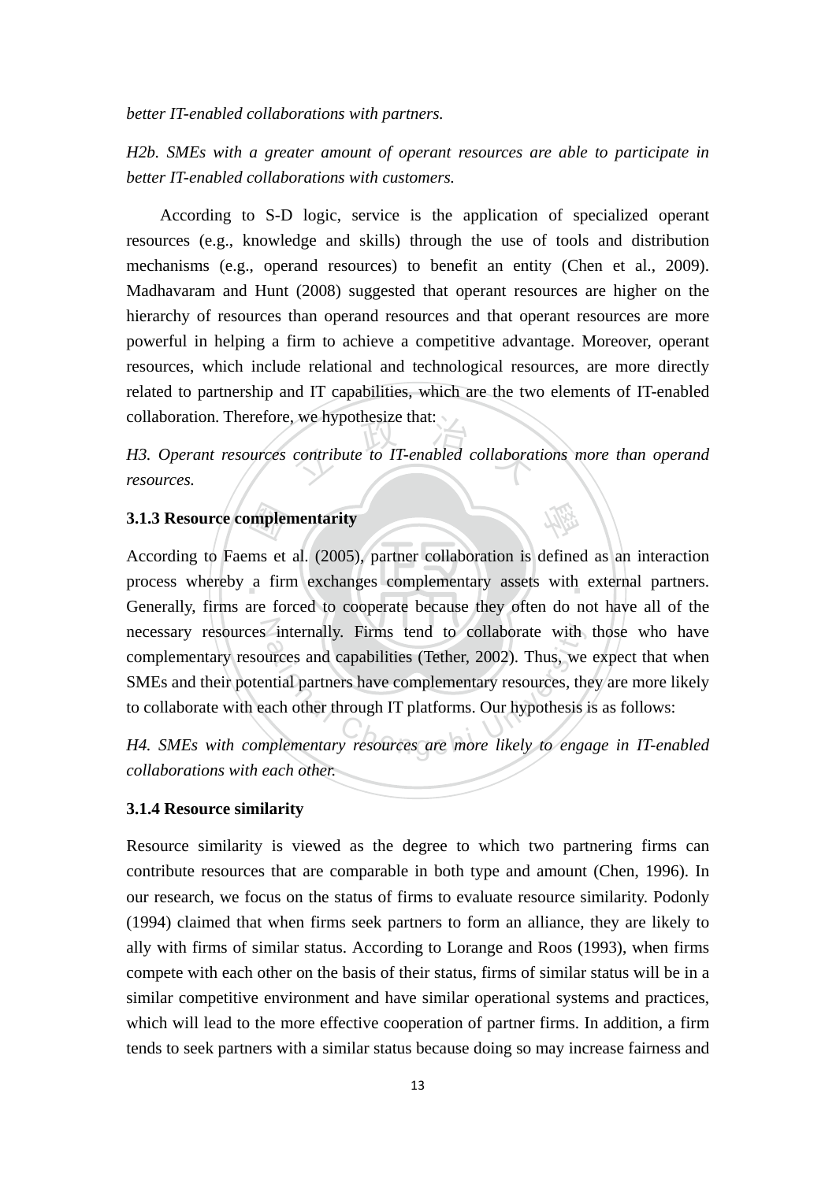*better IT-enabled collaborations with partners.*

*H2b. SMEs with a greater amount of operant resources are able to participate in better IT-enabled collaborations with customers.*

According to S-D logic, service is the application of specialized operant resources (e.g., knowledge and skills) through the use of tools and distribution mechanisms (e.g., operand resources) to benefit an entity (Chen et al., 2009). Madhavaram and Hunt (2008) suggested that operant resources are higher on the hierarchy of resources than operand resources and that operant resources are more powerful in helping a firm to achieve a competitive advantage. Moreover, operant resources, which include relational and technological resources, are more directly related to partnership and IT capabilities, which are the two elements of IT-enabled collaboration. Therefore, we hypothesize that:

*H3. Operant resources contribute to IT-enabled collaborations more than operand resources.*

### 3.1.3 Resource complementarity

According to Faems et al. (2005), partner collaboration is defined as an interaction process whereby a firm exchanges complementary assets with external partners. Generally, firms are forced to cooperate because they often do not have all of the necessary resources internally. Firms tend to collaborate with those who have complementary resources and capabilities (Tether, 2002). Thus, we expect that when SMEs and their potential partners have complementary resources, they are more likely to collaborate with each other through IT platforms. Our hypothesis is as follows:

*H4. SMEs with complementary resources are more likely to engage in IT-enabled collaborations with each other.*

### 3.1.4 Resource similarity

Resource similarity is viewed as the degree to which two partnering firms can contribute resources that are comparable in both type and amount (Chen, 1996). In our research, we focus on the status of firms to evaluate resource similarity. Podonly (1994) claimed that when firms seek partners to form an alliance, they are likely to ally with firms of similar status. According to Lorange and Roos (1993), when firms compete with each other on the basis of their status, firms of similar status will be in a similar competitive environment and have similar operational systems and practices, which will lead to the more effective cooperation of partner firms. In addition, a firm tends to seek partners with a similar status because doing so may increase fairness and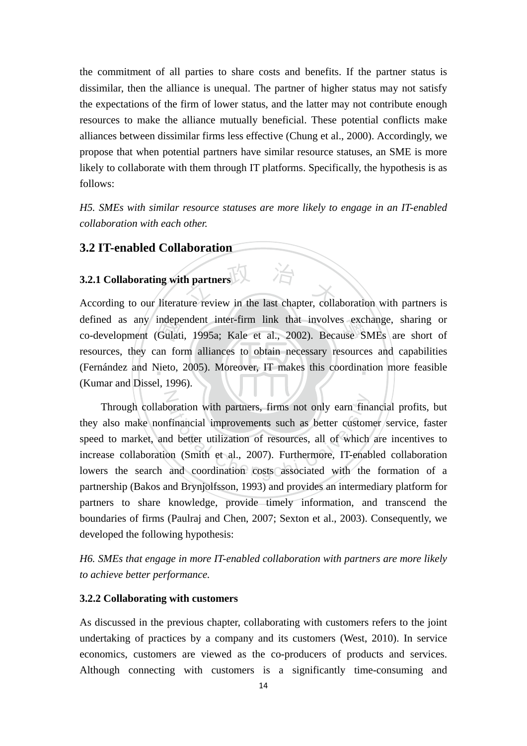the commitment of all parties to share costs and benefits. If the partner status is dissimilar, then the alliance is unequal. The partner of higher status may not satisfy the expectations of the firm of lower status, and the latter may not contribute enough resources to make the alliance mutually beneficial. These potential conflicts make alliances between dissimilar firms less effective (Chung et al., 2000). Accordingly, we propose that when potential partners have similar resource statuses, an SME is more likely to collaborate with them through IT platforms. Specifically, the hypothesis is as follows:

*H5. SMEs with similar resource statuses are more likely to engage in an IT-enabled collaboration with each other.*

## 3.2 IT-enabled Collaboration

### 3.2.1 Collaborating with partners

According to our literature review in the last chapter, collaboration with partners is defined as any independent inter-firm link that involves exchange, sharing or co-development (Gulati, 1995a; Kale et al., 2002). Because SMEs are short of resources, they can form alliances to obtain necessary resources and capabilities (Fernández and Nieto, 2005). Moreover, IT makes this coordination more feasible (Kumar and Dissel, 1996).

Through collaboration with partners, firms not only earn financial profits, but they also make nonfinancial improvements such as better customer service, faster speed to market, and better utilization of resources, all of which are incentives to increase collaboration (Smith et al., 2007). Furthermore, IT-enabled collaboration lowers the search and coordination costs associated with the formation of a partnership (Bakos and Brynjolfsson, 1993) and provides an intermediary platform for partners to share knowledge, provide timely information, and transcend the boundaries of firms (Paulraj and Chen, 2007; Sexton et al., 2003). Consequently, we developed the following hypothesis:

*H6. SMEs that engage in more IT-enabled collaboration with partners are more likely to achieve better performance.*

### 3.2.2 Collaborating with customers

As discussed in the previous chapter, collaborating with customers refers to the joint undertaking of practices by a company and its customers (West, 2010). In service economics, customers are viewed as the co-producers of products and services. Although connecting with customers is a significantly time-consuming and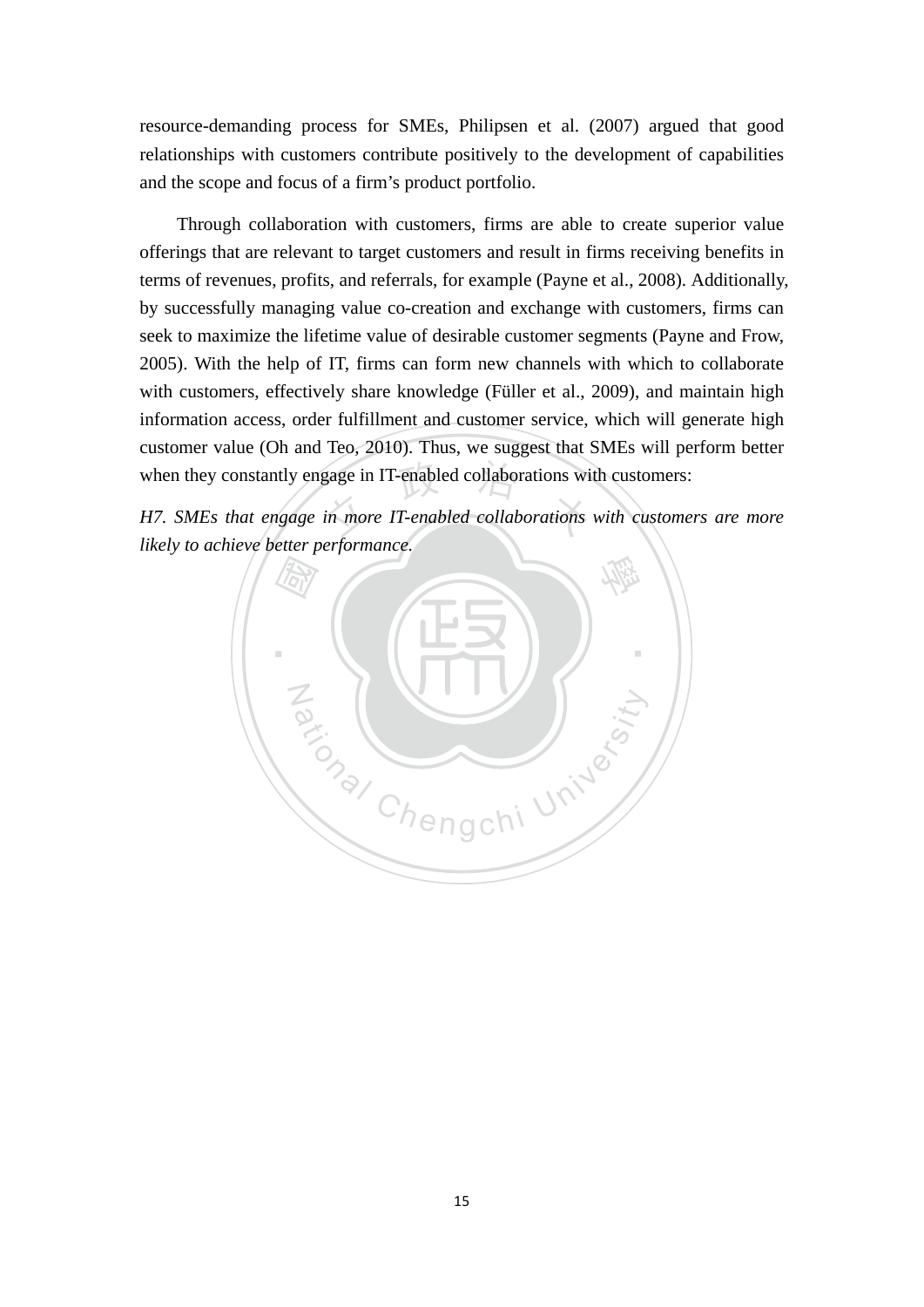resource-demanding process for SMEs, Philipsen et al. (2007) argued that good relationships with customers contribute positively to the development of capabilities and the scope and focus of a firm's product portfolio.

Through collaboration with customers, firms are able to create superior value offerings that are relevant to target customers and result in firms receiving benefits in terms of revenues, profits, and referrals, for example (Payne et al., 2008). Additionally, by successfully managing value co-creation and exchange with customers, firms can seek to maximize the lifetime value of desirable customer segments (Payne and Frow, 2005). With the help of IT, firms can form new channels with which to collaborate with customers, effectively share knowledge (Füller et al., 2009), and maintain high information access, order fulfillment and customer service, which will generate high customer value (Oh and Teo, 2010). Thus, we suggest that SMEs will perform better when they constantly engage in IT-enabled collaborations with customers:

*H7. SMEs that engage in more IT-enabled collaborations with customers are more likely to achieve better performance.*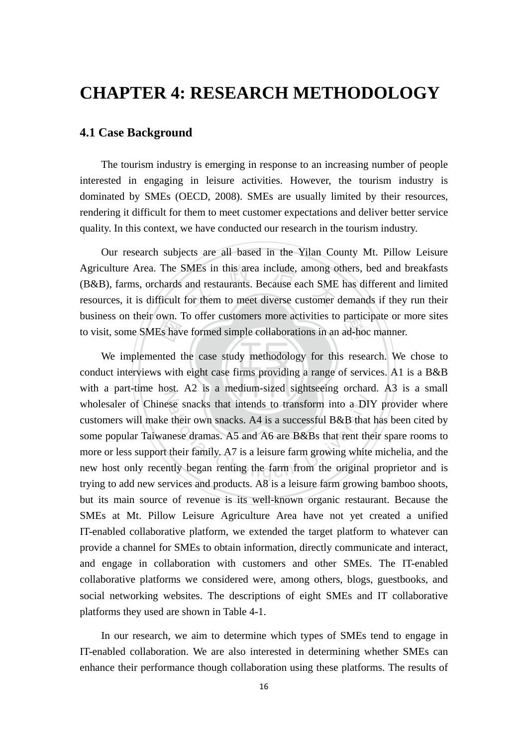# CHAPTER 4: RESEARCH METHODOLOGY

## 4.1 Case Background

The tourism industry is emerging in response to an increasing number of people interested in engaging in leisure activities. However, the tourism industry is dominated by SMEs (OECD, 2008). SMEs are usually limited by their resources, rendering it difficult for them to meet customer expectations and deliver better service quality. In this context, we have conducted our research in the tourism industry.

Our research subjects are all based in the Yilan County Mt. Pillow Leisure Agriculture Area. The SMEs in this area include, among others, bed and breakfasts (B&B), farms, orchards and restaurants. Because each SME has different and limited resources, it is difficult for them to meet diverse customer demands if they run their business on their own. To offer customers more activities to participate or more sites to visit, some SMEs have formed simple collaborations in an ad-hoc manner.

We implemented the case study methodology for this research. We chose to conduct interviews with eight case firms providing a range of services. A1 is a B&B with a part-time host. A2 is a medium-sized sightseeing orchard. A3 is a small wholesaler of Chinese snacks that intends to transform into a DIY provider where customers will make their own snacks. A4 is a successful B&B that has been cited by some popular Taiwanese dramas. A5 and A6 are B&Bs that rent their spare rooms to more or less support their family. A7 is a leisure farm growing white michelia, and the new host only recently began renting the farm from the original proprietor and is trying to add new services and products. A8 is a leisure farm growing bamboo shoots, but its main source of revenue is its well-known organic restaurant. Because the SMEs at Mt. Pillow Leisure Agriculture Area have not yet created a unified IT-enabled collaborative platform, we extended the target platform to whatever can provide a channel for SMEs to obtain information, directly communicate and interact, and engage in collaboration with customers and other SMEs. The IT-enabled collaborative platforms we considered were, among others, blogs, guestbooks, and social networking websites. The descriptions of eight SMEs and IT collaborative platforms they used are shown in Table 4-1.

In our research, we aim to determine which types of SMEs tend to engage in IT-enabled collaboration. We are also interested in determining whether SMEs can enhance their performance though collaboration using these platforms. The results of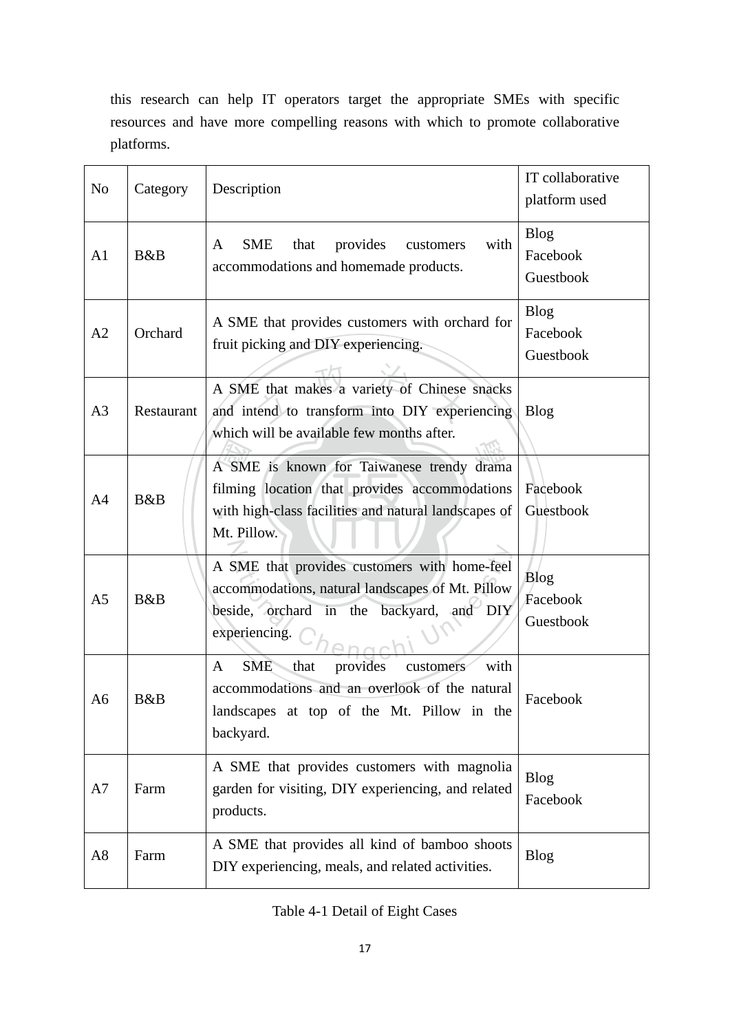this research can help IT operators target the appropriate SMEs with specific resources and have more compelling reasons with which to promote collaborative platforms.

| No | Category | Description | IT collaborative platform used |
|---|---|---|---|
| A1 | B&B | A SME that provides customers with accommodations and homemade products. | Blog<br>Facebook<br>Guestbook |
| A2 | Orchard | A SME that provides customers with orchard for fruit picking and DIY experiencing. | Blog<br>Facebook<br>Guestbook |
| A3 | Restaurant | A SME that makes a variety of Chinese snacks and intend to transform into DIY experiencing which will be available few months after. | Blog |
| A4 | B&B | A SME is known for Taiwanese trendy drama filming location that provides accommodations with high-class facilities and natural landscapes of Mt. Pillow. | Facebook<br>Guestbook |
| A5 | B&B | A SME that provides customers with home-feel accommodations, natural landscapes of Mt. Pillow beside, orchard in the backyard, and DIY experiencing. | Blog<br>Facebook<br>Guestbook |
| A6 | B&B | A SME that provides customers with accommodations and an overlook of the natural landscapes at top of the Mt. Pillow in the backyard. | Facebook |
| A7 | Farm | A SME that provides customers with magnolia garden for visiting, DIY experiencing, and related products. | Blog<br>Facebook |
| A8 | Farm | A SME that provides all kind of bamboo shoots DIY experiencing, meals, and related activities. | Blog |

Table 4-1 Detail of Eight Cases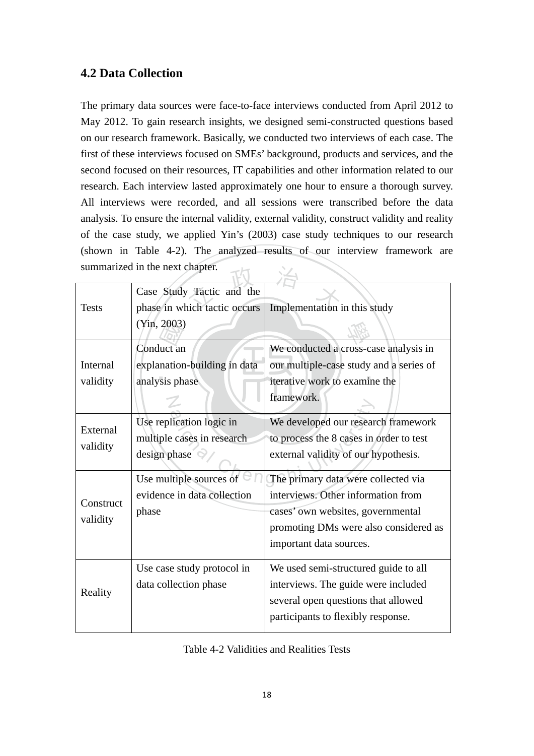## 4.2 Data Collection

The primary data sources were face-to-face interviews conducted from April 2012 to May 2012. To gain research insights, we designed semi-constructed questions based on our research framework. Basically, we conducted two interviews of each case. The first of these interviews focused on SMEs' background, products and services, and the second focused on their resources, IT capabilities and other information related to our research. Each interview lasted approximately one hour to ensure a thorough survey. All interviews were recorded, and all sessions were transcribed before the data analysis. To ensure the internal validity, external validity, construct validity and reality of the case study, we applied Yin's (2003) case study techniques to our research (shown in Table 4-2). The analyzed results of our interview framework are summarized in the next chapter.

| Tests | Case Study Tactic and the phase in which tactic occurs (Yin, 2003) | Implementation in this study |
|---|---|---|
| Internal validity | Conduct an explanation-building in data analysis phase | We conducted a cross-case analysis in our multiple-case study and a series of iterative work to examine the framework. |
| External validity | Use replication logic in multiple cases in research design phase | We developed our research framework to process the 8 cases in order to test external validity of our hypothesis. |
| Construct validity | Use multiple sources of evidence in data collection phase | The primary data were collected via interviews. Other information from cases' own websites, governmental promoting DMs were also considered as important data sources. |
| Reality | Use case study protocol in data collection phase | We used semi-structured guide to all interviews. The guide were included several open questions that allowed participants to flexibly response. |

Table 4-2 Validities and Realities Tests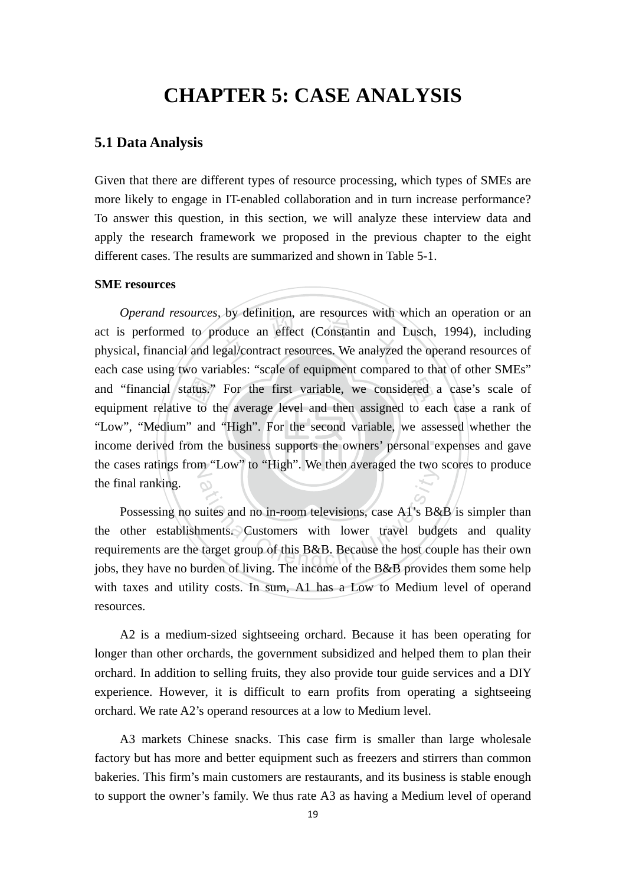# CHAPTER 5: CASE ANALYSIS

## 5.1 Data Analysis

Given that there are different types of resource processing, which types of SMEs are more likely to engage in IT-enabled collaboration and in turn increase performance? To answer this question, in this section, we will analyze these interview data and apply the research framework we proposed in the previous chapter to the eight different cases. The results are summarized and shown in Table 5-1.

**SME resources**

*Operand resources*, by definition, are resources with which an operation or an act is performed to produce an effect (Constantin and Lusch, 1994), including physical, financial and legal/contract resources. We analyzed the operand resources of each case using two variables: "scale of equipment compared to that of other SMEs" and "financial status." For the first variable, we considered a case's scale of equipment relative to the average level and then assigned to each case a rank of "Low", "Medium" and "High". For the second variable, we assessed whether the income derived from the business supports the owners' personal expenses and gave the cases ratings from "Low" to "High". We then averaged the two scores to produce the final ranking.

Possessing no suites and no in-room televisions, case A1's B&B is simpler than the other establishments. Customers with lower travel budgets and quality requirements are the target group of this B&B. Because the host couple has their own jobs, they have no burden of living. The income of the B&B provides them some help with taxes and utility costs. In sum, A1 has a Low to Medium level of operand resources.

A2 is a medium-sized sightseeing orchard. Because it has been operating for longer than other orchards, the government subsidized and helped them to plan their orchard. In addition to selling fruits, they also provide tour guide services and a DIY experience. However, it is difficult to earn profits from operating a sightseeing orchard. We rate A2's operand resources at a low to Medium level.

A3 markets Chinese snacks. This case firm is smaller than large wholesale factory but has more and better equipment such as freezers and stirrers than common bakeries. This firm's main customers are restaurants, and its business is stable enough to support the owner's family. We thus rate A3 as having a Medium level of operand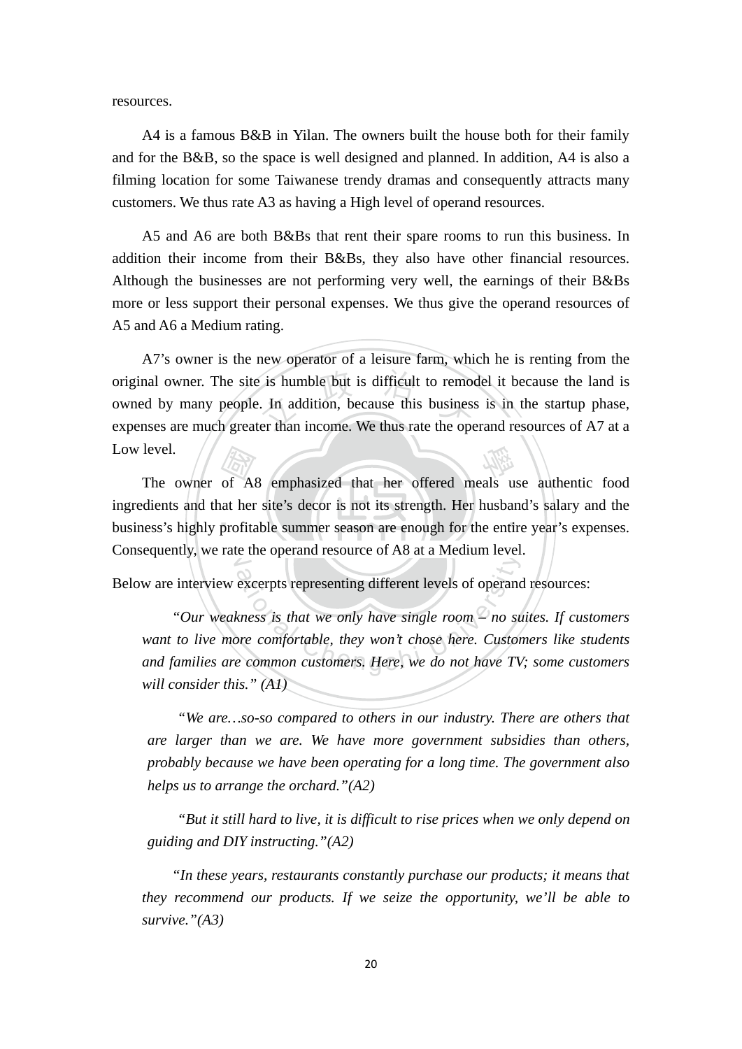resources.

A4 is a famous B&B in Yilan. The owners built the house both for their family and for the B&B, so the space is well designed and planned. In addition, A4 is also a filming location for some Taiwanese trendy dramas and consequently attracts many customers. We thus rate A3 as having a High level of operand resources.

A5 and A6 are both B&Bs that rent their spare rooms to run this business. In addition their income from their B&Bs, they also have other financial resources. Although the businesses are not performing very well, the earnings of their B&Bs more or less support their personal expenses. We thus give the operand resources of A5 and A6 a Medium rating.

A7's owner is the new operator of a leisure farm, which he is renting from the original owner. The site is humble but is difficult to remodel it because the land is owned by many people. In addition, because this business is in the startup phase, expenses are much greater than income. We thus rate the operand resources of A7 at a Low level.

The owner of A8 emphasized that her offered meals use authentic food ingredients and that her site's decor is not its strength. Her husband's salary and the business's highly profitable summer season are enough for the entire year's expenses. Consequently, we rate the operand resource of A8 at a Medium level.

Below are interview excerpts representing different levels of operand resources:

> *"Our weakness is that we only have single room – no suites. If customers want to live more comfortable, they won't chose here. Customers like students and families are common customers. Here, we do not have TV; some customers will consider this." (A1)*

> *"We are…so-so compared to others in our industry. There are others that are larger than we are. We have more government subsidies than others, probably because we have been operating for a long time. The government also helps us to arrange the orchard."(A2)*

> *"But it still hard to live, it is difficult to rise prices when we only depend on guiding and DIY instructing."(A2)*

> *"In these years, restaurants constantly purchase our products; it means that they recommend our products. If we seize the opportunity, we'll be able to survive."(A3)*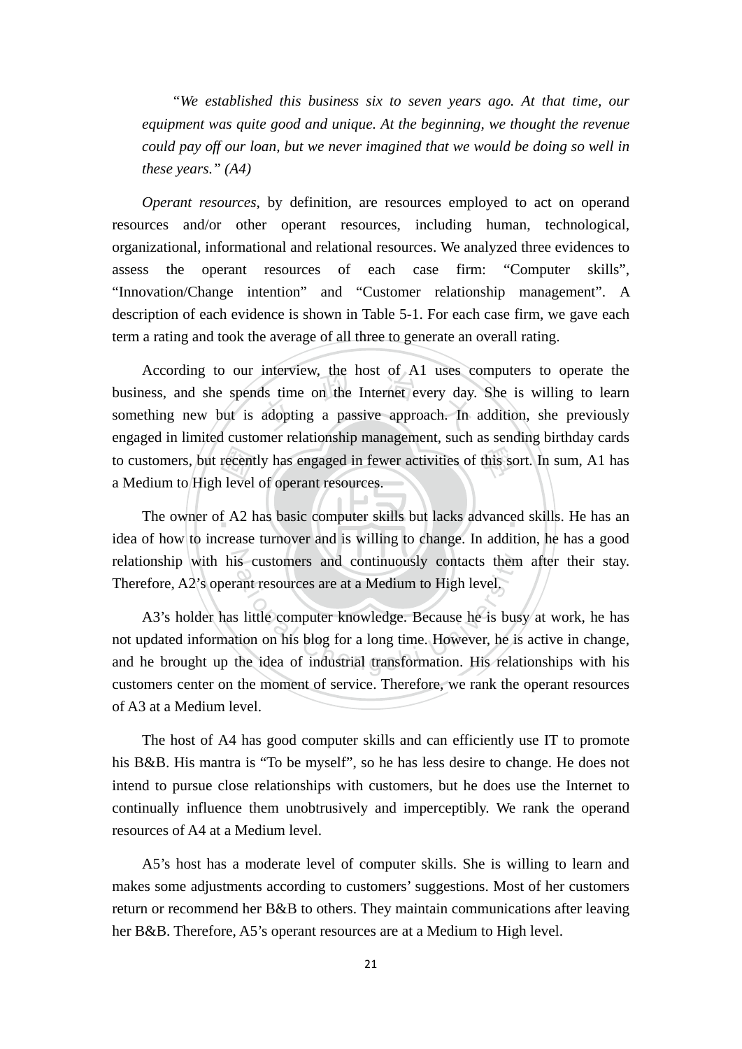*"We established this business six to seven years ago. At that time, our equipment was quite good and unique. At the beginning, we thought the revenue could pay off our loan, but we never imagined that we would be doing so well in these years." (A4)*

*Operant resources*, by definition, are resources employed to act on operand resources and/or other operant resources, including human, technological, organizational, informational and relational resources. We analyzed three evidences to assess the operant resources of each case firm: "Computer skills", "Innovation/Change intention" and "Customer relationship management". A description of each evidence is shown in Table 5-1. For each case firm, we gave each term a rating and took the average of all three to generate an overall rating.

According to our interview, the host of A1 uses computers to operate the business, and she spends time on the Internet every day. She is willing to learn something new but is adopting a passive approach. In addition, she previously engaged in limited customer relationship management, such as sending birthday cards to customers, but recently has engaged in fewer activities of this sort. In sum, A1 has a Medium to High level of operant resources.

The owner of A2 has basic computer skills but lacks advanced skills. He has an idea of how to increase turnover and is willing to change. In addition, he has a good relationship with his customers and continuously contacts them after their stay. Therefore, A2's operant resources are at a Medium to High level.

A3's holder has little computer knowledge. Because he is busy at work, he has not updated information on his blog for a long time. However, he is active in change, and he brought up the idea of industrial transformation. His relationships with his customers center on the moment of service. Therefore, we rank the operant resources of A3 at a Medium level.

The host of A4 has good computer skills and can efficiently use IT to promote his B&B. His mantra is "To be myself", so he has less desire to change. He does not intend to pursue close relationships with customers, but he does use the Internet to continually influence them unobtrusively and imperceptibly. We rank the operand resources of A4 at a Medium level.

A5's host has a moderate level of computer skills. She is willing to learn and makes some adjustments according to customers' suggestions. Most of her customers return or recommend her B&B to others. They maintain communications after leaving her B&B. Therefore, A5's operant resources are at a Medium to High level.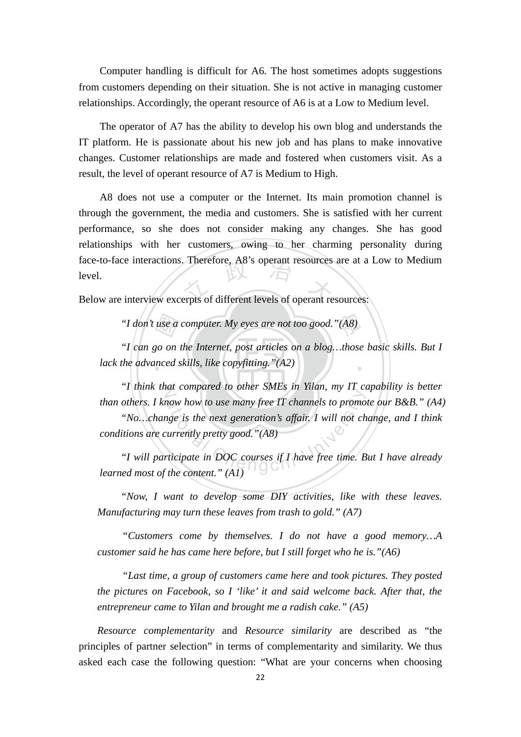Computer handling is difficult for A6. The host sometimes adopts suggestions from customers depending on their situation. She is not active in managing customer relationships. Accordingly, the operant resource of A6 is at a Low to Medium level.

The operator of A7 has the ability to develop his own blog and understands the IT platform. He is passionate about his new job and has plans to make innovative changes. Customer relationships are made and fostered when customers visit. As a result, the level of operant resource of A7 is Medium to High.

A8 does not use a computer or the Internet. Its main promotion channel is through the government, the media and customers. She is satisfied with her current performance, so she does not consider making any changes. She has good relationships with her customers, owing to her charming personality during face-to-face interactions. Therefore, A8's operant resources are at a Low to Medium level.

Below are interview excerpts of different levels of operant resources:

> "*I don't use a computer. My eyes are not too good.*"*(A8)*
>
> "*I can go on the Internet, post articles on a blog…those basic skills. But I lack the advanced skills, like copyfitting.*"*(A2)*
>
> "*I think that compared to other SMEs in Yilan, my IT capability is better than others. I know how to use many free IT channels to promote our B&B.*" *(A4)*
>
> "*No…change is the next generation's affair. I will not change, and I think conditions are currently pretty good.*"*(A8)*
>
> "*I will participate in DOC courses if I have free time. But I have already learned most of the content.*" *(A1)*
>
> "*Now, I want to develop some DIY activities, like with these leaves. Manufacturing may turn these leaves from trash to gold.*" *(A7)*
>
> *"Customers come by themselves. I do not have a good memory…A customer said he has came here before, but I still forget who he is."(A6)*
>
> *"Last time, a group of customers came here and took pictures. They posted the pictures on Facebook, so I 'like' it and said welcome back. After that, the entrepreneur came to Yilan and brought me a radish cake." (A5)*

*Resource complementarity* and *Resource similarity* are described as "the principles of partner selection" in terms of complementarity and similarity. We thus asked each case the following question: "What are your concerns when choosing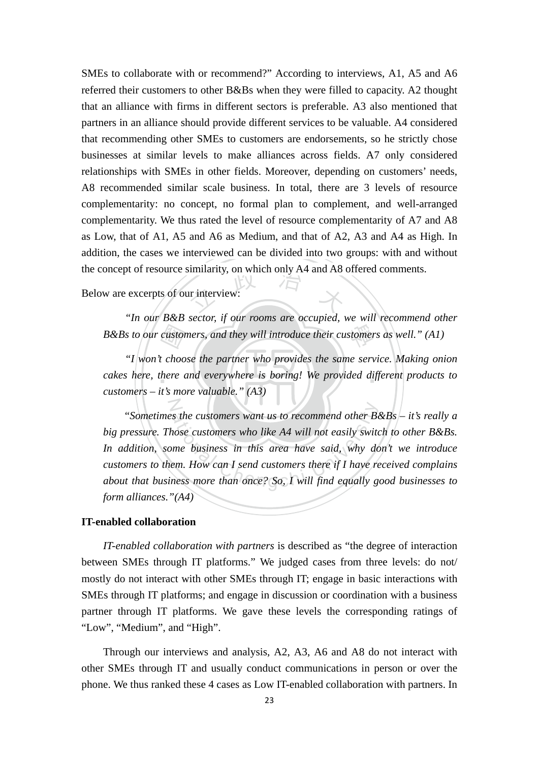SMEs to collaborate with or recommend?" According to interviews, A1, A5 and A6 referred their customers to other B&Bs when they were filled to capacity. A2 thought that an alliance with firms in different sectors is preferable. A3 also mentioned that partners in an alliance should provide different services to be valuable. A4 considered that recommending other SMEs to customers are endorsements, so he strictly chose businesses at similar levels to make alliances across fields. A7 only considered relationships with SMEs in other fields. Moreover, depending on customers' needs, A8 recommended similar scale business. In total, there are 3 levels of resource complementarity: no concept, no formal plan to complement, and well-arranged complementarity. We thus rated the level of resource complementarity of A7 and A8 as Low, that of A1, A5 and A6 as Medium, and that of A2, A3 and A4 as High. In addition, the cases we interviewed can be divided into two groups: with and without the concept of resource similarity, on which only A4 and A8 offered comments.

Below are excerpts of our interview:

> *"In our B&B sector, if our rooms are occupied, we will recommend other B&Bs to our customers, and they will introduce their customers as well." (A1)*

> *"I won't choose the partner who provides the same service. Making onion cakes here, there and everywhere is boring! We provided different products to customers – it's more valuable." (A3)*

> *"Sometimes the customers want us to recommend other B&Bs – it's really a big pressure. Those customers who like A4 will not easily switch to other B&Bs. In addition, some business in this area have said, why don't we introduce customers to them. How can I send customers there if I have received complains about that business more than once? So, I will find equally good businesses to form alliances."(A4)*

**IT-enabled collaboration**

*IT-enabled collaboration with partners* is described as "the degree of interaction between SMEs through IT platforms." We judged cases from three levels: do not/ mostly do not interact with other SMEs through IT; engage in basic interactions with SMEs through IT platforms; and engage in discussion or coordination with a business partner through IT platforms. We gave these levels the corresponding ratings of "Low", "Medium", and "High".

Through our interviews and analysis, A2, A3, A6 and A8 do not interact with other SMEs through IT and usually conduct communications in person or over the phone. We thus ranked these 4 cases as Low IT-enabled collaboration with partners. In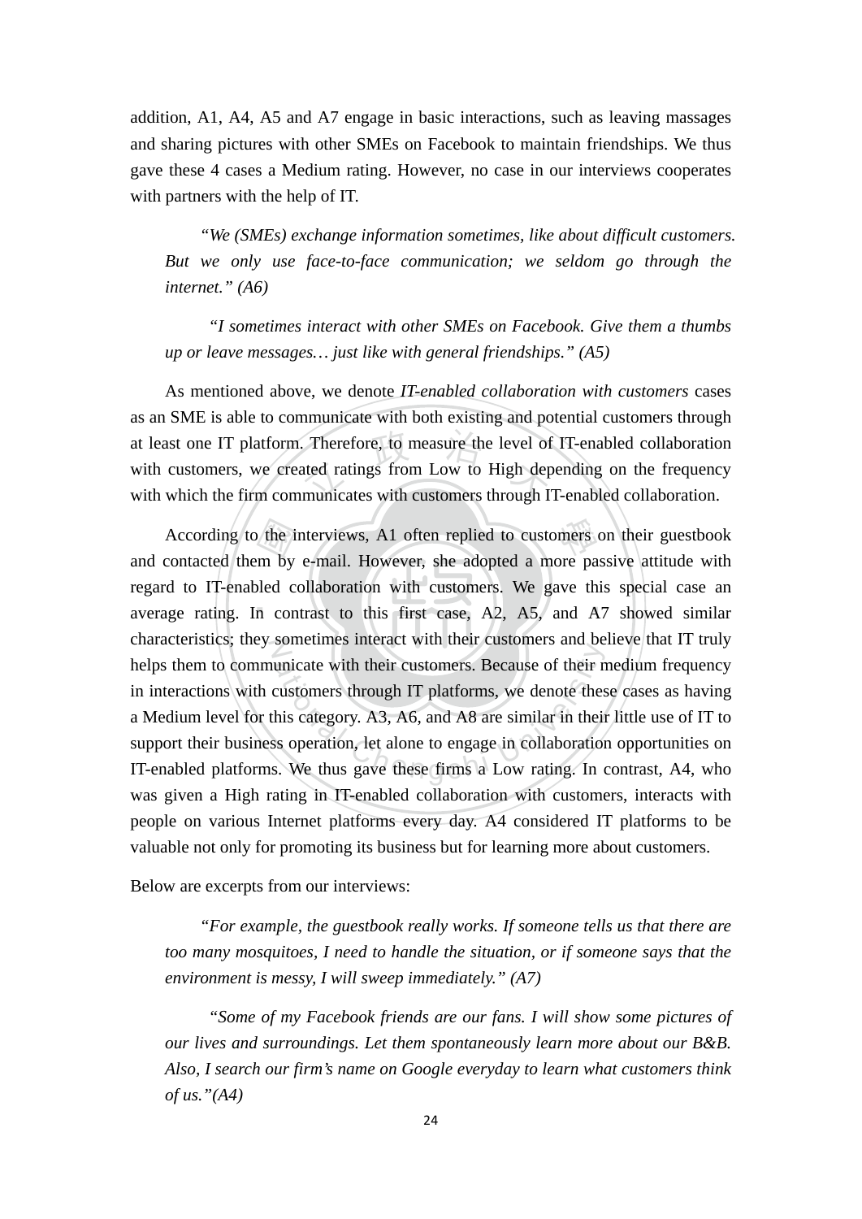addition, A1, A4, A5 and A7 engage in basic interactions, such as leaving massages and sharing pictures with other SMEs on Facebook to maintain friendships. We thus gave these 4 cases a Medium rating. However, no case in our interviews cooperates with partners with the help of IT.

> *"We (SMEs) exchange information sometimes, like about difficult customers. But we only use face-to-face communication; we seldom go through the internet." (A6)*

> *"I sometimes interact with other SMEs on Facebook. Give them a thumbs up or leave messages… just like with general friendships." (A5)*

As mentioned above, we denote *IT-enabled collaboration with customers* cases as an SME is able to communicate with both existing and potential customers through at least one IT platform. Therefore, to measure the level of IT-enabled collaboration with customers, we created ratings from Low to High depending on the frequency with which the firm communicates with customers through IT-enabled collaboration.

According to the interviews, A1 often replied to customers on their guestbook and contacted them by e-mail. However, she adopted a more passive attitude with regard to IT-enabled collaboration with customers. We gave this special case an average rating. In contrast to this first case, A2, A5, and A7 showed similar characteristics; they sometimes interact with their customers and believe that IT truly helps them to communicate with their customers. Because of their medium frequency in interactions with customers through IT platforms, we denote these cases as having a Medium level for this category. A3, A6, and A8 are similar in their little use of IT to support their business operation, let alone to engage in collaboration opportunities on IT-enabled platforms. We thus gave these firms a Low rating. In contrast, A4, who was given a High rating in IT-enabled collaboration with customers, interacts with people on various Internet platforms every day. A4 considered IT platforms to be valuable not only for promoting its business but for learning more about customers.

Below are excerpts from our interviews:

> *"For example, the guestbook really works. If someone tells us that there are too many mosquitoes, I need to handle the situation, or if someone says that the environment is messy, I will sweep immediately." (A7)*

> *"Some of my Facebook friends are our fans. I will show some pictures of our lives and surroundings. Let them spontaneously learn more about our B&B. Also, I search our firm's name on Google everyday to learn what customers think of us."(A4)*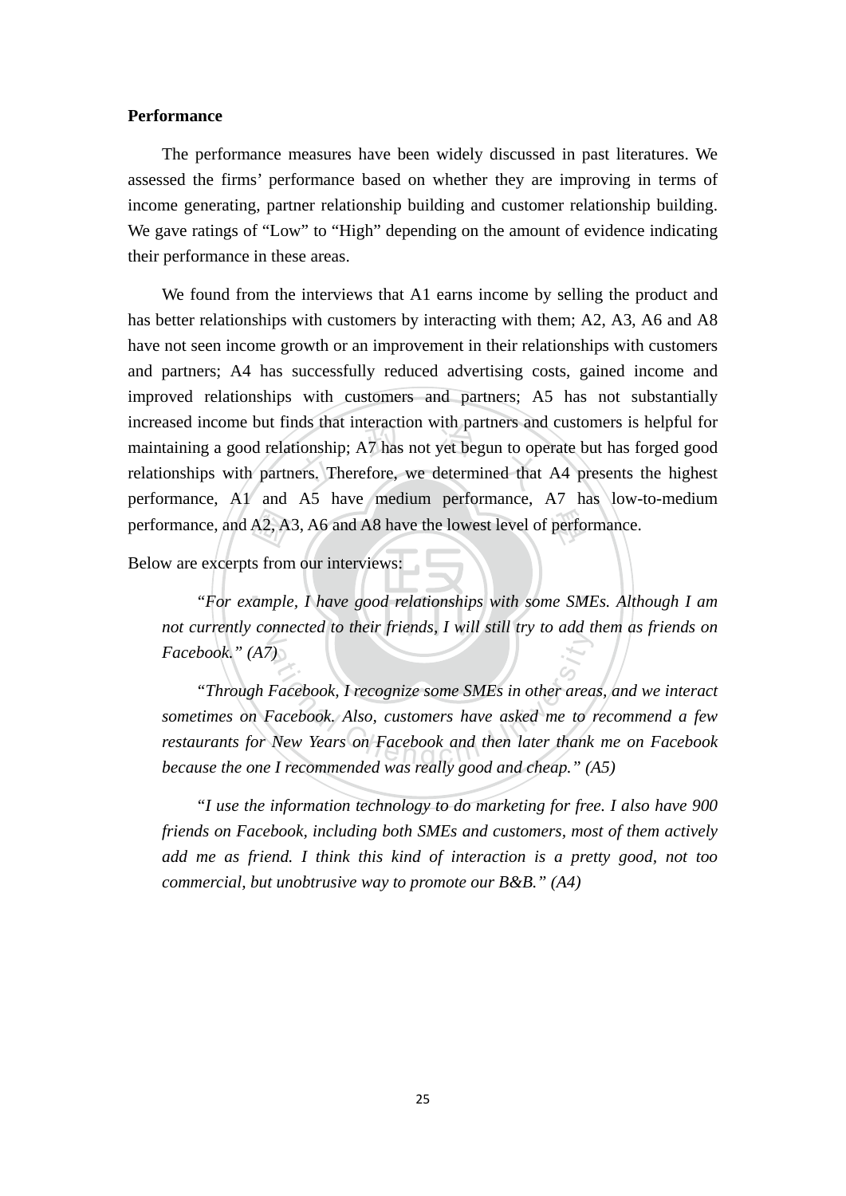**Performance**

The performance measures have been widely discussed in past literatures. We assessed the firms' performance based on whether they are improving in terms of income generating, partner relationship building and customer relationship building. We gave ratings of "Low" to "High" depending on the amount of evidence indicating their performance in these areas.

We found from the interviews that A1 earns income by selling the product and has better relationships with customers by interacting with them; A2, A3, A6 and A8 have not seen income growth or an improvement in their relationships with customers and partners; A4 has successfully reduced advertising costs, gained income and improved relationships with customers and partners; A5 has not substantially increased income but finds that interaction with partners and customers is helpful for maintaining a good relationship; A7 has not yet begun to operate but has forged good relationships with partners. Therefore, we determined that A4 presents the highest performance, A1 and A5 have medium performance, A7 has low-to-medium performance, and A2, A3, A6 and A8 have the lowest level of performance.

Below are excerpts from our interviews:

> *"For example, I have good relationships with some SMEs. Although I am not currently connected to their friends, I will still try to add them as friends on Facebook." (A7)*
>
> *"Through Facebook, I recognize some SMEs in other areas, and we interact sometimes on Facebook. Also, customers have asked me to recommend a few restaurants for New Years on Facebook and then later thank me on Facebook because the one I recommended was really good and cheap." (A5)*
>
> *"I use the information technology to do marketing for free. I also have 900 friends on Facebook, including both SMEs and customers, most of them actively add me as friend. I think this kind of interaction is a pretty good, not too commercial, but unobtrusive way to promote our B&B." (A4)*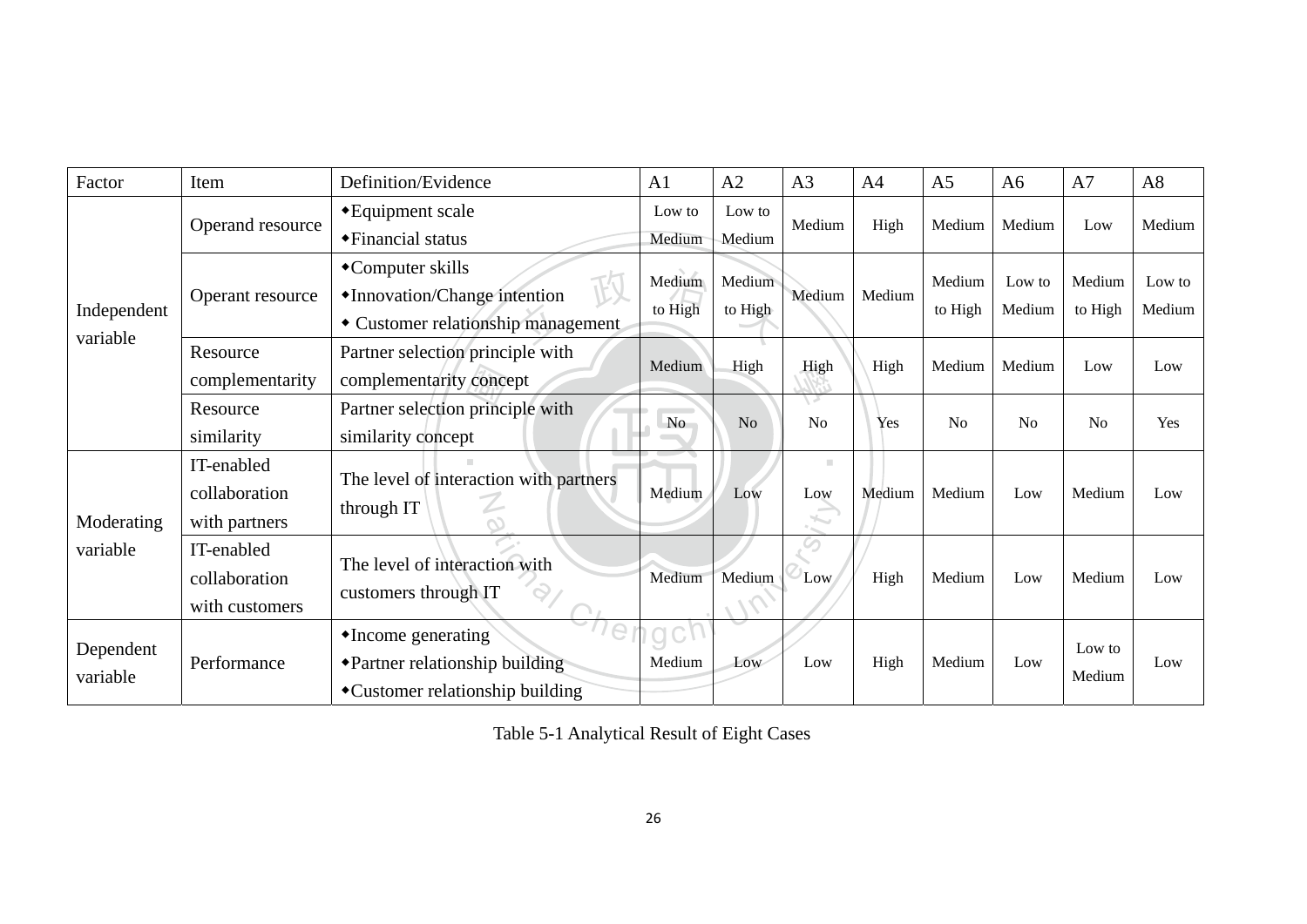| Factor | Item | Definition/Evidence | A1 | A2 | A3 | A4 | A5 | A6 | A7 | A8 |
|---|---|---|---|---|---|---|---|---|---|---|
| Independent variable | Operand resource | ◆Equipment scale<br>◆Financial status | Low to Medium | Low to Medium | Medium | High | Medium | Medium | Low | Medium |
| | Operant resource | ◆Computer skills<br>◆Innovation/Change intention<br>◆ Customer relationship management | Medium to High | Medium to High | Medium | Medium | Medium to High | Low to Medium | Medium to High | Low to Medium |
| | Resource complementarity | Partner selection principle with complementarity concept | Medium | High | High | High | Medium | Medium | Low | Low |
| | Resource similarity | Partner selection principle with similarity concept | No | No | No | Yes | No | No | No | Yes |
| Moderating variable | IT-enabled collaboration with partners | The level of interaction with partners through IT | Medium | Low | Low | Medium | Medium | Low | Medium | Low |
| | IT-enabled collaboration with customers | The level of interaction with customers through IT | Medium | Medium | Low | High | Medium | Low | Medium | Low |
| Dependent variable | Performance | ◆Income generating<br>◆Partner relationship building<br>◆Customer relationship building | Medium | Low | Low | High | Medium | Low | Low to Medium | Low |

Table 5-1 Analytical Result of Eight Cases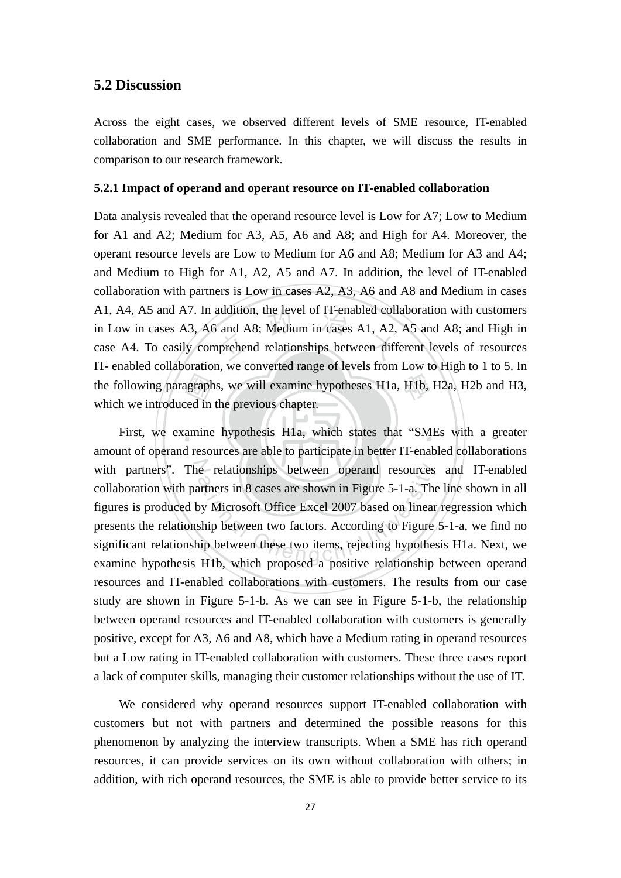## 5.2 Discussion

Across the eight cases, we observed different levels of SME resource, IT-enabled collaboration and SME performance. In this chapter, we will discuss the results in comparison to our research framework.

### 5.2.1 Impact of operand and operant resource on IT-enabled collaboration

Data analysis revealed that the operand resource level is Low for A7; Low to Medium for A1 and A2; Medium for A3, A5, A6 and A8; and High for A4. Moreover, the operant resource levels are Low to Medium for A6 and A8; Medium for A3 and A4; and Medium to High for A1, A2, A5 and A7. In addition, the level of IT-enabled collaboration with partners is Low in cases A2, A3, A6 and A8 and Medium in cases A1, A4, A5 and A7. In addition, the level of IT-enabled collaboration with customers in Low in cases A3, A6 and A8; Medium in cases A1, A2, A5 and A8; and High in case A4. To easily comprehend relationships between different levels of resources IT- enabled collaboration, we converted range of levels from Low to High to 1 to 5. In the following paragraphs, we will examine hypotheses H1a, H1b, H2a, H2b and H3, which we introduced in the previous chapter.

First, we examine hypothesis H1a, which states that "SMEs with a greater amount of operand resources are able to participate in better IT-enabled collaborations with partners". The relationships between operand resources and IT-enabled collaboration with partners in 8 cases are shown in Figure 5-1-a. The line shown in all figures is produced by Microsoft Office Excel 2007 based on linear regression which presents the relationship between two factors. According to Figure 5-1-a, we find no significant relationship between these two items, rejecting hypothesis H1a. Next, we examine hypothesis H1b, which proposed a positive relationship between operand resources and IT-enabled collaborations with customers. The results from our case study are shown in Figure 5-1-b. As we can see in Figure 5-1-b, the relationship between operand resources and IT-enabled collaboration with customers is generally positive, except for A3, A6 and A8, which have a Medium rating in operand resources but a Low rating in IT-enabled collaboration with customers. These three cases report a lack of computer skills, managing their customer relationships without the use of IT.

We considered why operand resources support IT-enabled collaboration with customers but not with partners and determined the possible reasons for this phenomenon by analyzing the interview transcripts. When a SME has rich operand resources, it can provide services on its own without collaboration with others; in addition, with rich operand resources, the SME is able to provide better service to its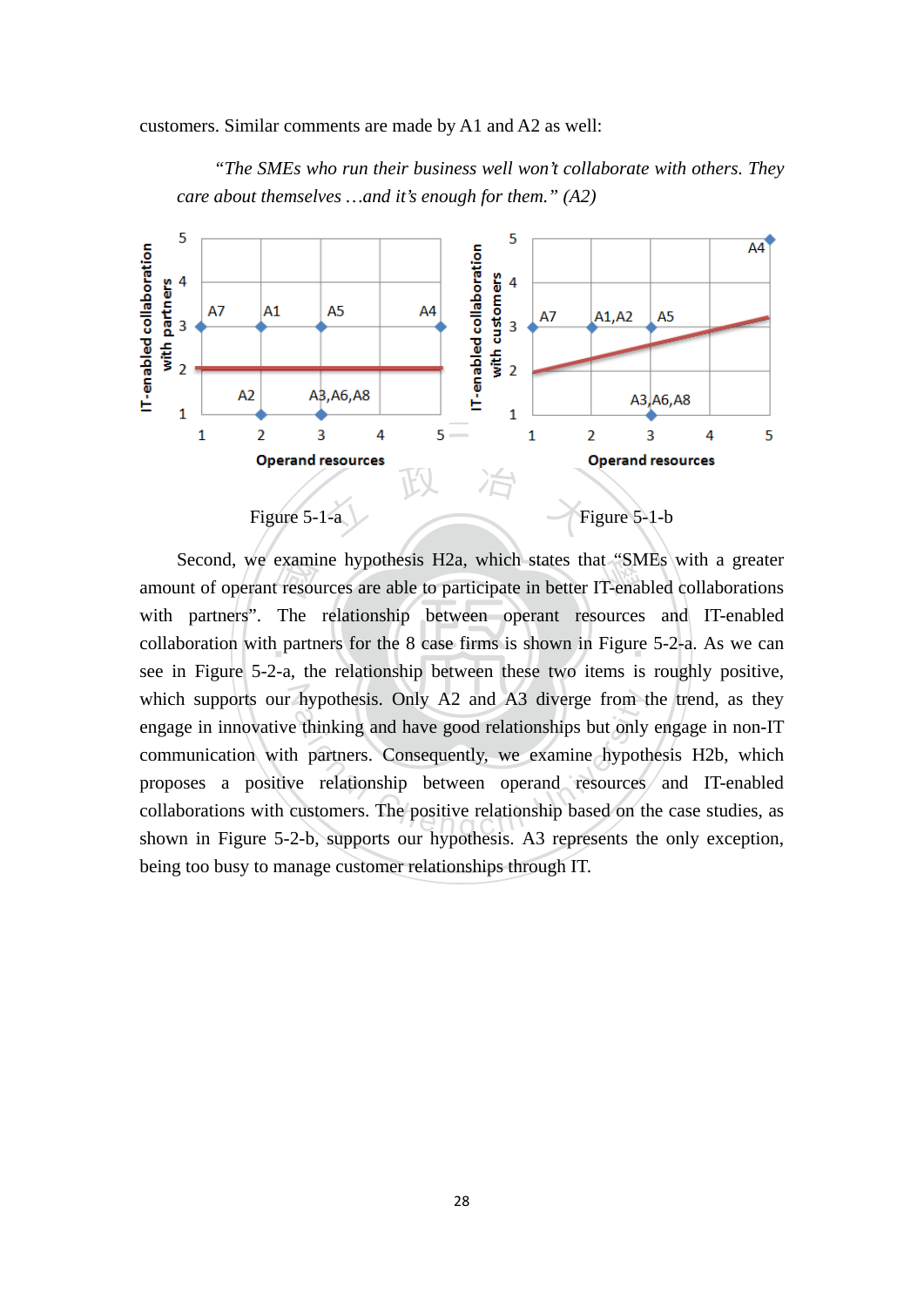customers. Similar comments are made by A1 and A2 as well:

> *"The SMEs who run their business well won't collaborate with others. They care about themselves …and it's enough for them." (A2)*

Figure 5-1-a

Figure 5-1-b

Second, we examine hypothesis H2a, which states that "SMEs with a greater amount of operant resources are able to participate in better IT-enabled collaborations with partners". The relationship between operant resources and IT-enabled collaboration with partners for the 8 case firms is shown in Figure 5-2-a. As we can see in Figure 5-2-a, the relationship between these two items is roughly positive, which supports our hypothesis. Only A2 and A3 diverge from the trend, as they engage in innovative thinking and have good relationships but only engage in non-IT communication with partners. Consequently, we examine hypothesis H2b, which proposes a positive relationship between operand resources and IT-enabled collaborations with customers. The positive relationship based on the case studies, as shown in Figure 5-2-b, supports our hypothesis. A3 represents the only exception, being too busy to manage customer relationships through IT.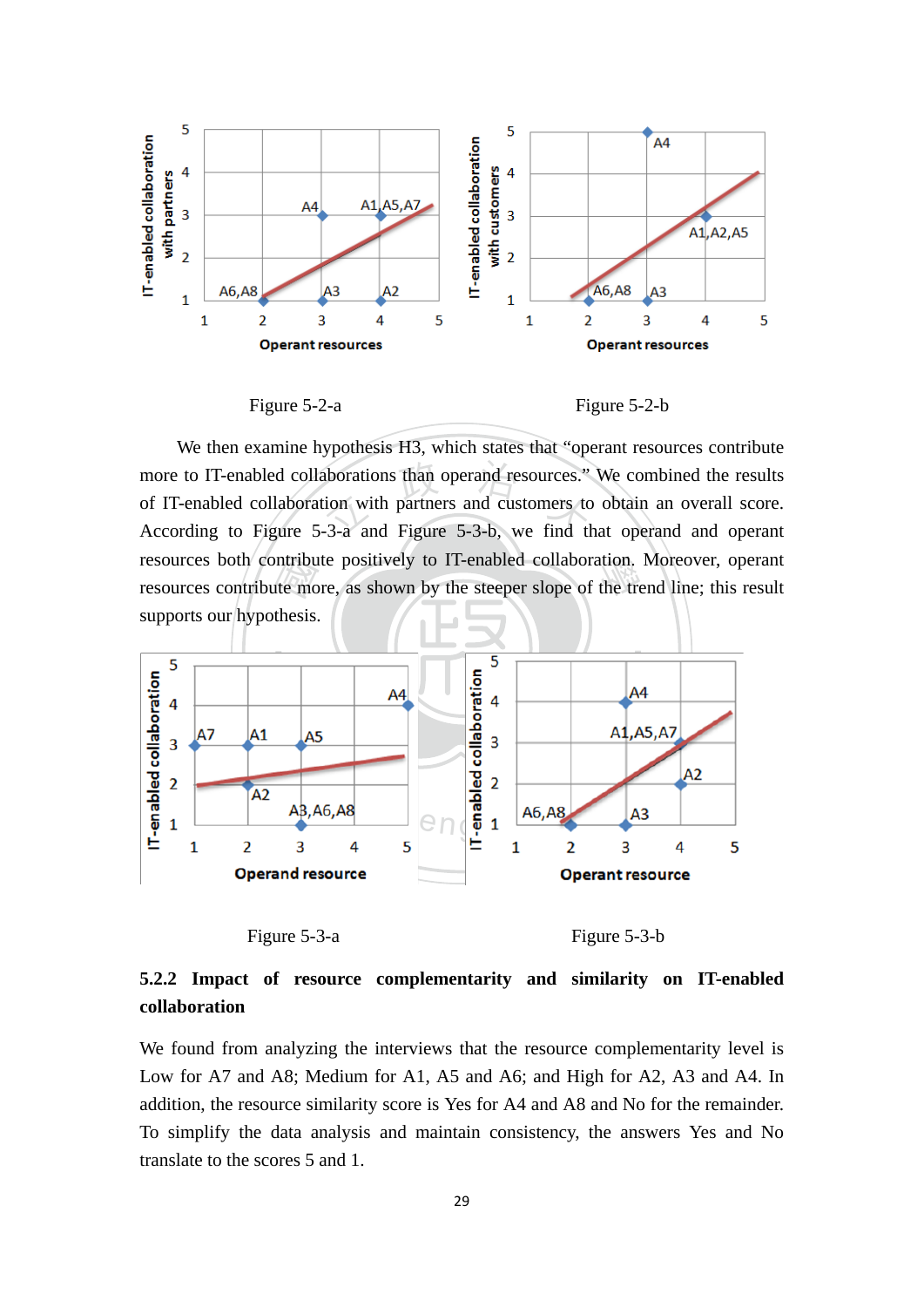Figure 5-2-a

Figure 5-2-b

We then examine hypothesis H3, which states that "operant resources contribute more to IT-enabled collaborations than operand resources." We combined the results of IT-enabled collaboration with partners and customers to obtain an overall score. According to Figure 5-3-a and Figure 5-3-b, we find that operand and operant resources both contribute positively to IT-enabled collaboration. Moreover, operant resources contribute more, as shown by the steeper slope of the trend line; this result supports our hypothesis.

Figure 5-3-a

Figure 5-3-b

### 5.2.2 Impact of resource complementarity and similarity on IT-enabled collaboration

We found from analyzing the interviews that the resource complementarity level is Low for A7 and A8; Medium for A1, A5 and A6; and High for A2, A3 and A4. In addition, the resource similarity score is Yes for A4 and A8 and No for the remainder. To simplify the data analysis and maintain consistency, the answers Yes and No translate to the scores 5 and 1.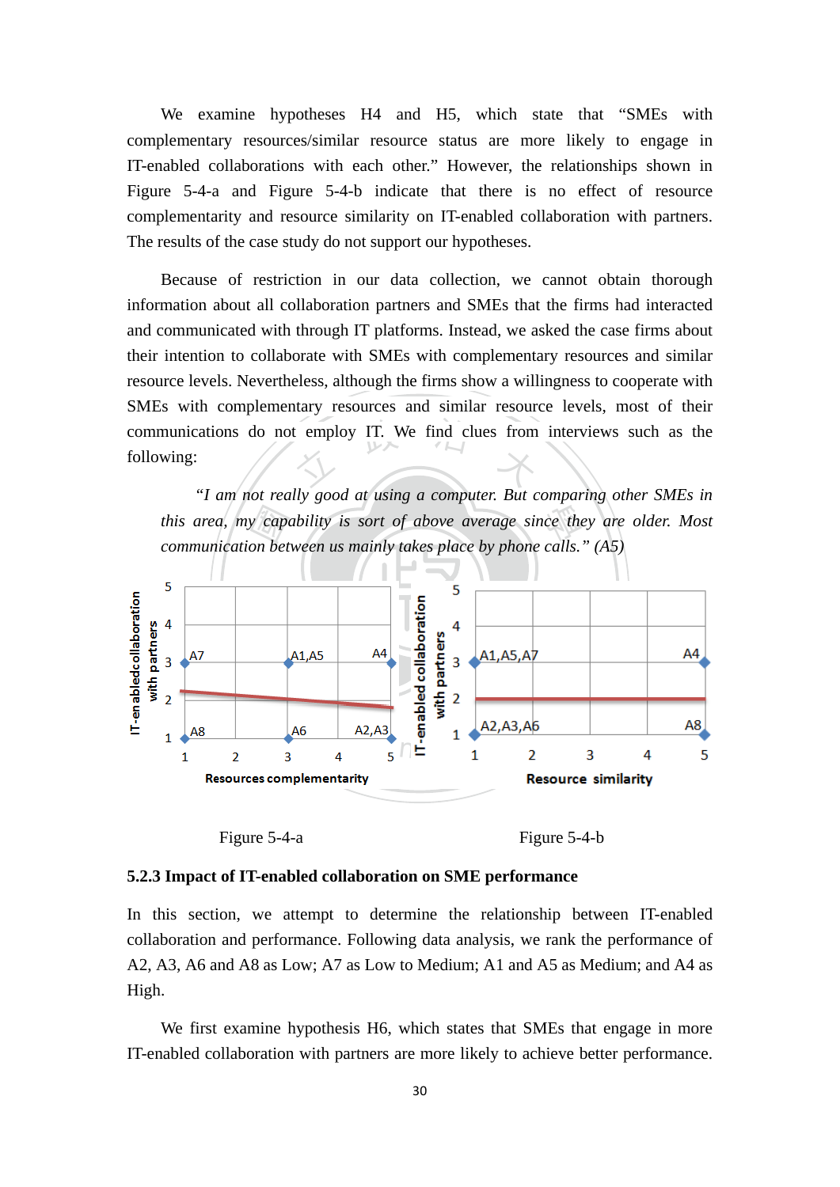We examine hypotheses H4 and H5, which state that "SMEs with complementary resources/similar resource status are more likely to engage in IT-enabled collaborations with each other." However, the relationships shown in Figure 5-4-a and Figure 5-4-b indicate that there is no effect of resource complementarity and resource similarity on IT-enabled collaboration with partners. The results of the case study do not support our hypotheses.

Because of restriction in our data collection, we cannot obtain thorough information about all collaboration partners and SMEs that the firms had interacted and communicated with through IT platforms. Instead, we asked the case firms about their intention to collaborate with SMEs with complementary resources and similar resource levels. Nevertheless, although the firms show a willingness to cooperate with SMEs with complementary resources and similar resource levels, most of their communications do not employ IT. We find clues from interviews such as the following:

> *"I am not really good at using a computer. But comparing other SMEs in this area, my capability is sort of above average since they are older. Most communication between us mainly takes place by phone calls." (A5)*

Figure 5-4-a

Figure 5-4-b

### 5.2.3 Impact of IT-enabled collaboration on SME performance

In this section, we attempt to determine the relationship between IT-enabled collaboration and performance. Following data analysis, we rank the performance of A2, A3, A6 and A8 as Low; A7 as Low to Medium; A1 and A5 as Medium; and A4 as High.

We first examine hypothesis H6, which states that SMEs that engage in more IT-enabled collaboration with partners are more likely to achieve better performance.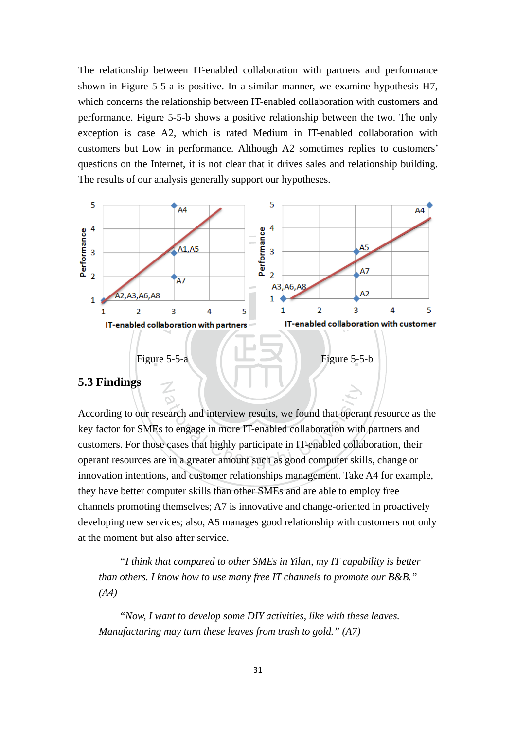The relationship between IT-enabled collaboration with partners and performance shown in Figure 5-5-a is positive. In a similar manner, we examine hypothesis H7, which concerns the relationship between IT-enabled collaboration with customers and performance. Figure 5-5-b shows a positive relationship between the two. The only exception is case A2, which is rated Medium in IT-enabled collaboration with customers but Low in performance. Although A2 sometimes replies to customers' questions on the Internet, it is not clear that it drives sales and relationship building. The results of our analysis generally support our hypotheses.

Figure 5-5-a

Figure 5-5-b

## 5.3 Findings

According to our research and interview results, we found that operant resource as the key factor for SMEs to engage in more IT-enabled collaboration with partners and customers. For those cases that highly participate in IT-enabled collaboration, their operant resources are in a greater amount such as good computer skills, change or innovation intentions, and customer relationships management. Take A4 for example, they have better computer skills than other SMEs and are able to employ free channels promoting themselves; A7 is innovative and change-oriented in proactively developing new services; also, A5 manages good relationship with customers not only at the moment but also after service.

> *"I think that compared to other SMEs in Yilan, my IT capability is better than others. I know how to use many free IT channels to promote our B&B." (A4)*

> *"Now, I want to develop some DIY activities, like with these leaves. Manufacturing may turn these leaves from trash to gold." (A7)*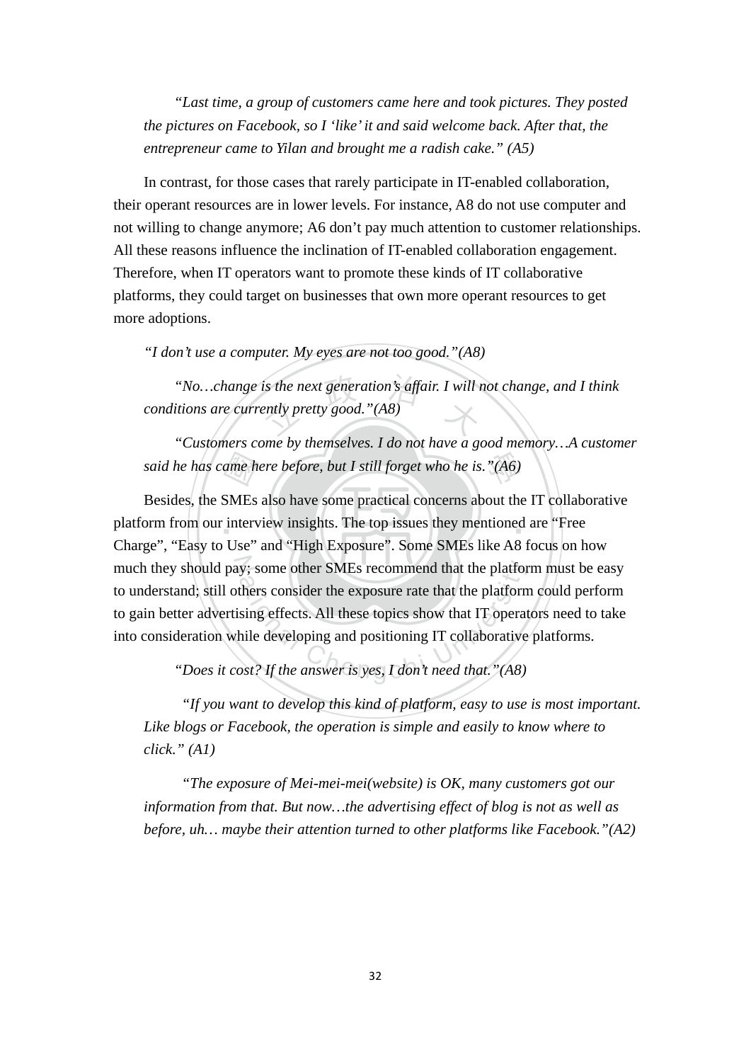*"Last time, a group of customers came here and took pictures. They posted the pictures on Facebook, so I 'like' it and said welcome back. After that, the entrepreneur came to Yilan and brought me a radish cake." (A5)*

In contrast, for those cases that rarely participate in IT-enabled collaboration, their operant resources are in lower levels. For instance, A8 do not use computer and not willing to change anymore; A6 don't pay much attention to customer relationships. All these reasons influence the inclination of IT-enabled collaboration engagement. Therefore, when IT operators want to promote these kinds of IT collaborative platforms, they could target on businesses that own more operant resources to get more adoptions.

*"I don't use a computer. My eyes are not too good."(A8)*

*"No…change is the next generation's affair. I will not change, and I think conditions are currently pretty good."(A8)*

*"Customers come by themselves. I do not have a good memory…A customer said he has came here before, but I still forget who he is."(A6)*

Besides, the SMEs also have some practical concerns about the IT collaborative platform from our interview insights. The top issues they mentioned are "Free Charge", "Easy to Use" and "High Exposure". Some SMEs like A8 focus on how much they should pay; some other SMEs recommend that the platform must be easy to understand; still others consider the exposure rate that the platform could perform to gain better advertising effects. All these topics show that IT operators need to take into consideration while developing and positioning IT collaborative platforms.

*"Does it cost? If the answer is yes, I don't need that."(A8)*

*"If you want to develop this kind of platform, easy to use is most important. Like blogs or Facebook, the operation is simple and easily to know where to click." (A1)*

*"The exposure of Mei-mei-mei(website) is OK, many customers got our information from that. But now…the advertising effect of blog is not as well as before, uh… maybe their attention turned to other platforms like Facebook."(A2)*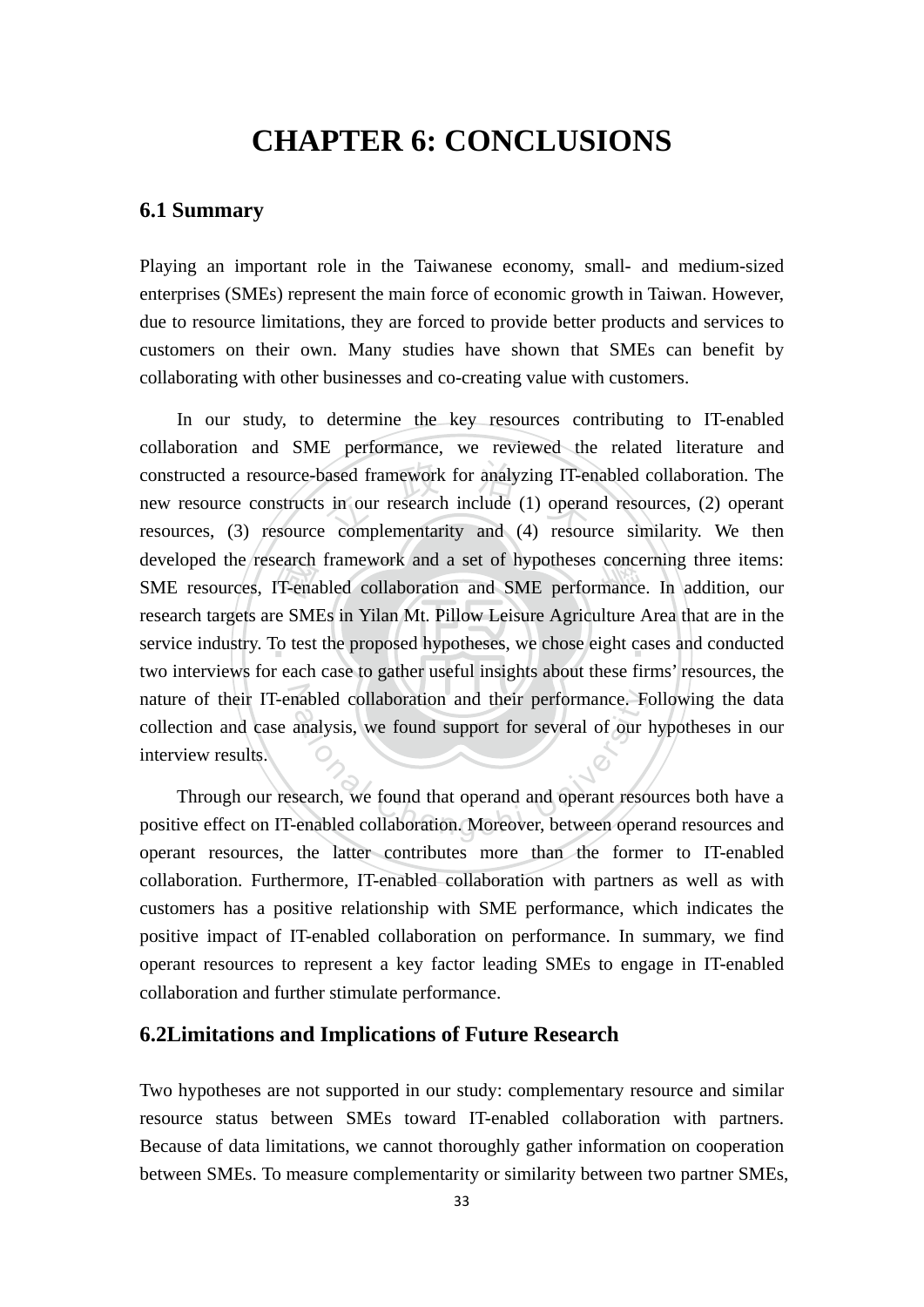# CHAPTER 6: CONCLUSIONS

## 6.1 Summary

Playing an important role in the Taiwanese economy, small- and medium-sized enterprises (SMEs) represent the main force of economic growth in Taiwan. However, due to resource limitations, they are forced to provide better products and services to customers on their own. Many studies have shown that SMEs can benefit by collaborating with other businesses and co-creating value with customers.

In our study, to determine the key resources contributing to IT-enabled collaboration and SME performance, we reviewed the related literature and constructed a resource-based framework for analyzing IT-enabled collaboration. The new resource constructs in our research include (1) operand resources, (2) operant resources, (3) resource complementarity and (4) resource similarity. We then developed the research framework and a set of hypotheses concerning three items: SME resources, IT-enabled collaboration and SME performance. In addition, our research targets are SMEs in Yilan Mt. Pillow Leisure Agriculture Area that are in the service industry. To test the proposed hypotheses, we chose eight cases and conducted two interviews for each case to gather useful insights about these firms' resources, the nature of their IT-enabled collaboration and their performance. Following the data collection and case analysis, we found support for several of our hypotheses in our interview results.

Through our research, we found that operand and operant resources both have a positive effect on IT-enabled collaboration. Moreover, between operand resources and operant resources, the latter contributes more than the former to IT-enabled collaboration. Furthermore, IT-enabled collaboration with partners as well as with customers has a positive relationship with SME performance, which indicates the positive impact of IT-enabled collaboration on performance. In summary, we find operant resources to represent a key factor leading SMEs to engage in IT-enabled collaboration and further stimulate performance.

## 6.2Limitations and Implications of Future Research

Two hypotheses are not supported in our study: complementary resource and similar resource status between SMEs toward IT-enabled collaboration with partners. Because of data limitations, we cannot thoroughly gather information on cooperation between SMEs. To measure complementarity or similarity between two partner SMEs,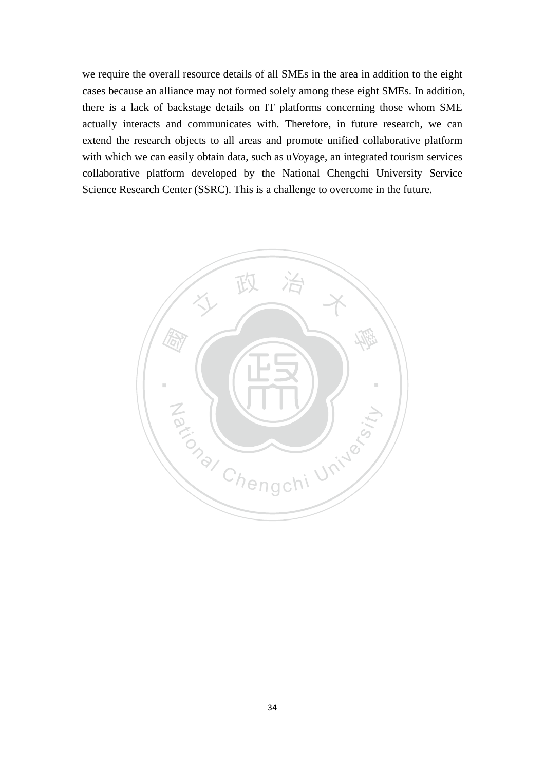we require the overall resource details of all SMEs in the area in addition to the eight cases because an alliance may not formed solely among these eight SMEs. In addition, there is a lack of backstage details on IT platforms concerning those whom SME actually interacts and communicates with. Therefore, in future research, we can extend the research objects to all areas and promote unified collaborative platform with which we can easily obtain data, such as uVoyage, an integrated tourism services collaborative platform developed by the National Chengchi University Service Science Research Center (SSRC). This is a challenge to overcome in the future.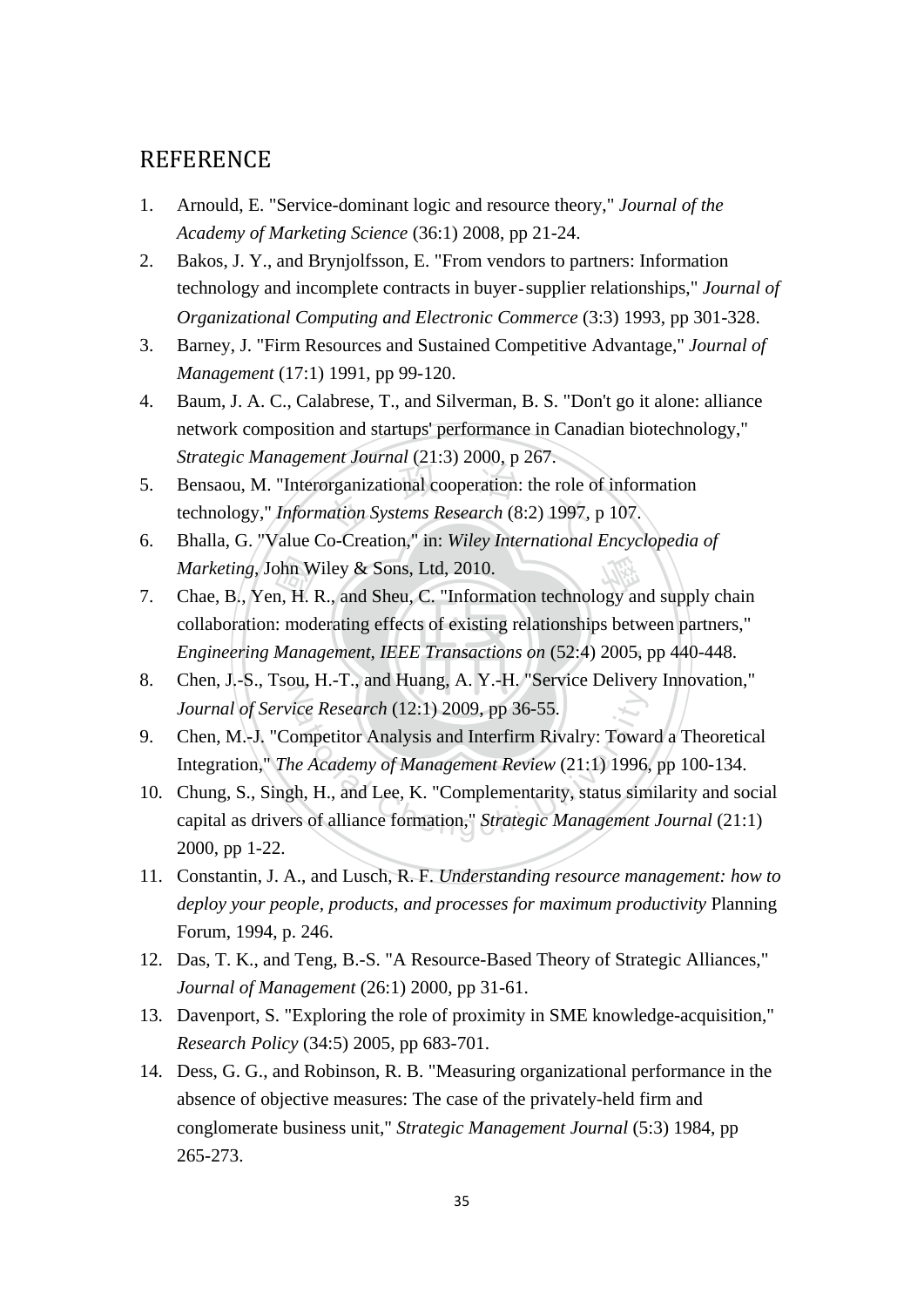# REFERENCE

1. Arnould, E. "Service-dominant logic and resource theory," *Journal of the Academy of Marketing Science* (36:1) 2008, pp 21-24.
2. Bakos, J. Y., and Brynjolfsson, E. "From vendors to partners: Information technology and incomplete contracts in buyer-supplier relationships," *Journal of Organizational Computing and Electronic Commerce* (3:3) 1993, pp 301-328.
3. Barney, J. "Firm Resources and Sustained Competitive Advantage," *Journal of Management* (17:1) 1991, pp 99-120.
4. Baum, J. A. C., Calabrese, T., and Silverman, B. S. "Don't go it alone: alliance network composition and startups' performance in Canadian biotechnology," *Strategic Management Journal* (21:3) 2000, p 267.
5. Bensaou, M. "Interorganizational cooperation: the role of information technology," *Information Systems Research* (8:2) 1997, p 107.
6. Bhalla, G. "Value Co-Creation," in: *Wiley International Encyclopedia of Marketing*, John Wiley & Sons, Ltd, 2010.
7. Chae, B., Yen, H. R., and Sheu, C. "Information technology and supply chain collaboration: moderating effects of existing relationships between partners," *Engineering Management, IEEE Transactions on* (52:4) 2005, pp 440-448.
8. Chen, J.-S., Tsou, H.-T., and Huang, A. Y.-H. "Service Delivery Innovation," *Journal of Service Research* (12:1) 2009, pp 36-55.
9. Chen, M.-J. "Competitor Analysis and Interfirm Rivalry: Toward a Theoretical Integration," *The Academy of Management Review* (21:1) 1996, pp 100-134.
10. Chung, S., Singh, H., and Lee, K. "Complementarity, status similarity and social capital as drivers of alliance formation," *Strategic Management Journal* (21:1) 2000, pp 1-22.
11. Constantin, J. A., and Lusch, R. F. *Understanding resource management: how to deploy your people, products, and processes for maximum productivity* Planning Forum, 1994, p. 246.
12. Das, T. K., and Teng, B.-S. "A Resource-Based Theory of Strategic Alliances," *Journal of Management* (26:1) 2000, pp 31-61.
13. Davenport, S. "Exploring the role of proximity in SME knowledge-acquisition," *Research Policy* (34:5) 2005, pp 683-701.
14. Dess, G. G., and Robinson, R. B. "Measuring organizational performance in the absence of objective measures: The case of the privately-held firm and conglomerate business unit," *Strategic Management Journal* (5:3) 1984, pp 265-273.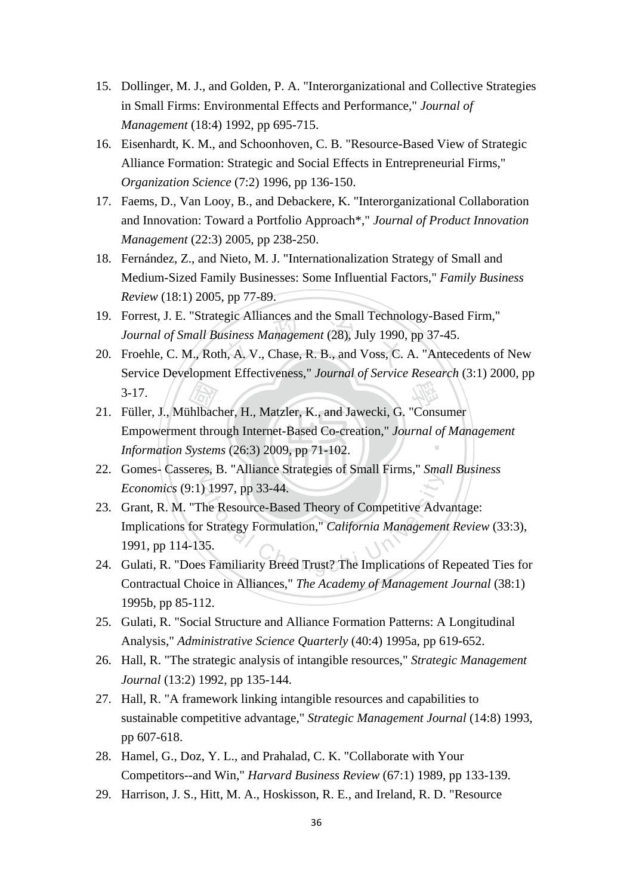15. Dollinger, M. J., and Golden, P. A. "Interorganizational and Collective Strategies in Small Firms: Environmental Effects and Performance," *Journal of Management* (18:4) 1992, pp 695-715.
16. Eisenhardt, K. M., and Schoonhoven, C. B. "Resource-Based View of Strategic Alliance Formation: Strategic and Social Effects in Entrepreneurial Firms," *Organization Science* (7:2) 1996, pp 136-150.
17. Faems, D., Van Looy, B., and Debackere, K. "Interorganizational Collaboration and Innovation: Toward a Portfolio Approach*," *Journal of Product Innovation Management* (22:3) 2005, pp 238-250.
18. Fernández, Z., and Nieto, M. J. "Internationalization Strategy of Small and Medium-Sized Family Businesses: Some Influential Factors," *Family Business Review* (18:1) 2005, pp 77-89.
19. Forrest, J. E. "Strategic Alliances and the Small Technology-Based Firm," *Journal of Small Business Management* (28), July 1990, pp 37-45.
20. Froehle, C. M., Roth, A. V., Chase, R. B., and Voss, C. A. "Antecedents of New Service Development Effectiveness," *Journal of Service Research* (3:1) 2000, pp 3-17.
21. Füller, J., Mühlbacher, H., Matzler, K., and Jawecki, G. "Consumer Empowerment through Internet-Based Co-creation," *Journal of Management Information Systems* (26:3) 2009, pp 71-102.
22. Gomes- Casseres, B. "Alliance Strategies of Small Firms," *Small Business Economics* (9:1) 1997, pp 33-44.
23. Grant, R. M. "The Resource-Based Theory of Competitive Advantage: Implications for Strategy Formulation," *California Management Review* (33:3), 1991, pp 114-135.
24. Gulati, R. "Does Familiarity Breed Trust? The Implications of Repeated Ties for Contractual Choice in Alliances," *The Academy of Management Journal* (38:1) 1995b, pp 85-112.
25. Gulati, R. "Social Structure and Alliance Formation Patterns: A Longitudinal Analysis," *Administrative Science Quarterly* (40:4) 1995a, pp 619-652.
26. Hall, R. "The strategic analysis of intangible resources," *Strategic Management Journal* (13:2) 1992, pp 135-144.
27. Hall, R. "A framework linking intangible resources and capabilities to sustainable competitive advantage," *Strategic Management Journal* (14:8) 1993, pp 607-618.
28. Hamel, G., Doz, Y. L., and Prahalad, C. K. "Collaborate with Your Competitors--and Win," *Harvard Business Review* (67:1) 1989, pp 133-139.
29. Harrison, J. S., Hitt, M. A., Hoskisson, R. E., and Ireland, R. D. "Resource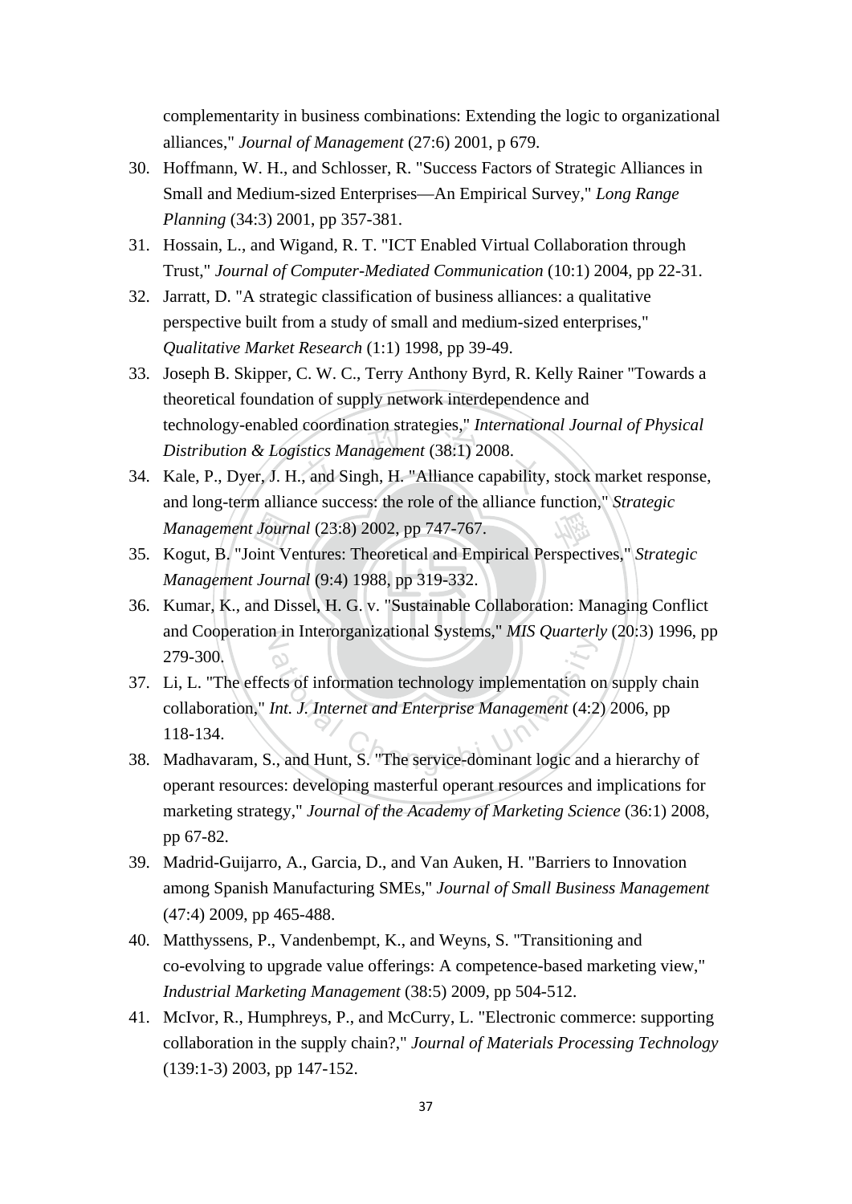complementarity in business combinations: Extending the logic to organizational alliances," *Journal of Management* (27:6) 2001, p 679.

30. Hoffmann, W. H., and Schlosser, R. "Success Factors of Strategic Alliances in Small and Medium-sized Enterprises—An Empirical Survey," *Long Range Planning* (34:3) 2001, pp 357-381.
31. Hossain, L., and Wigand, R. T. "ICT Enabled Virtual Collaboration through Trust," *Journal of Computer-Mediated Communication* (10:1) 2004, pp 22-31.
32. Jarratt, D. "A strategic classification of business alliances: a qualitative perspective built from a study of small and medium-sized enterprises," *Qualitative Market Research* (1:1) 1998, pp 39-49.
33. Joseph B. Skipper, C. W. C., Terry Anthony Byrd, R. Kelly Rainer "Towards a theoretical foundation of supply network interdependence and technology-enabled coordination strategies," *International Journal of Physical Distribution & Logistics Management* (38:1) 2008.
34. Kale, P., Dyer, J. H., and Singh, H. "Alliance capability, stock market response, and long-term alliance success: the role of the alliance function," *Strategic Management Journal* (23:8) 2002, pp 747-767.
35. Kogut, B. "Joint Ventures: Theoretical and Empirical Perspectives," *Strategic Management Journal* (9:4) 1988, pp 319-332.
36. Kumar, K., and Dissel, H. G. v. "Sustainable Collaboration: Managing Conflict and Cooperation in Interorganizational Systems," *MIS Quarterly* (20:3) 1996, pp 279-300.
37. Li, L. "The effects of information technology implementation on supply chain collaboration," *Int. J. Internet and Enterprise Management* (4:2) 2006, pp 118-134.
38. Madhavaram, S., and Hunt, S. "The service-dominant logic and a hierarchy of operant resources: developing masterful operant resources and implications for marketing strategy," *Journal of the Academy of Marketing Science* (36:1) 2008, pp 67-82.
39. Madrid-Guijarro, A., Garcia, D., and Van Auken, H. "Barriers to Innovation among Spanish Manufacturing SMEs," *Journal of Small Business Management* (47:4) 2009, pp 465-488.
40. Matthyssens, P., Vandenbempt, K., and Weyns, S. "Transitioning and co-evolving to upgrade value offerings: A competence-based marketing view," *Industrial Marketing Management* (38:5) 2009, pp 504-512.
41. McIvor, R., Humphreys, P., and McCurry, L. "Electronic commerce: supporting collaboration in the supply chain?," *Journal of Materials Processing Technology* (139:1-3) 2003, pp 147-152.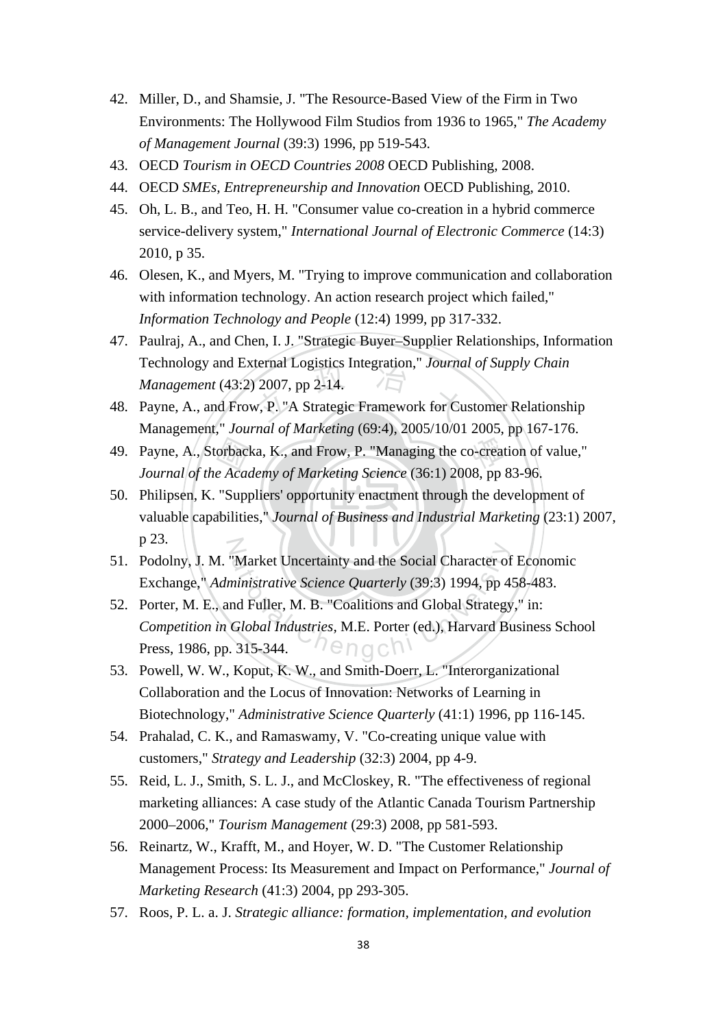42. Miller, D., and Shamsie, J. "The Resource-Based View of the Firm in Two Environments: The Hollywood Film Studios from 1936 to 1965," *The Academy of Management Journal* (39:3) 1996, pp 519-543.
43. OECD *Tourism in OECD Countries 2008* OECD Publishing, 2008.
44. OECD *SMEs, Entrepreneurship and Innovation* OECD Publishing, 2010.
45. Oh, L. B., and Teo, H. H. "Consumer value co-creation in a hybrid commerce service-delivery system," *International Journal of Electronic Commerce* (14:3) 2010, p 35.
46. Olesen, K., and Myers, M. "Trying to improve communication and collaboration with information technology. An action research project which failed," *Information Technology and People* (12:4) 1999, pp 317-332.
47. Paulraj, A., and Chen, I. J. "Strategic Buyer–Supplier Relationships, Information Technology and External Logistics Integration," *Journal of Supply Chain Management* (43:2) 2007, pp 2-14.
48. Payne, A., and Frow, P. "A Strategic Framework for Customer Relationship Management," *Journal of Marketing* (69:4), 2005/10/01 2005, pp 167-176.
49. Payne, A., Storbacka, K., and Frow, P. "Managing the co-creation of value," *Journal of the Academy of Marketing Science* (36:1) 2008, pp 83-96.
50. Philipsen, K. "Suppliers' opportunity enactment through the development of valuable capabilities," *Journal of Business and Industrial Marketing* (23:1) 2007, p 23.
51. Podolny, J. M. "Market Uncertainty and the Social Character of Economic Exchange," *Administrative Science Quarterly* (39:3) 1994, pp 458-483.
52. Porter, M. E., and Fuller, M. B. "Coalitions and Global Strategy," in: *Competition in Global Industries,* M.E. Porter (ed.), Harvard Business School Press, 1986, pp. 315-344.
53. Powell, W. W., Koput, K. W., and Smith-Doerr, L. "Interorganizational Collaboration and the Locus of Innovation: Networks of Learning in Biotechnology," *Administrative Science Quarterly* (41:1) 1996, pp 116-145.
54. Prahalad, C. K., and Ramaswamy, V. "Co-creating unique value with customers," *Strategy and Leadership* (32:3) 2004, pp 4-9.
55. Reid, L. J., Smith, S. L. J., and McCloskey, R. "The effectiveness of regional marketing alliances: A case study of the Atlantic Canada Tourism Partnership 2000–2006," *Tourism Management* (29:3) 2008, pp 581-593.
56. Reinartz, W., Krafft, M., and Hoyer, W. D. "The Customer Relationship Management Process: Its Measurement and Impact on Performance," *Journal of Marketing Research* (41:3) 2004, pp 293-305.
57. Roos, P. L. a. J. *Strategic alliance: formation, implementation, and evolution*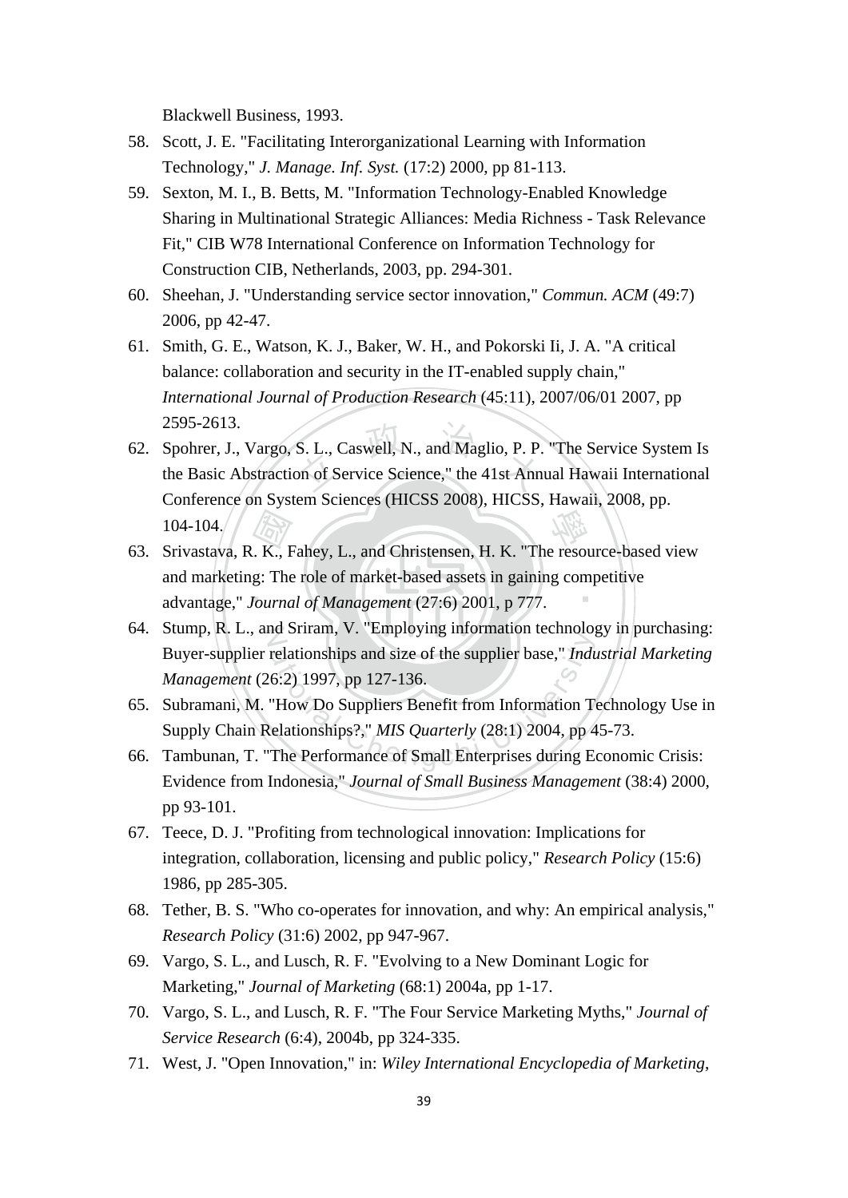Blackwell Business, 1993.

58. Scott, J. E. "Facilitating Interorganizational Learning with Information Technology," *J. Manage. Inf. Syst.* (17:2) 2000, pp 81-113.
59. Sexton, M. I., B. Betts, M. "Information Technology-Enabled Knowledge Sharing in Multinational Strategic Alliances: Media Richness - Task Relevance Fit," CIB W78 International Conference on Information Technology for Construction CIB, Netherlands, 2003, pp. 294-301.
60. Sheehan, J. "Understanding service sector innovation," *Commun. ACM* (49:7) 2006, pp 42-47.
61. Smith, G. E., Watson, K. J., Baker, W. H., and Pokorski Ii, J. A. "A critical balance: collaboration and security in the IT-enabled supply chain," *International Journal of Production Research* (45:11), 2007/06/01 2007, pp 2595-2613.
62. Spohrer, J., Vargo, S. L., Caswell, N., and Maglio, P. P. "The Service System Is the Basic Abstraction of Service Science," the 41st Annual Hawaii International Conference on System Sciences (HICSS 2008), HICSS, Hawaii, 2008, pp. 104-104.
63. Srivastava, R. K., Fahey, L., and Christensen, H. K. "The resource-based view and marketing: The role of market-based assets in gaining competitive advantage," *Journal of Management* (27:6) 2001, p 777.
64. Stump, R. L., and Sriram, V. "Employing information technology in purchasing: Buyer-supplier relationships and size of the supplier base," *Industrial Marketing Management* (26:2) 1997, pp 127-136.
65. Subramani, M. "How Do Suppliers Benefit from Information Technology Use in Supply Chain Relationships?," *MIS Quarterly* (28:1) 2004, pp 45-73.
66. Tambunan, T. "The Performance of Small Enterprises during Economic Crisis: Evidence from Indonesia," *Journal of Small Business Management* (38:4) 2000, pp 93-101.
67. Teece, D. J. "Profiting from technological innovation: Implications for integration, collaboration, licensing and public policy," *Research Policy* (15:6) 1986, pp 285-305.
68. Tether, B. S. "Who co-operates for innovation, and why: An empirical analysis," *Research Policy* (31:6) 2002, pp 947-967.
69. Vargo, S. L., and Lusch, R. F. "Evolving to a New Dominant Logic for Marketing," *Journal of Marketing* (68:1) 2004a, pp 1-17.
70. Vargo, S. L., and Lusch, R. F. "The Four Service Marketing Myths," *Journal of Service Research* (6:4), 2004b, pp 324-335.
71. West, J. "Open Innovation," in: *Wiley International Encyclopedia of Marketing*,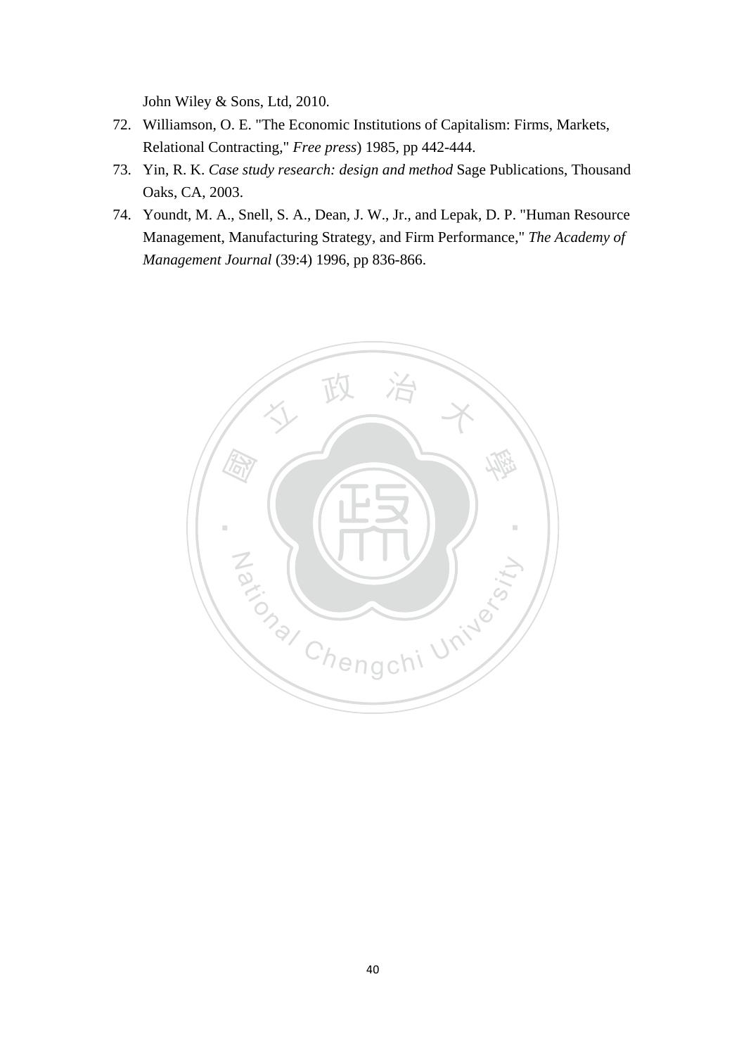John Wiley & Sons, Ltd, 2010.

72. Williamson, O. E. "The Economic Institutions of Capitalism: Firms, Markets, Relational Contracting," *Free press*) 1985, pp 442-444.
73. Yin, R. K. *Case study research: design and method* Sage Publications, Thousand Oaks, CA, 2003.
74. Youndt, M. A., Snell, S. A., Dean, J. W., Jr., and Lepak, D. P. "Human Resource Management, Manufacturing Strategy, and Firm Performance," *The Academy of Management Journal* (39:4) 1996, pp 836-866.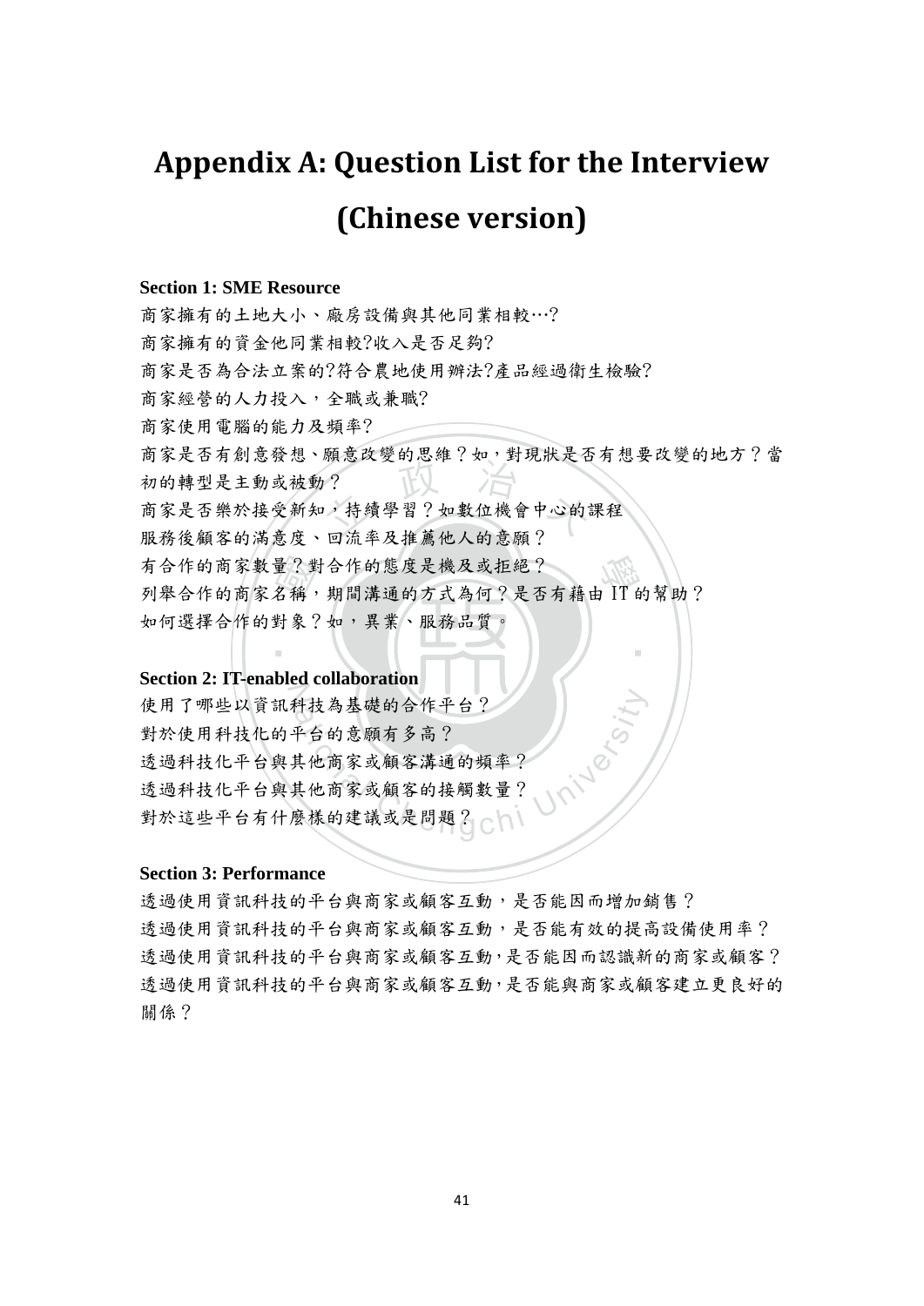# Appendix A: Question List for the Interview (Chinese version)

**Section 1: SME Resource**

商家擁有的土地大小、廠房設備與其他同業相較…?

商家擁有的資金他同業相較?收入是否足夠?

商家是否為合法立案的?符合農地使用辦法?產品經過衛生檢驗?

商家經營的人力投入，全職或兼職?

商家使用電腦的能力及頻率?

商家是否有創意發想、願意改變的思維？如，對現狀是否有想要改變的地方？當初的轉型是主動或被動？

商家是否樂於接受新知，持續學習？如數位機會中心的課程

服務後顧客的滿意度、回流率及推薦他人的意願？

有合作的商家數量？對合作的態度是積極或拒絕？

列舉合作的商家名稱，期間溝通的方式為何？是否有藉由 IT 的幫助？

如何選擇合作的對象？如，異業、服務品質。

**Section 2: IT-enabled collaboration**

使用了哪些以資訊科技為基礎的合作平台？

對於使用科技化的平台的意願有多高？

透過科技化平台與其他商家或顧客溝通的頻率？

透過科技化平台與其他商家或顧客的接觸數量？

對於這些平台有什麼樣的建議或是問題？

**Section 3: Performance**

透過使用資訊科技的平台與商家或顧客互動，是否能因而增加銷售？

透過使用資訊科技的平台與商家或顧客互動，是否能有效的提高設備使用率？

透過使用資訊科技的平台與商家或顧客互動，是否能因而認識新的商家或顧客？

透過使用資訊科技的平台與商家或顧客互動，是否能與商家或顧客建立更良好的關係？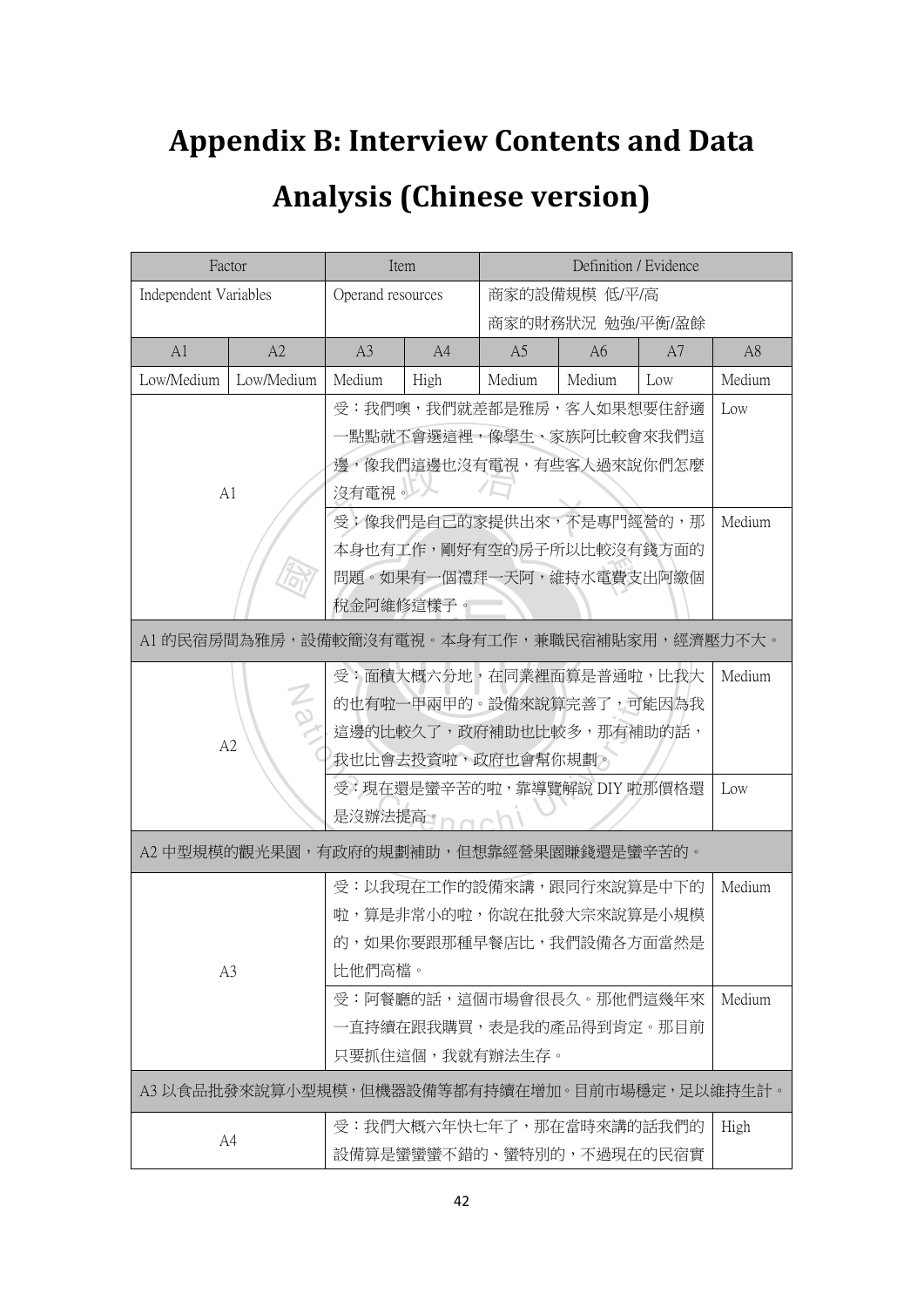# Appendix B: Interview Contents and Data Analysis (Chinese version)

| Factor | | Item | | Definition / Evidence | | | |
|---|---|---|---|---|---|---|---|
| Independent Variables | | Operand resources | | 商家的設備規模 低/平/高<br>商家的財務狀況 勉強/平衡/盈餘 | | | |
| A1 | A2 | A3 | A4 | A5 | A6 | A7 | A8 |
| Low/Medium | Low/Medium | Medium | High | Medium | Medium | Low | Medium |
| A1 | | 受：我們噢，我們就差都是雅房，客人如果想要住舒適一點點就不會選這裡，像學生、家族阿比較會來我們這邊，像我們這邊也沒有電視，有些客人過來說你們怎麼沒有電視。 | | | | | Low |
| | | 受：像我們是自己的家提供出來，不是專門經營的，那本身也有工作，剛好有空的房子所以比較沒有錢方面的問題。如果有一個禮拜一天阿，維持水電費支出阿繳個稅金阿維修這樣子。 | | | | | Medium |
| A1 的民宿房間為雅房，設備較簡沒有電視。本身有工作，兼職民宿補貼家用，經濟壓力不大。 | | | | | | | |
| A2 | | 受：面積大概六分地，在同業裡面算是普通啦，比我大的也有啦一甲兩甲的。設備來說算完善了，可能因為我這邊的比較久了，政府補助也比較多，那有補助的話，我也比會去投資啦，政府也會幫你規劃。 | | | | | Medium |
| | | 受：現在還是蠻辛苦的啦，靠導覽解說 DIY 啦那價格還是沒辦法提高。 | | | | | Low |
| A2 中型規模的觀光果園，有政府的規劃補助，但想靠經營果園賺錢還是蠻辛苦的。 | | | | | | | |
| A3 | | 受：以我現在工作的設備來講，跟同行來說算是中下的啦，算是非常小的啦，你說在批發大宗來說算是小規模的，如果你要跟那種早餐店比，我們設備各方面當然是比他們高檔。 | | | | | Medium |
| | | 受：阿餐廳的話，這個市場會很長久。那他們這幾年來一直持續在跟我購買，表是我的產品得到肯定。那目前只要抓住這個，我就有辦法生存。 | | | | | Medium |
| A3 以食品批發來說算小型規模，但機器設備等都有持續在增加。目前市場穩定，足以維持生計。 | | | | | | | |
| A4 | | 受：我們大概六年快七年了，那在當時來講的話我們的設備算是蠻蠻蠻不錯的、蠻特別的，不過現在的民宿實 | | | | | High |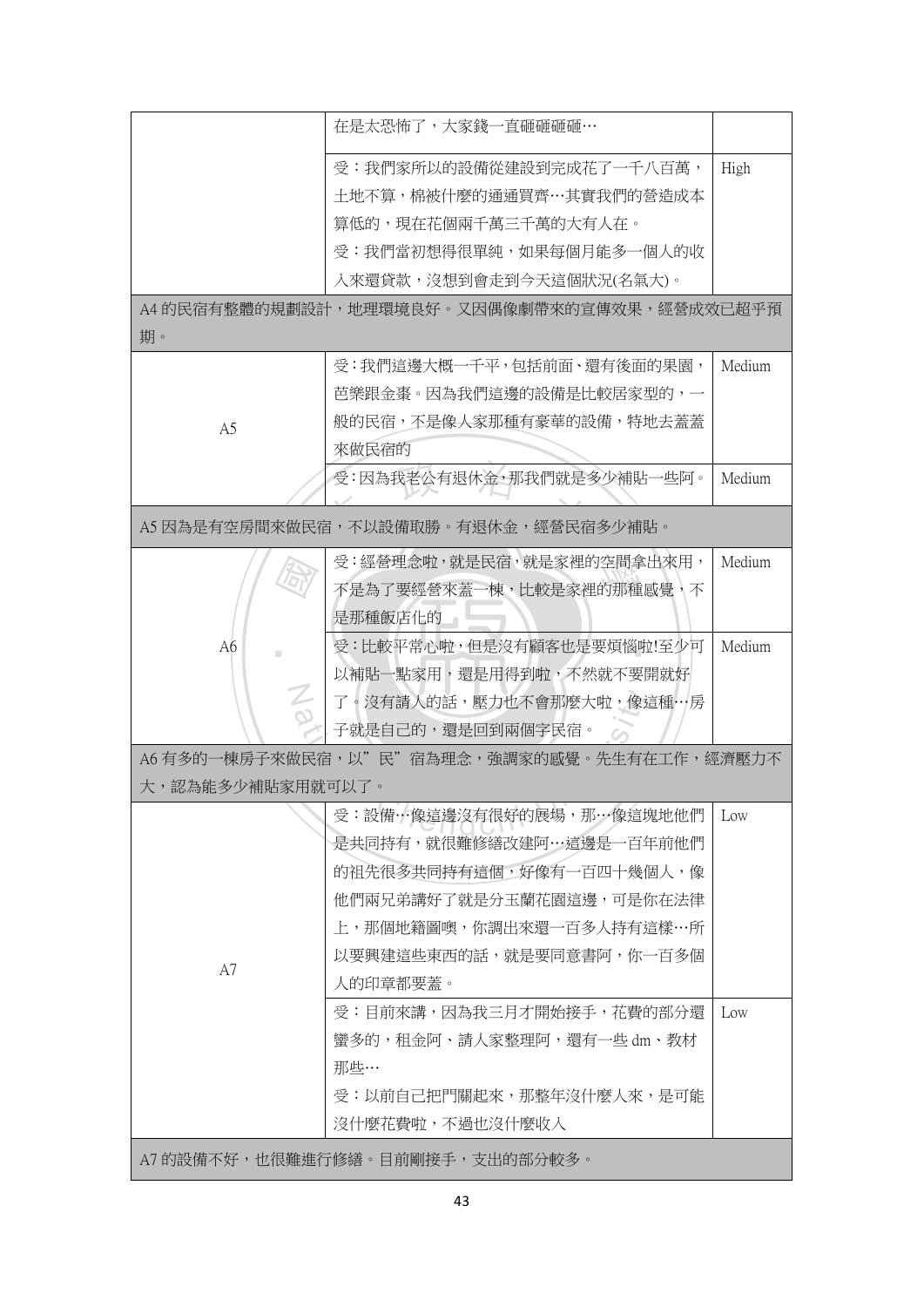| | | |
|---|---|---|
| | 在是太恐怖了，大家錢一直砸砸砸砸… | |
| | 受：我們家所以的設備從建設到完成花了一千八百萬，土地不算，棉被什麼的通通買齊…其實我們的營造成本算低的，現在花個兩千萬三千萬的大有人在。<br>受：我們當初想得很單純，如果每個月能多一個人的收入來還貸款，沒想到會走到今天這個狀況(名氣大)。 | High |
| A4 的民宿有整體的規劃設計，地理環境良好。又因偶像劇帶來的宣傳效果，經營成效已超乎預期。 | | |
| A5 | 受：我們這邊大概一千平，包括前面、還有後面的果園，芭樂跟金棗。因為我們這邊的設備是比較居家型的，一般的民宿，不是像人家那種有豪華的設備，特地去蓋蓋來做民宿的 | Medium |
| | 受：因為我老公有退休金，那我們就是多少補貼一些阿。 | Medium |
| A5 因為是有空房間來做民宿，不以設備取勝。有退休金，經營民宿多少補貼。 | | |
| A6 | 受：經營理念啦，就是民宿，就是家裡的空間拿出來用，不是為了要經營來蓋一棟，比較是家裡的那種感覺，不是那種飯店化的 | Medium |
| | 受：比較平常心啦，但是沒有顧客也是要煩惱啦!至少可以補貼一點家用，還是用得到啦，不然就不要開就好了。沒有請人的話，壓力也不會那麼大啦，像這種…房子就是自己的，還是回到兩個字民宿。 | Medium |
| A6 有多的一棟房子來做民宿，以”民”宿為理念，強調家的感覺。先生有在工作，經濟壓力不大，認為能多少補貼家用就可以了。 | | |
| A7 | 受：設備…像這邊沒有很好的展場，那…像這塊地他們是共同持有，就很難修繕改建阿…這邊是一百年前他們的祖先很多共同持有這個，好像有一百四十幾個人，像他們兩兄弟講好了就是分玉蘭花園這邊，可是你在法律上，那個地籍圖噢，你調出來還一百多人持有這樣…所以要興建這些東西的話，就是要同意書阿，你一百多個人的印章都要蓋。 | Low |
| | 受：目前來講，因為我三月才開始接手，花費的部分還蠻多的，租金阿、請人家整理阿，還有一些 dm、教材那些…<br>受：以前自己把門關起來，那整年沒什麼人來，是可能沒什麼花費啦，不過也沒什麼收入 | Low |
| A7 的設備不好，也很難進行修繕。目前剛接手，支出的部分較多。 | | |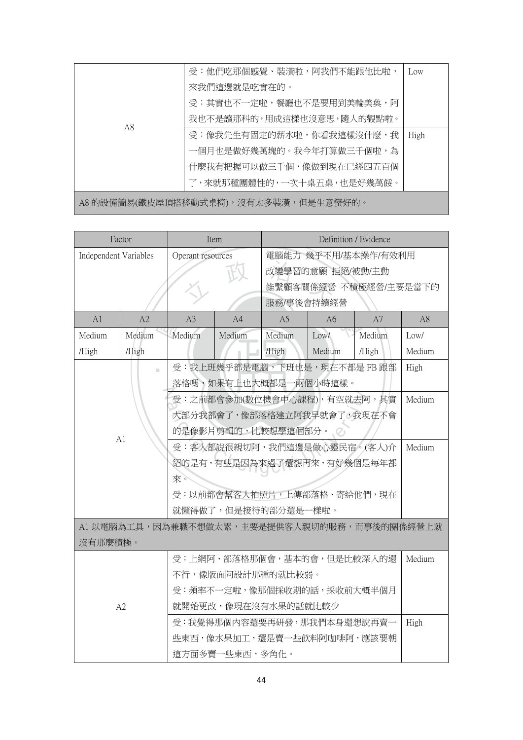| | | |
|---|---|---|
| A8 | 受：他們吃那個感覺、裝潢啦，阿我們不能跟他比啦，來我們這邊就是吃實在的。<br>受：其實也不一定啦，餐廳也不是要用到美輪美奐，阿我也不是讀那科的，用成這樣也沒意思，隨人的觀點啦。 | Low |
| | 受：像我先生有固定的薪水啦，你看我這樣沒什麼，我一個月也是做好幾萬塊的。我今年打算做三千個啦，為什麼我有把握可以做三千個，像做到現在已經四五百個了，來就那種團體性的，一次十桌五桌，也是好幾萬餒。 | High |
| A8 的設備簡易(鐵皮屋頂搭移動式桌椅)，沒有太多裝潢，但是生意蠻好的。 | | |

| Factor | | Item | | Definition / Evidence | | | |
|---|---|---|---|---|---|---|---|
| Independent Variables | | Operant resources | | 電腦能力 幾乎不用/基本操作/有效利用<br>改變學習的意願 拒絕/被動/主動<br>維繫顧客關係經營 不積極經營/主要是當下的服務/事後會持續經營 | | | |
| A1 | A2 | A3 | A4 | A5 | A6 | A7 | A8 |
| Medium /High | Medium /High | Medium | Medium | Medium /High | Low/ Medium | Medium /High | Low/ Medium |
| A1 | | 受：我上班幾乎都是電腦，下班也是，現在不都是 FB 跟部落格嗎，如果有上也大概都是一兩個小時這樣。 | | | | | High |
| | | 受：之前都會參加(數位機會中心課程)，有空就去阿，其實大部分我都會了，像部落格建立阿我早就會了，我現在不會的是像影片剪輯的，比較想學這個部分。 | | | | | Medium |
| | | 受：客人都說很親切阿，我們這邊是做心靈民宿。(客人)介紹的是有，有些是因為來過了還想再來，有好幾個是每年都來。<br>受：以前都會幫客人拍照片，上傳部落格、寄給他們，現在就懶得做了，但是接待的部分還是一樣啦。 | | | | | Medium |
| A1 以電腦為工具，因為兼職不想做太累，主要是提供客人親切的服務，而事後的關係經營上就沒有那麼積極。 | | | | | | | |
| A2 | | 受：上網阿、部落格那個會，基本的會，但是比較深入的還不行，像版面阿設計那種的就比較弱。<br>受：頻率不一定啦，像那個採收期的話，採收前大概半個月就開始更改，像現在沒有水果的話就比較少 | | | | | Medium |
| | | 受：我覺得那個內容還要再研發，那我們本身還想說再賣一些東西，像水果加工，還是賣一些飲料阿咖啡阿，應該要朝這方面多賣一些東西，多角化。 | | | | | High |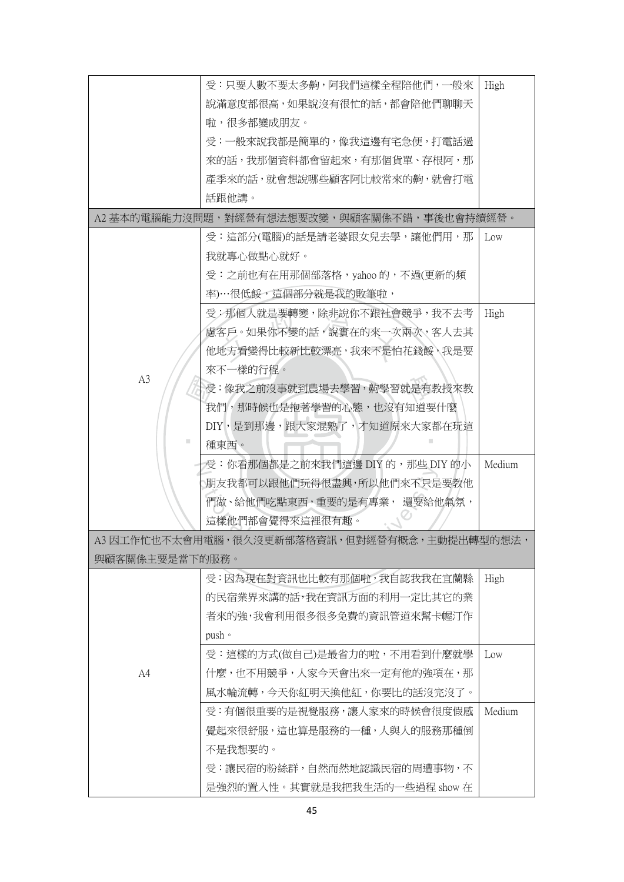| | | |
|---|---|---|
| | 受：只要人數不要太多齁，阿我們這樣全程陪他們，一般來說滿意度都很高，如果說沒有很忙的話，都會陪他們聊聊天啦，很多都變成朋友。<br>受：一般來說我都是簡單的，像我這邊有宅急便，打電話過來的話，我那個資料都會留起來，有那個貨單、存根阿，那產季來的話，就會想說哪些顧客阿比較常來的齁，就會打電話跟他講。 | High |
| A2 基本的電腦能力沒問題，對經營有想法想要改變，與顧客關係不錯，事後也會持續經營。 | | |
| A3 | 受：這部分(電腦)的話是請老婆跟女兒去學，讓他們用，那我就專心做點心就好。<br>受：之前也有在用那個部落格，yahoo 的，不過(更新的頻率)…很低餒，這個部分就是我的敗筆啦， | Low |
| | 受：那個人就是要轉變，除非說你不跟社會競爭，我不去考慮客戶。如果你不變的話，說實在的來一次兩次，客人去其他地方看變得比較新比較漂亮，我來不是怕花錢餒，我是要來不一樣的行程。<br>受：像我之前沒事就到農場去學習，齁學習就是有教授來教我們，那時候也是抱著學習的心態，也沒有知道要什麼 DIY，是到那邊，跟大家混熟了，才知道原來大家都在玩這種東西。 | High |
| | 受：你看那個都是之前來我們這邊 DIY 的，那些 DIY 的小朋友我都可以跟他們玩得很盡興，所以他們來不只是要教他們做、給他們吃點東西，重要的是有專業， 還要給他氣氛，這樣他們都會覺得來這裡很有趣。 | Medium |
| A3 因工作忙也不太會用電腦，很久沒更新部落格資訊，但對經營有概念，主動提出轉型的想法，與顧客關係主要是當下的服務。 | | |
| A4 | 受：因為現在對資訊也比較有那個啦，我自認我我在宜蘭縣的民宿業界來講的話，我在資訊方面的利用一定比其它的業者來的強，我會利用很多很多免費的資訊管道來幫卡幄汀作 push。 | High |
| | 受：這樣的方式(做自己)是最省力的啦，不用看到什麼就學什麼，也不用競爭，人家今天會出來一定有他的強項在，那風水輪流轉，今天你紅明天換他紅，你要比的話沒完沒了。 | Low |
| | 受：有個很重要的是視覺服務，讓人家來的時候會很度假感覺起來很舒服，這也算是服務的一種，人與人的服務那種倒不是我想要的。<br>受：讓民宿的粉絲群，自然而然地認識民宿的周遭事物，不是強烈的置入性。其實就是我把我生活的一些過程 show 在 | Medium |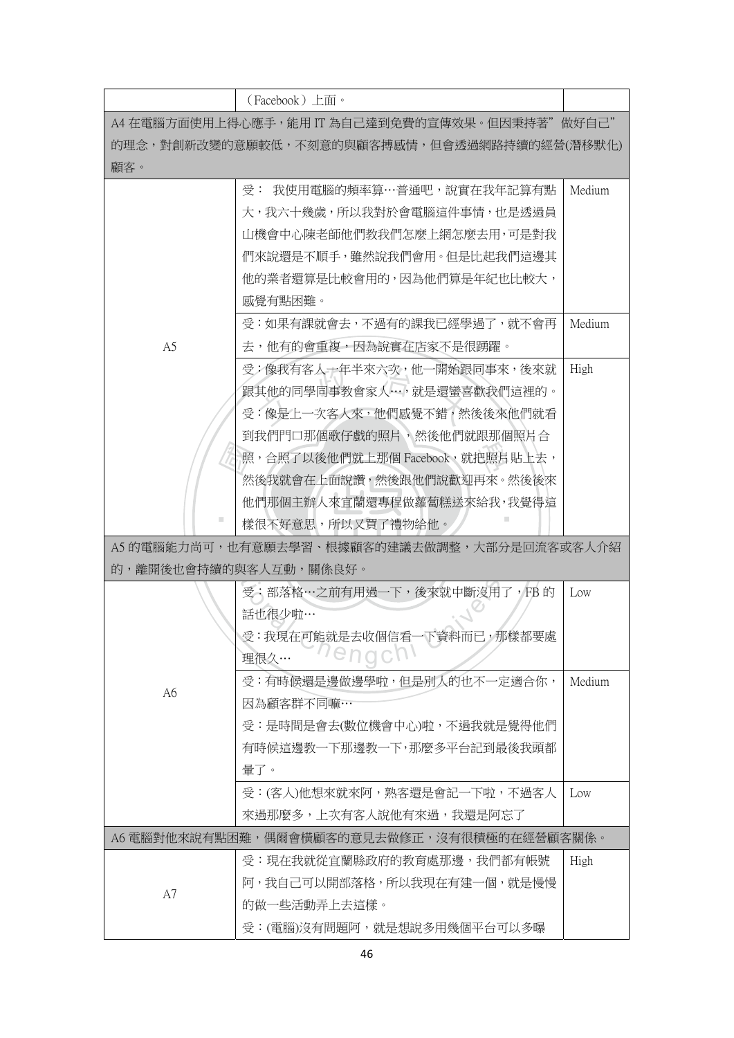| | | |
|---|---|---|
| | （Facebook）上面。 | |
| A4 在電腦方面使用上得心應手，能用 IT 為自己達到免費的宣傳效果。但因秉持著”做好自己”的理念，對創新改變的意願較低，不刻意的與顧客搏感情，但會透過網路持續的經營(潛移默化)顧客。 | | |
| A5 | 受： 我使用電腦的頻率算…普通吧，說實在我年記算有點大，我六十幾歲，所以我對於會電腦這件事情，也是透過員山機會中心陳老師他們教我們怎麼上網怎麼去用，可是對我們來說還是不順手，雖然說我們會用。但是比起我們這邊其他的業者還算是比較會用的，因為他們算是年紀也比較大，感覺有點困難。 | Medium |
| | 受：如果有課就會去，不過有的課我已經學過了，就不會再去，他有的會重複，因為說實在店家不是很踴躍。 | Medium |
| | 受：像我有客人一年半來六次，他一開始跟同事來，後來就跟其他的同學同事教會家人…，就是還蠻喜歡我們這裡的。受：像是上一次客人來，他們感覺不錯，然後後來他們就看到我們門口那個歌仔戲的照片，然後他們就跟那個照片合照，合照了以後他們就上那個 Facebook，就把照片貼上去，然後我就會在上面說讚，然後跟他們說歡迎再來。然後後來他們那個主辦人來宜蘭還專程做蘿蔔糕送來給我，我覺得這樣很不好意思，所以又買了禮物給他。 | High |
| A5 的電腦能力尚可，也有意願去學習、根據顧客的建議去做調整，大部分是回流客或客人介紹的，離開後也會持續的與客人互動，關係良好。 | | |
| A6 | 受：部落格…之前有用過一下，後來就中斷沒用了，FB 的話也很少啦…<br>受：我現在可能就是去收個信看一下資料而已，那樣都要處理很久… | Low |
| | 受：有時候還是邊做邊學啦，但是別人的也不一定適合你，因為顧客群不同嘛…<br>受：是時間是會去(數位機會中心)啦，不過我就是覺得他們有時候這邊教一下那邊教一下，那麼多平台記到最後我頭都暈了。 | Medium |
| | 受：(客人)他想來就來阿，熟客還是會記一下啦，不過客人來過那麼多，上次有客人說他有來過，我還是阿忘了 | Low |
| A6 電腦對他來說有點困難，偶爾會橫顧客的意見去做修正，沒有很積極的在經營顧客關係。 | | |
| A7 | 受：現在我就從宜蘭縣政府的教育處那邊，我們都有帳號阿，我自己可以開部落格，所以我現在有建一個，就是慢慢的做一些活動弄上去這樣。<br>受：(電腦)沒有問題阿，就是想說多用幾個平台可以多曝 | High |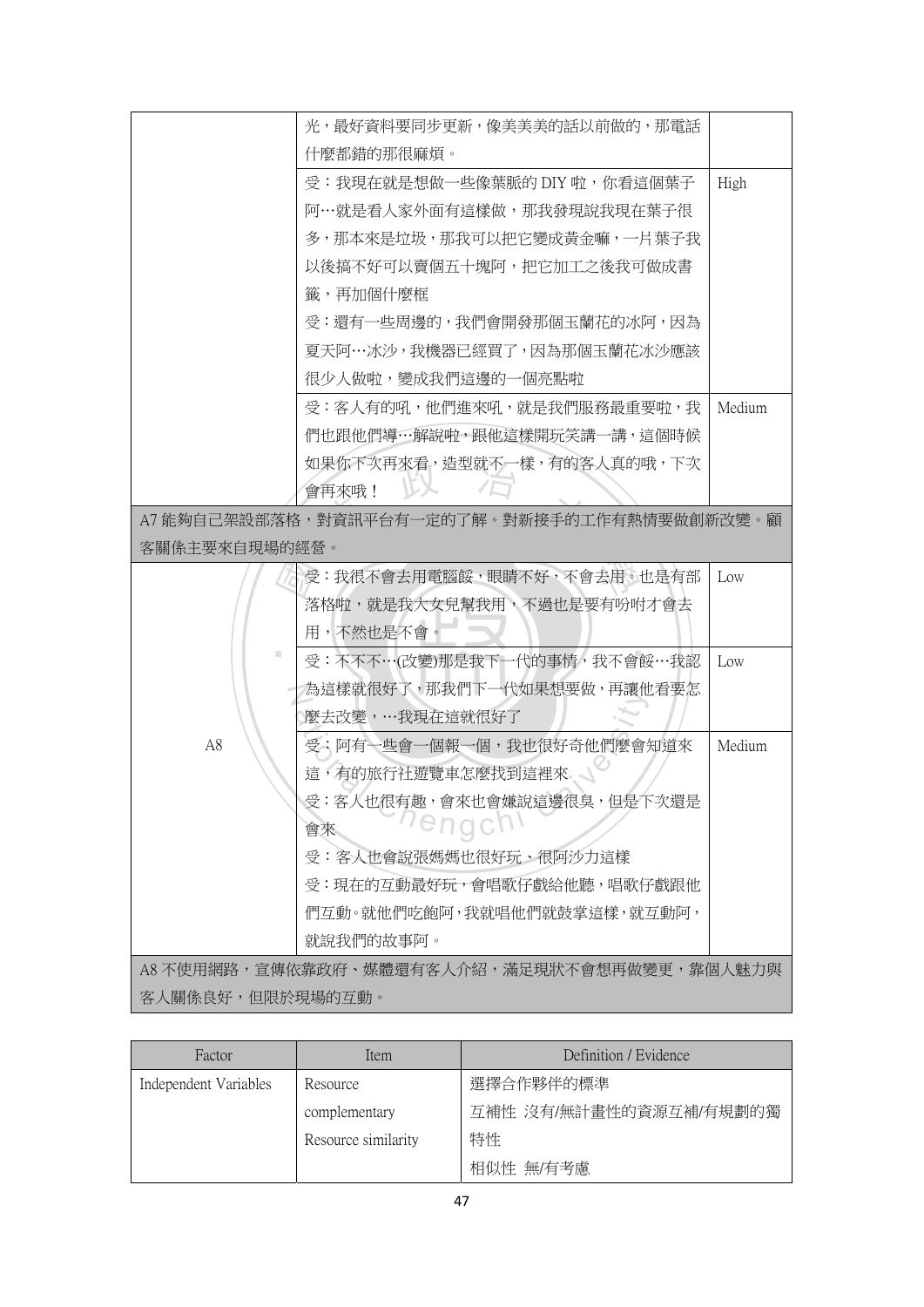| | | |
|---|---|---|
| | 光，最好資料要同步更新，像美美美的話以前做的，那電話什麼都錯的那很麻煩。 | |
| | 受：我現在就是想做一些像葉脈的 DIY 啦，你看這個葉子阿…就是看人家外面有這樣做，那我發現說我現在葉子很多，那本來是垃圾，那我可以把它變成黃金嘛，一片葉子我以後搞不好可以賣個五十塊阿，把它加工之後我可做成書籤，再加個什麼框<br>受：還有一些周邊的，我們會開發那個玉蘭花的冰阿，因為夏天阿…冰沙，我機器已經買了，因為那個玉蘭花冰沙應該很少人做啦，變成我們這邊的一個亮點啦 | High |
| | 受：客人有的吼，他們進來吼，就是我們服務最重要啦，我們也跟他們導…解說啦，跟他這樣開玩笑講一講，這個時候如果你下次再來看，造型就不一樣，有的客人真的哦，下次會再來哦！ | Medium |
| A7 能夠自己架設部落格，對資訊平台有一定的了解。對新接手的工作有熱情要做創新改變。顧客關係主要來自現場的經營。 | | |
| A8 | 受：我很不會去用電腦餒，眼睛不好，不會去用。也是有部落格啦，就是我大女兒幫我用，不過也是要有吩咐才會去用，不然也是不會。 | Low |
| | 受：不不不…(改變)那是我下一代的事情，我不會餒…我認為這樣就很好了，那我們下一代如果想要做，再讓他看要怎麼去改變，…我現在這就很好了 | Low |
| | 受：阿有一些會一個報一個，我也很好奇他們麼會知道來這，有的旅行社遊覽車怎麼找到這裡來<br>受：客人也很有趣，會來也會嫌說這邊很臭，但是下次還是會來<br>受：客人也會說張媽媽也很好玩、很阿沙力這樣<br>受：現在的互動最好玩，會唱歌仔戲給他聽，唱歌仔戲跟他們互動。就他們吃飽阿，我就唱他們就鼓掌這樣，就互動阿，就說我們的故事阿。 | Medium |
| A8 不使用網路，宣傳依靠政府、媒體還有客人介紹，滿足現狀不會想再做變更，靠個人魅力與客人關係良好，但限於現場的互動。 | | |

| Factor | Item | Definition / Evidence |
|---|---|---|
| Independent Variables | Resource | 選擇合作夥伴的標準 |
| | complementary | 互補性 沒有/無計畫性的資源互補/有規劃的獨 |
| | Resource similarity | 特性 |
| | | 相似性 無/有考慮 |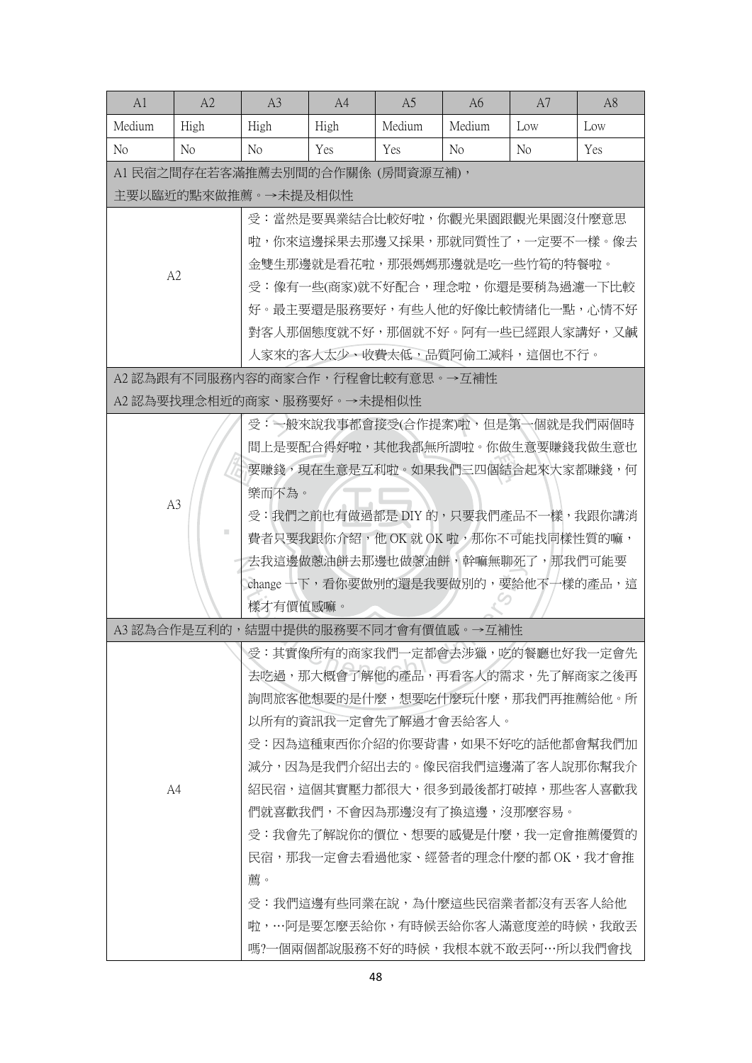| A1 | A2 | A3 | A4 | A5 | A6 | A7 | A8 |
|---|---|---|---|---|---|---|---|
| Medium | High | High | High | Medium | Medium | Low | Low |
| No | No | No | Yes | Yes | No | No | Yes |
| A1 民宿之間存在若客滿推薦去別間的合作關係 (房間資源互補)，主要以臨近的點來做推薦。→未提及相似性 | | | | | | | |
| A2 | | 受：當然是要異業結合比較好啦，你觀光果園跟觀光果園沒什麼意思啦，你來這邊採果去那邊又採果，那就同質性了，一定要不一樣。像去金雙生那邊就是看花啦，那張媽媽那邊就是吃一些竹筍的特餐啦。<br>受：像有一些(商家)就不好配合，理念啦，你還是要稍為過濾一下比較好。最主要還是服務要好，有些人他的好像比較情緒化一點，心情不好對客人那個態度就不好，那個就不好。阿有一些已經跟人家講好，又碱人家來的客人太少、收費太低，品質阿偷工減料，這個也不行。 | | | | | |
| A2 認為跟有不同服務內容的商家合作，行程會比較有意思。→互補性<br>A2 認為要找理念相近的商家、服務要好。→未提相似性 | | | | | | | |
| A3 | | 受：一般來說我事都會接受(合作提案)啦，但是第一個就是我們兩個時間上是要配合得好啦，其他我都無所謂啦。你做生意要賺錢我做生意也要賺錢，現在生意是互利啦。如果我們三四個結合起來大家都賺錢，何樂而不為。<br>受：我們之前也有做過都是 DIY 的，只要我們產品不一樣，我跟你講消費者只要我跟你介紹，他 OK 就 OK 啦，那你不可能找同樣性質的嘛，去我這邊做蔥油餅去那邊也做蔥油餅，幹嘛無聊死了，那我們可能要 change 一下，看你要做別的還是我要做別的，要給他不一樣的產品，這樣才有價值感嘛。 | | | | | |
| A3 認為合作是互利的，結盟中提供的服務要不同才會有價值感。→互補性 | | | | | | | |
| A4 | | 受：其實像所有的商家我們一定都會去涉獵，吃的餐廳也好我一定會先去吃過，那大概會了解他的產品，再看客人的需求，先了解商家之後再詢問旅客他想要的是什麼，想要吃什麼玩什麼，那我們再推薦給他。所以所有的資訊我一定會先了解過才會丟給客人。<br>受：因為這種東西你介紹的你要背書，如果不好吃的話他都會幫我們加減分，因為是我們介紹出去的。像民宿我們這邊滿了客人說那你幫我介紹民宿，這個其實壓力都很大，很多到最後都打破掉，那些客人喜歡我們就喜歡我們，不會因為那邊沒有了換這邊，沒那麼容易。<br>受：我會先了解說你的價位、想要的感覺是什麼，我一定會推薦優質的民宿，那我一定會去看過他家、經營者的理念什麼的都 OK，我才會推薦。<br>受：我們這邊有些同業在說，為什麼這些民宿業者都沒有丟客人給他啦，…阿是要怎麼丟給你，有時候丟給你客人滿意度差的時候，我敢丟嗎?一個兩個都說服務不好的時候，我根本就不敢丟阿…所以我們會找 | | | | | |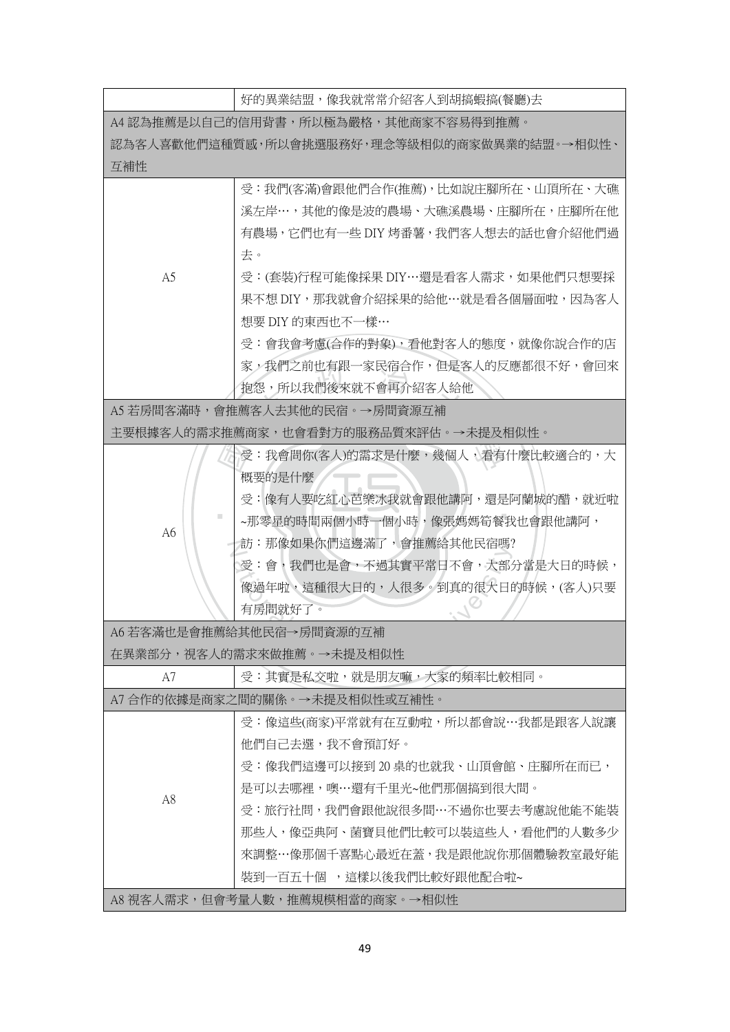| | |
|---|---|
| | 好的異業結盟，像我就常常介紹客人到胡搞蝦搞(餐廳)去 |
| A4 認為推薦是以自己的信用背書，所以極為嚴格，其他商家不容易得到推薦。<br>認為客人喜歡他們這種質感，所以會挑選服務好，理念等級相似的商家做異業的結盟。→相似性、互補性 | |
| A5 | 受：我們(客滿)會跟他們合作(推薦)，比如說庄腳所在、山頂所在、大礁溪左岸…，其他的像是波的農場、大礁溪農場、庄腳所在，庄腳所在他有農場，它們也有一些 DIY 烤番薯，我們客人想去的話也會介紹他們過去。<br>受：(套裝)行程可能像採果 DIY…還是看客人需求，如果他們只想要採果不想 DIY，那我就會介紹採果的給他…就是看各個層面啦，因為客人想要 DIY 的東西也不一樣…<br>受：會我會考慮(合作的對象)，看他對客人的態度，就像你說合作的店家，我們之前也有跟一家民宿合作，但是客人的反應都很不好，會回來抱怨，所以我們後來就不會再介紹客人給他 |
| A5 若房間客滿時，會推薦客人去其他的民宿。→房間資源互補<br>主要根據客人的需求推薦商家，也會看對方的服務品質來評估。→未提及相似性。 | |
| A6 | 受：我會問你(客人)的需求是什麼，幾個人，看有什麼比較適合的，大概要的是什麼<br>受：像有人要吃紅心芭樂冰我就會跟他講阿，還是阿蘭城的醋，就近啦~那零星的時間兩個小時一個小時，像張媽媽筍餐我也會跟他講阿，<br>訪：那像如果你們這邊滿了，會推薦給其他民宿嗎?<br>受：會，我們也是會，不過其實平常日不會，大部分當是大日的時候，像過年啦，這種很大日的，人很多。到真的很大日的時候，(客人)只要有房間就好了。 |
| A6 若客滿也是會推薦給其他民宿→房間資源的互補<br>在異業部分，視客人的需求來做推薦。→未提及相似性 | |
| A7 | 受：其實是私交啦，就是朋友嘛，大家的頻率比較相同。 |
| A7 合作的依據是商家之間的關係。→未提及相似性或互補性。 | |
| A8 | 受：像這些(商家)平常就有在互動啦，所以都會說…我都是跟客人說讓他們自己去選，我不會預訂好。<br>受：像我們這邊可以接到 20 桌的也就我、山頂會館、庄腳所在而已，是可以去哪裡，噢…還有千里光~他們那個搞到很大間。<br>受：旅行社問，我們會跟他說很多間…不過你也要去考慮說他能不能裝那些人，像亞典阿、菌寶貝他們比較可以裝這些人，看他們的人數多少來調整…像那個千喜點心最近在蓋，我是跟他說你那個體驗教室最好能裝到一百五十個　，這樣以後我們比較好跟他配合啦~ |
| A8 視客人需求，但會考量人數，推薦規模相當的商家。→相似性 | |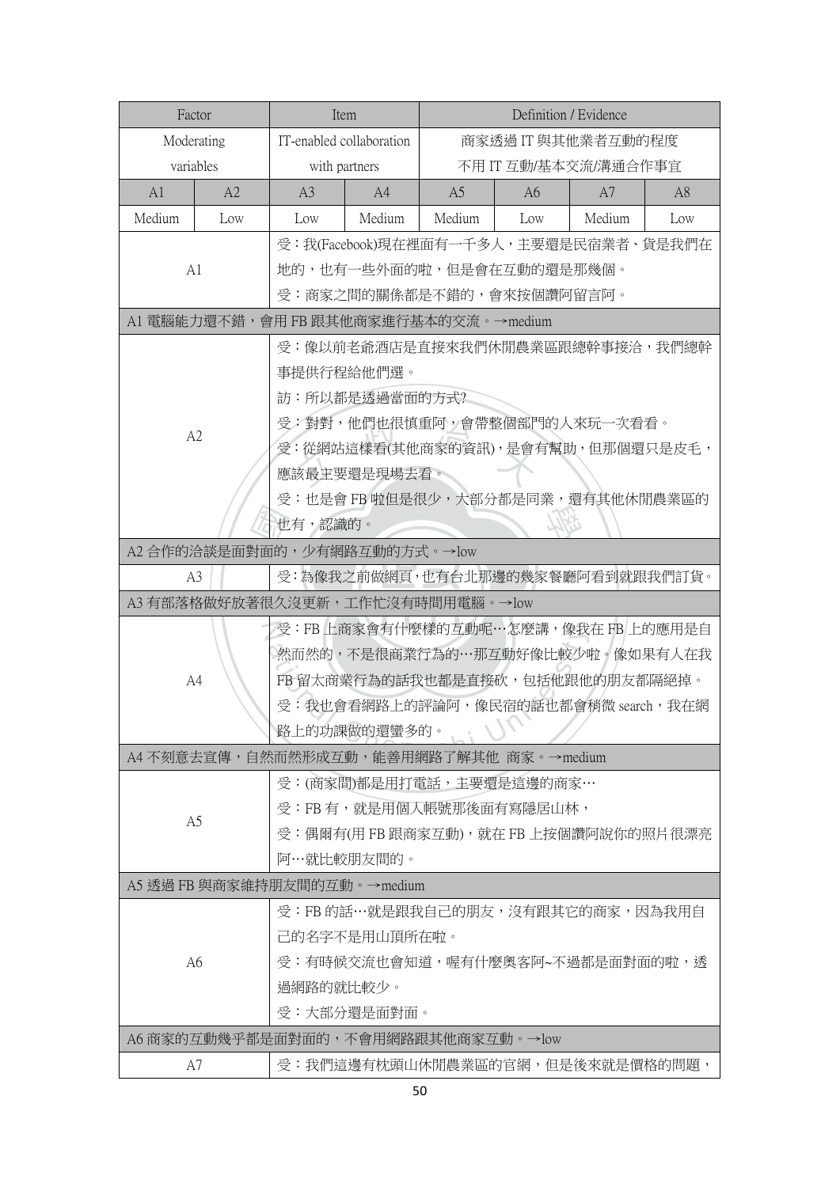| Factor | | Item | | Definition / Evidence | | | |
|---|---|---|---|---|---|---|---|
| Moderating variables | | IT-enabled collaboration with partners | | 商家透過 IT 與其他業者互動的程度<br>不用 IT 互動/基本交流/溝通合作事宜 | | | |
| A1 | A2 | A3 | A4 | A5 | A6 | A7 | A8 |
| Medium | Low | Low | Medium | Medium | Low | Medium | Low |
| A1 | | 受：我(Facebook)現在裡面有一千多人，主要還是民宿業者、貨是我們在地的，也有一些外面的啦，但是會在互動的還是那幾個。<br>受：商家之間的關係都是不錯的，會來按個讚阿留言阿。 | | | | | |
| A1 電腦能力還不錯，會用 FB 跟其他商家進行基本的交流。→medium | | | | | | | |
| A2 | | 受：像以前老爺酒店是直接來我們休閒農業區跟總幹事接洽，我們總幹事提供行程給他們選。<br>訪：所以都是透過當面的方式?<br>受：對對，他們也很慎重阿，會帶整個部門的人來玩一次看看。<br>受：從網站這樣看(其他商家的資訊)，是會有幫助，但那個還只是皮毛，應該最主要還是現場去看。<br>受：也是會 FB 啦但是很少，大部分都是同業，還有其他休閒農業區的也有，認識的。 | | | | | |
| A2 合作的洽談是面對面的，少有網路互動的方式。→low | | | | | | | |
| A3 | | 受：為像我之前做網頁，也有台北那邊的幾家餐廳阿看到就跟我們訂貨。 | | | | | |
| A3 有部落格做好放著很久沒更新，工作忙沒有時間用電腦。→low | | | | | | | |
| A4 | | 受：FB 上商家會有什麼樣的互動呢…怎麼講，像我在 FB 上的應用是自然而然的，不是很商業行為的…那互動好像比較少啦。像如果有人在我 FB 留太商業行為的話我也都是直接砍，包括他跟他的朋友都隔絕掉。<br>受：我也會看網路上的評論阿，像民宿的話也都會稍微 search，我在網路上的功課做的還蠻多的。 | | | | | |
| A4 不刻意去宣傳，自然而然形成互動，能善用網路了解其他 商家。→medium | | | | | | | |
| A5 | | 受：(商家間)都是用打電話，主要還是這邊的商家…<br>受：FB 有，就是用個人帳號那後面有寫隱居山林，<br>受：偶爾有(用 FB 跟商家互動)，就在 FB 上按個讚阿說你的照片很漂亮阿…就比較朋友間的。 | | | | | |
| A5 透過 FB 與商家維持朋友間的互動。→medium | | | | | | | |
| A6 | | 受：FB 的話…就是跟我自己的朋友，沒有跟其它的商家，因為我用自己的名字不是用山頂所在啦。<br>受：有時候交流也會知道，喔有什麼奧客阿~不過都是面對面的啦，透過網路的就比較少。<br>受：大部分還是面對面。 | | | | | |
| A6 商家的互動幾乎都是面對面的，不會用網路跟其他商家互動。→low | | | | | | | |
| A7 | | 受：我們這邊有枕頭山休閒農業區的官網，但是後來就是價格的問題， | | | | | |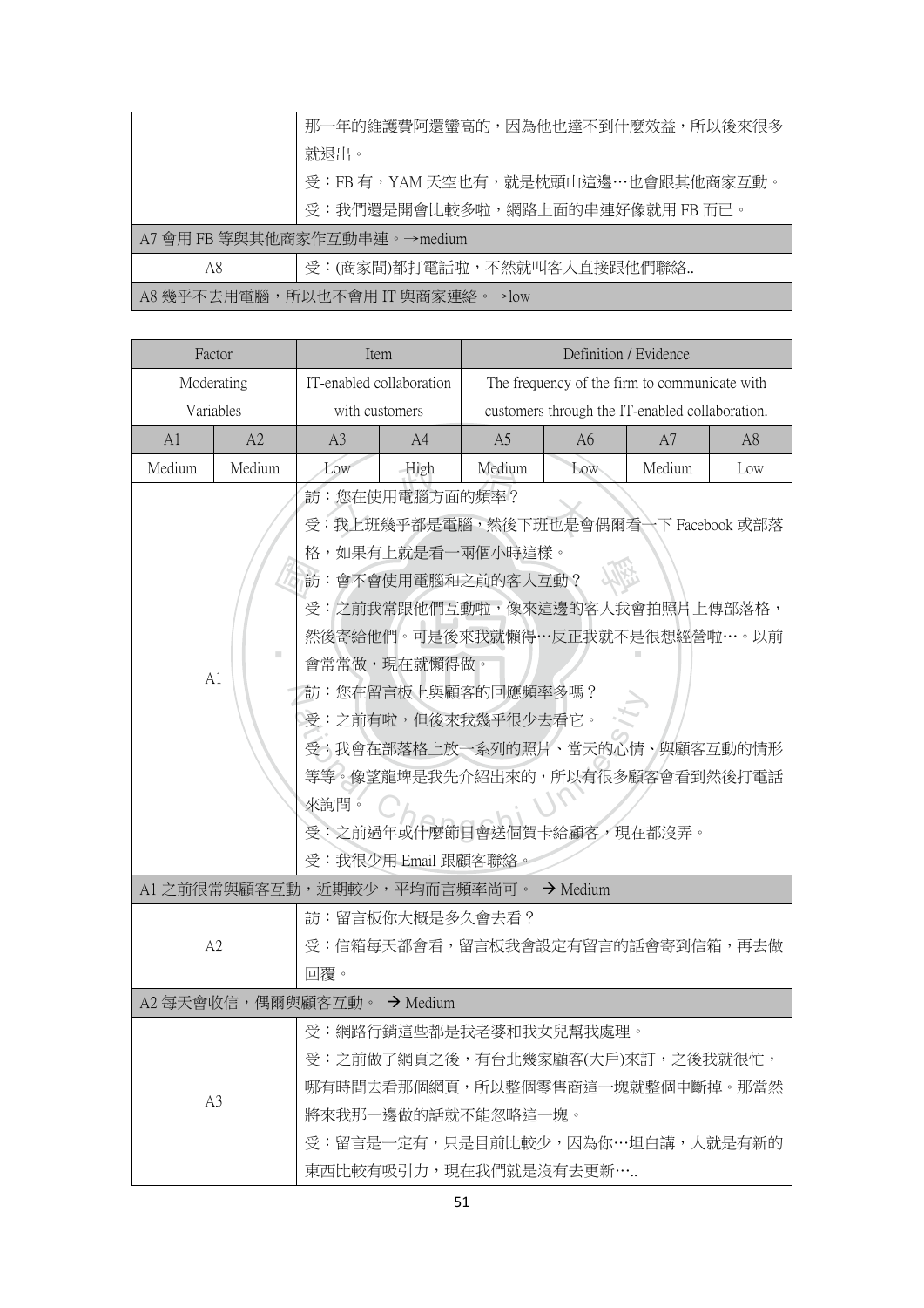| | |
|---|---|
| | 那一年的維護費阿還蠻高的，因為他也達不到什麼效益，所以後來很多就退出。<br>受：FB 有，YAM 天空也有，就是枕頭山這邊…也會跟其他商家互動。<br>受：我們還是開會比較多啦，網路上面的串連好像就用 FB 而已。 |
| A7 會用 FB 等與其他商家作互動串連。→medium | |
| A8 | 受：(商家間)都打電話啦，不然就叫客人直接跟他們聯絡.. |
| A8 幾乎不去用電腦，所以也不會用 IT 與商家連絡。→low | |

| Factor | | Item | | Definition / Evidence | | | |
|---|---|---|---|---|---|---|---|
| Moderating Variables | | IT-enabled collaboration with customers | | The frequency of the firm to communicate with customers through the IT-enabled collaboration. | | | |
| A1 | A2 | A3 | A4 | A5 | A6 | A7 | A8 |
| Medium | Medium | Low | High | Medium | Low | Medium | Low |
| A1 | | 訪：您在使用電腦方面的頻率？<br>受：我上班幾乎都是電腦，然後下班也是會偶爾看一下 Facebook 或部落格，如果有上就是看一兩個小時這樣。<br>訪：會不會使用電腦和之前的客人互動？<br>受：之前我常跟他們互動啦，像來這邊的客人我會拍照片上傳部落格，然後寄給他們。可是後來我就懶得…反正我就不是很想經營啦…。以前會常常做，現在就懶得做。<br>訪：您在留言板上與顧客的回應頻率多嗎？<br>受：之前有啦，但後來我幾乎很少去看它。<br>受：我會在部落格上放一系列的照片、當天的心情、與顧客互動的情形等等。像望龍埤是我先介紹出來的，所以有很多顧客會看到然後打電話來詢問。<br>受：之前過年或什麼節日會送個賀卡給顧客，現在都沒弄。<br>受：我很少用 Email 跟顧客聯絡。 | | | | | |
| A1 之前很常與顧客互動，近期較少，平均而言頻率尚可。 → Medium | | | | | | | |
| A2 | | 訪：留言板你大概是多久會去看？<br>受：信箱每天都會看，留言板我會設定有留言的話會寄到信箱，再去做回覆。 | | | | | |
| A2 每天會收信，偶爾與顧客互動。 → Medium | | | | | | | |
| A3 | | 受：網路行銷這些都是我老婆和我女兒幫我處理。<br>受：之前做了網頁之後，有台北幾家顧客(大戶)來訂，之後我就很忙，哪有時間去看那個網頁，所以整個零售商這一塊就整個中斷掉。那當然將來我那一邊做的話就不能忽略這一塊。<br>受：留言是一定有，只是目前比較少，因為你…坦白講，人就是有新的東西比較有吸引力，現在我們就是沒有去更新….. | | | | | |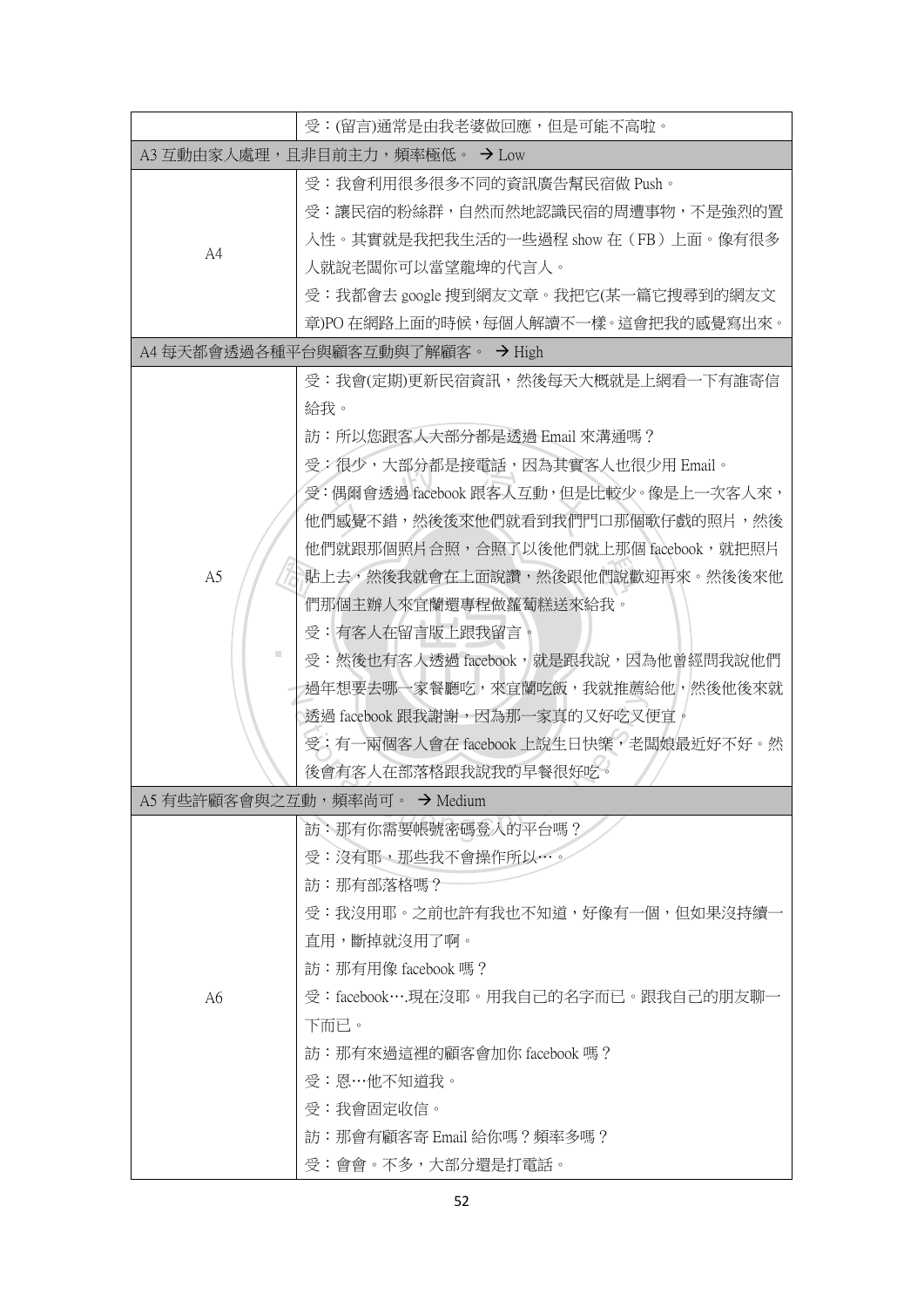| | |
|---|---|
| | 受：(留言)通常是由我老婆做回應，但是可能不高啦。 |
| A3 互動由家人處理，且非目前主力，頻率極低。 → Low | |
| A4 | 受：我會利用很多很多不同的資訊廣告幫民宿做 Push。<br>受：讓民宿的粉絲群，自然而然地認識民宿的周遭事物，不是強烈的置入性。其實就是我把我生活的一些過程 show 在（FB）上面。像有很多人就說老闆你可以當望龍埤的代言人。<br>受：我都會去 google 搜到網友文章。我把它(某一篇它搜尋到的網友文章)PO 在網路上面的時候，每個人解讀不一樣。這會把我的感覺寫出來。 |
| A4 每天都會透過各種平台與顧客互動與了解顧客。 → High | |
| A5 | 受：我會(定期)更新民宿資訊，然後每天大概就是上網看一下有誰寄信給我。<br>訪：所以您跟客人大部分都是透過 Email 來溝通嗎？<br>受：很少，大部分都是接電話，因為其實客人也很少用 Email。<br>受：偶爾會透過 facebook 跟客人互動，但是比較少。像是上一次客人來，他們感覺不錯，然後後來他們就看到我們門口那個歌仔戲的照片，然後他們就跟那個照片合照，合照了以後他們就上那個 facebook，就把照片貼上去，然後我就會在上面說讚，然後跟他們說歡迎再來。然後後來他們那個主辦人來宜蘭還專程做蘿蔔糕送來給我。<br>受：有客人在留言版上跟我留言。<br>受：然後也有客人透過 facebook，就是跟我說，因為他曾經問我說他們過年想要去哪一家餐廳吃，來宜蘭吃飯，我就推薦給他，然後他後來就透過 facebook 跟我謝謝，因為那一家真的又好吃又便宜。<br>受：有一兩個客人會在 facebook 上說生日快樂，老闆娘最近好不好。然後會有客人在部落格跟我說我的早餐很好吃。 |
| A5 有些許顧客會與之互動，頻率尚可。 → Medium | |
| A6 | 訪：那有你需要帳號密碼登入的平台嗎？<br>受：沒有耶，那些我不會操作所以⋯。<br>訪：那有部落格嗎？<br>受：我沒用耶。之前也許有我也不知道，好像有一個，但如果沒持續一直用，斷掉就沒用了啊。<br>訪：那有用像 facebook 嗎？<br>受：facebook⋯.現在沒耶。用我自己的名字而已。跟我自己的朋友聊一下而已。<br>訪：那有來過這裡的顧客會加你 facebook 嗎？<br>受：恩⋯他不知道我。<br>受：我會固定收信。<br>訪：那會有顧客寄 Email 給你嗎？頻率多嗎？<br>受：會會。不多，大部分還是打電話。 |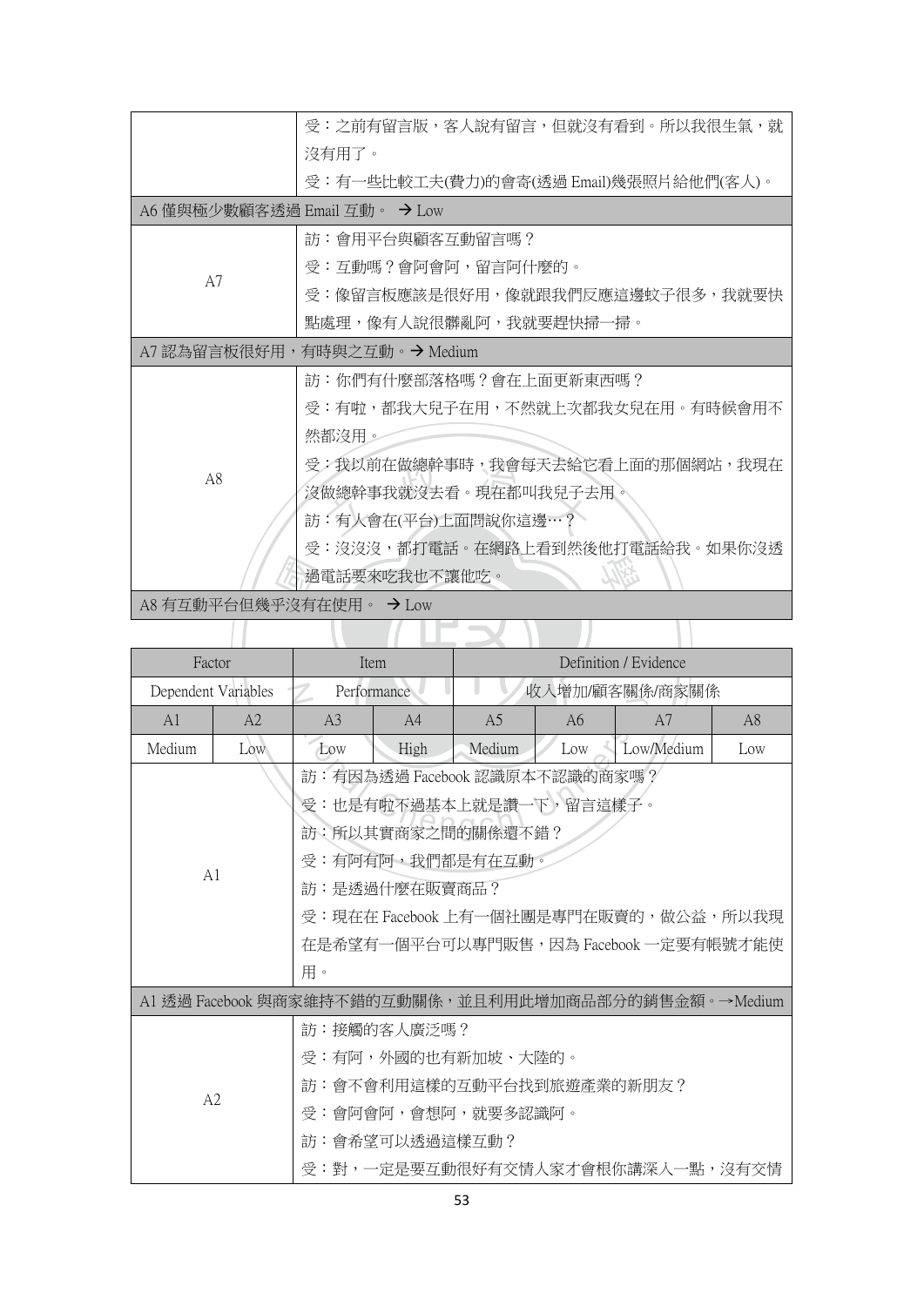| | |
|---|---|
| | 受：之前有留言版，客人說有留言，但就沒有看到。所以我很生氣，就沒有用了。<br>受：有一些比較工夫(費力)的會寄(透過 Email)幾張照片給他們(客人)。 |
| A6 僅與極少數顧客透過 Email 互動。 → Low | |
| A7 | 訪：會用平台與顧客互動留言嗎？<br>受：互動嗎？會阿會阿，留言阿什麼的。<br>受：像留言板應該是很好用，像就跟我們反應這邊蚊子很多，我就要快點處理，像有人說很髒亂阿，我就要趕快掃一掃。 |
| A7 認為留言板很好用，有時與之互動。→ Medium | |
| A8 | 訪：你們有什麼部落格嗎？會在上面更新東西嗎？<br>受：有啦，都我大兒子在用，不然就上次都我女兒在用。有時候會用不然都沒用。<br>受：我以前在做總幹事時，我會每天去給它看上面的那個網站，我現在沒做總幹事我就沒去看。現在都叫我兒子去用。<br>訪：有人會在(平台)上面問說你這邊…？<br>受：沒沒沒，都打電話。在網路上看到然後他打電話給我。如果你沒透過電話要來吃我也不讓他吃。 |
| A8 有互動平台但幾乎沒有在使用。 → Low | |

| Factor | | Item | | Definition / Evidence | | | |
|---|---|---|---|---|---|---|---|
| Dependent Variables | | Performance | | 收入增加/顧客關係/商家關係 | | | |
| A1 | A2 | A3 | A4 | A5 | A6 | A7 | A8 |
| Medium | Low | Low | High | Medium | Low | Low/Medium | Low |
| A1 | | 訪：有因為透過 Facebook 認識原本不認識的商家嗎？<br>受：也是有啦不過基本上就是讚一下，留言這樣子。<br>訪：所以其實商家之間的關係還不錯？<br>受：有阿有阿，我們都是有在互動。<br>訪：是透過什麼在販賣商品？<br>受：現在在 Facebook 上有一個社團是專門在販賣的，做公益，所以我現在是希望有一個平台可以專門販售，因為 Facebook 一定要有帳號才能使用。 | | | | | |
| A1 透過 Facebook 與商家維持不錯的互動關係，並且利用此增加商品部分的銷售金額。→Medium | | | | | | | |
| A2 | | 訪：接觸的客人廣泛嗎？<br>受：有阿，外國的也有新加坡、大陸的。<br>訪：會不會利用這樣的互動平台找到旅遊產業的新朋友？<br>受：會阿會阿，會想阿，就要多認識阿。<br>訪：會希望可以透過這樣互動？<br>受：對，一定是要互動很好有交情人家才會根你講深入一點，沒有交情 | | | | | |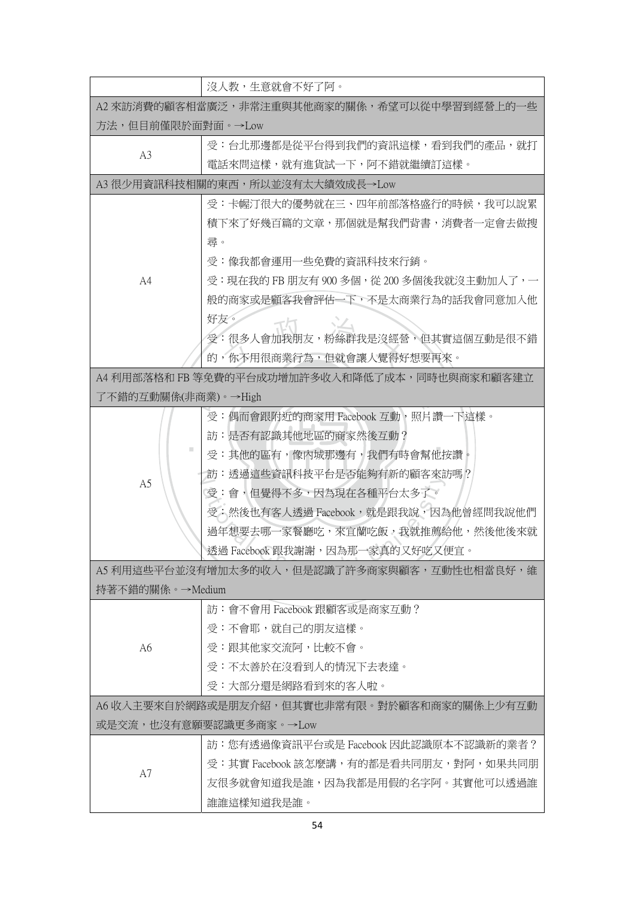| | 沒人教，生意就會不好了阿。 |
|---|---|
| A2 來訪消費的顧客相當廣泛，非常注重與其他商家的關係，希望可以從中學習到經營上的一些方法，但目前僅限於面對面。→Low | |
| A3 | 受：台北那邊都是從平台得到我們的資訊這樣，看到我們的產品，就打電話來問這樣，就有進貨試一下，阿不錯就繼續訂這樣。 |
| A3 很少用資訊科技相關的東西，所以並沒有太大績效成長→Low | |
| A4 | 受：卡幄汀很大的優勢就在三、四年前部落格盛行的時候，我可以說累積下來了好幾百篇的文章，那個就是幫我們背書，消費者一定會去做搜尋。<br>受：像我都會運用一些免費的資訊科技來行銷。<br>受：現在我的 FB 朋友有 900 多個，從 200 多個後我就沒主動加人了，一般的商家或是顧客我會評估一下，不是太商業行為的話我會同意加入他好友。<br>受：很多人會加我朋友，粉絲群我是沒經營，但其實這個互動是很不錯的，你不用很商業行為，但就會讓人覺得好想要再來。 |
| A4 利用部落格和 FB 等免費的平台成功增加許多收入和降低了成本，同時也與商家和顧客建立了不錯的互動關係(非商業)。→High | |
| A5 | 受：偶而會跟附近的商家用 Facebook 互動，照片讚一下這樣。<br>訪：是否有認識其他地區的商家然後互動？<br>受：其他的區有，像內城那邊有，我們有時會幫他按讚。<br>訪：透過這些資訊科技平台是否能夠有新的顧客來訪嗎？<br>受：會，但覺得不多，因為現在各種平台太多了。<br>受：然後也有客人透過 Facebook，就是跟我說，因為他曾經問我說他們過年想要去哪一家餐廳吃，來宜蘭吃飯，我就推薦給他，然後他後來就透過 Facebook 跟我謝謝，因為那一家真的又好吃又便宜。 |
| A5 利用這些平台並沒有增加太多的收入，但是認識了許多商家與顧客，互動性也相當良好，維持著不錯的關係。→Medium | |
| A6 | 訪：會不會用 Facebook 跟顧客或是商家互動？<br>受：不會耶，就自己的朋友這樣。<br>受：跟其他家交流阿，比較不會。<br>受：不太善於在沒看到人的情況下去表達。<br>受：大部分還是網路看到來的客人啦。 |
| A6 收入主要來自於網路或是朋友介紹，但其實也非常有限。對於顧客和商家的關係上少有互動或是交流，也沒有意願要認識更多商家。→Low | |
| A7 | 訪：您有透過像資訊平台或是 Facebook 因此認識原本不認識新的業者？<br>受：其實 Facebook 該怎麼講，有的都是看共同朋友，對阿，如果共同朋友很多就會知道我是誰，因為我都是用假的名字阿。其實他可以透過誰誰誰這樣知道我是誰。 |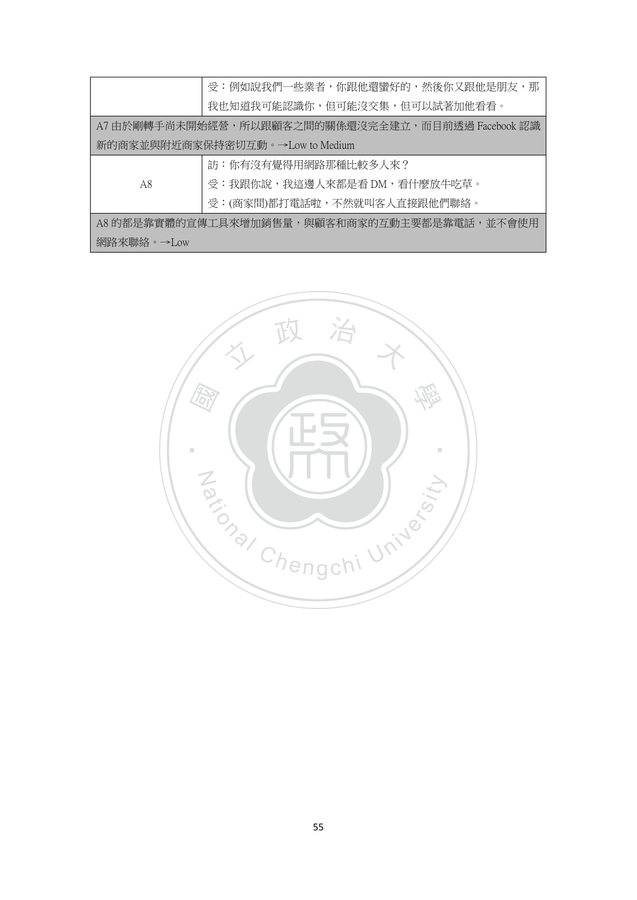| | |
|---|---|
| | 受：例如說我們一些業者，你跟他還蠻好的，然後你又跟他是朋友，那我也知道我可能認識你，但可能沒交集，但可以試著加他看看。 |
| A7 由於剛轉手尚未開始經營，所以跟顧客之間的關係還沒完全建立，而目前透過 Facebook 認識新的商家並與附近商家保持密切互動。→Low to Medium | |
| A8 | 訪：你有沒有覺得用網路那種比較多人來？<br>受：我跟你說，我這邊人來都是看 DM，看什麼放牛吃草。<br>受：(商家間)都打電話啦，不然就叫客人直接跟他們聯絡。 |
| A8 的都是靠實體的宣傳工具來增加銷售量，與顧客和商家的互動主要都是靠電話，並不會使用網路來聯絡。→Low | |